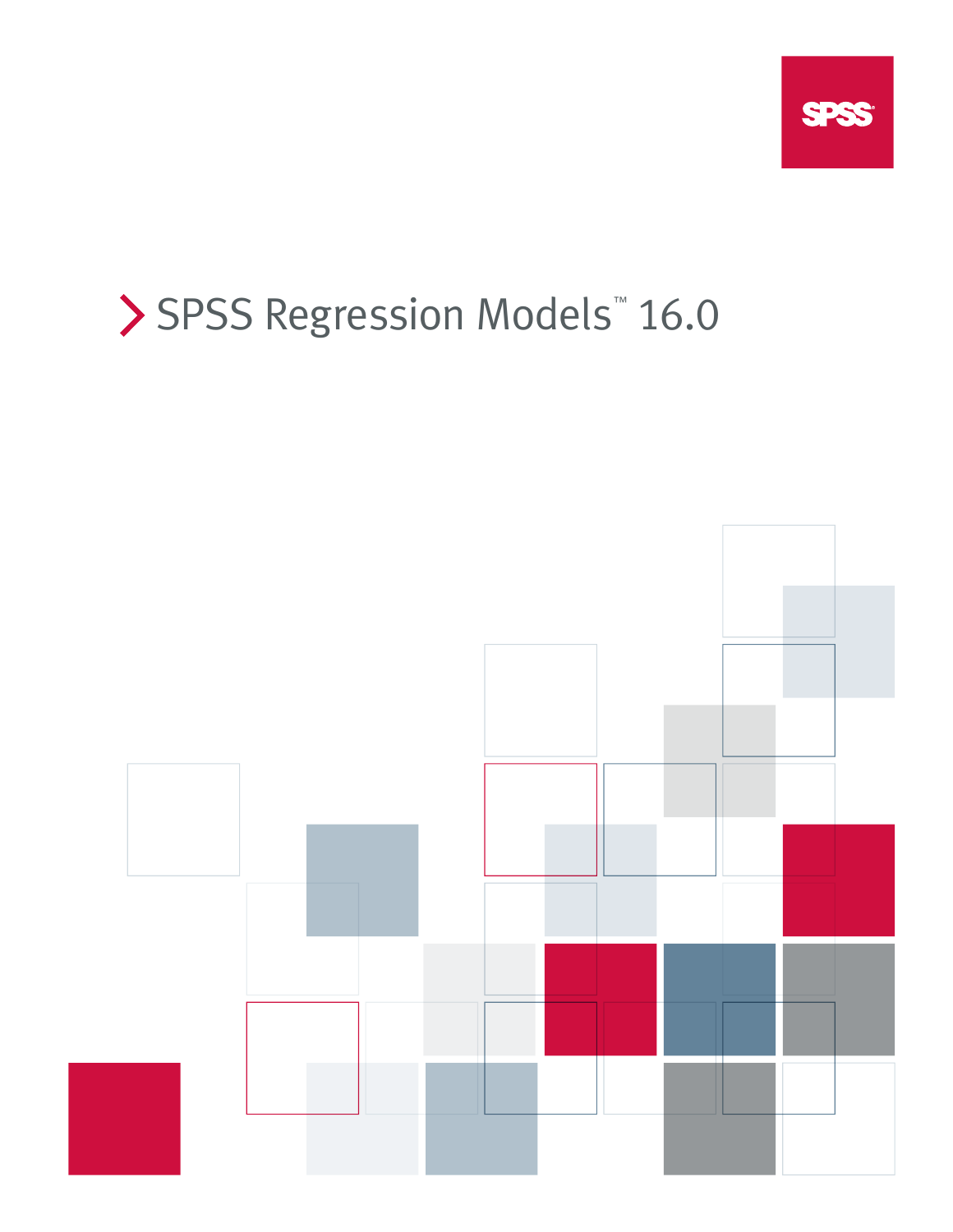SPSS

# SPSS Regression Models™ 16.0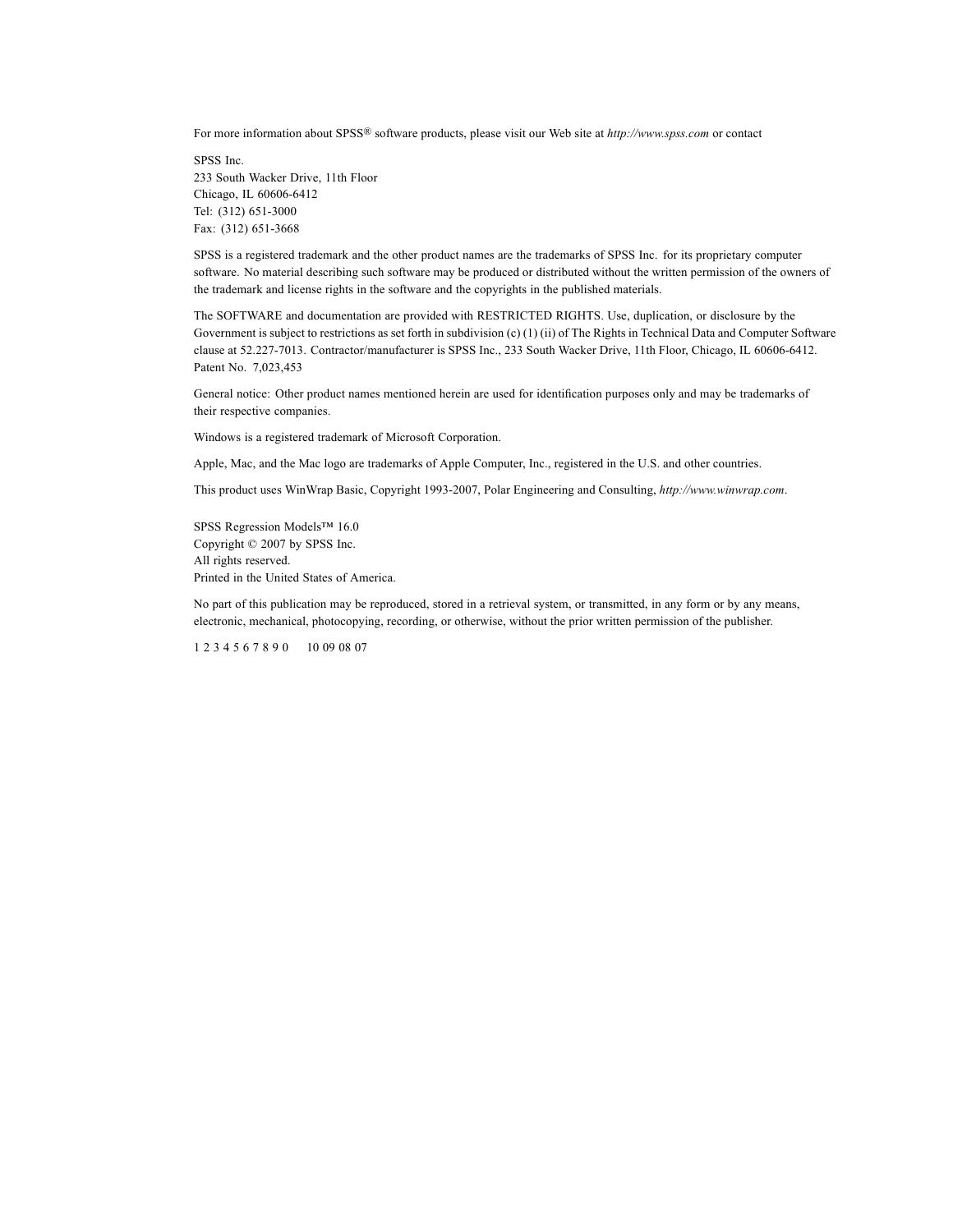For more information about SPSS® software products, please visit our Web site at *http://www.spss.com* or contact

SPSS Inc.
233 South Wacker Drive, 11th Floor
Chicago, IL 60606-6412
Tel: (312) 651-3000
Fax: (312) 651-3668

SPSS is a registered trademark and the other product names are the trademarks of SPSS Inc. for its proprietary computer software. No material describing such software may be produced or distributed without the written permission of the owners of the trademark and license rights in the software and the copyrights in the published materials.

The SOFTWARE and documentation are provided with RESTRICTED RIGHTS. Use, duplication, or disclosure by the Government is subject to restrictions as set forth in subdivision (c) (1) (ii) of The Rights in Technical Data and Computer Software clause at 52.227-7013. Contractor/manufacturer is SPSS Inc., 233 South Wacker Drive, 11th Floor, Chicago, IL 60606-6412.
Patent No. 7,023,453

General notice: Other product names mentioned herein are used for identification purposes only and may be trademarks of their respective companies.

Windows is a registered trademark of Microsoft Corporation.

Apple, Mac, and the Mac logo are trademarks of Apple Computer, Inc., registered in the U.S. and other countries.

This product uses WinWrap Basic, Copyright 1993-2007, Polar Engineering and Consulting, *http://www.winwrap.com*.

SPSS Regression Models™ 16.0
Copyright © 2007 by SPSS Inc.
All rights reserved.
Printed in the United States of America.

No part of this publication may be reproduced, stored in a retrieval system, or transmitted, in any form or by any means, electronic, mechanical, photocopying, recording, or otherwise, without the prior written permission of the publisher.

1 2 3 4 5 6 7 8 9 0     10 09 08 07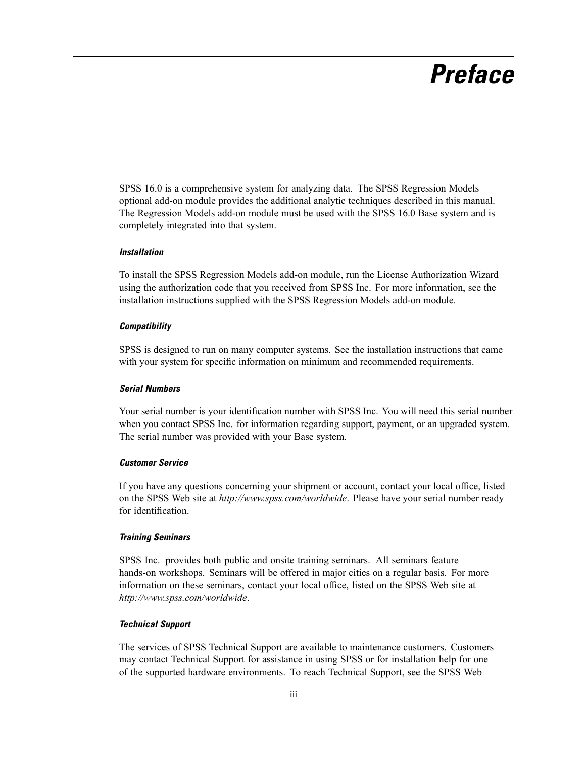# Preface

SPSS 16.0 is a comprehensive system for analyzing data. The SPSS Regression Models optional add-on module provides the additional analytic techniques described in this manual. The Regression Models add-on module must be used with the SPSS 16.0 Base system and is completely integrated into that system.

### *Installation*

To install the SPSS Regression Models add-on module, run the License Authorization Wizard using the authorization code that you received from SPSS Inc. For more information, see the installation instructions supplied with the SPSS Regression Models add-on module.

### *Compatibility*

SPSS is designed to run on many computer systems. See the installation instructions that came with your system for specific information on minimum and recommended requirements.

### *Serial Numbers*

Your serial number is your identification number with SPSS Inc. You will need this serial number when you contact SPSS Inc. for information regarding support, payment, or an upgraded system. The serial number was provided with your Base system.

### *Customer Service*

If you have any questions concerning your shipment or account, contact your local office, listed on the SPSS Web site at *http://www.spss.com/worldwide*. Please have your serial number ready for identification.

### *Training Seminars*

SPSS Inc. provides both public and onsite training seminars. All seminars feature hands-on workshops. Seminars will be offered in major cities on a regular basis. For more information on these seminars, contact your local office, listed on the SPSS Web site at *http://www.spss.com/worldwide*.

### *Technical Support*

The services of SPSS Technical Support are available to maintenance customers. Customers may contact Technical Support for assistance in using SPSS or for installation help for one of the supported hardware environments. To reach Technical Support, see the SPSS Web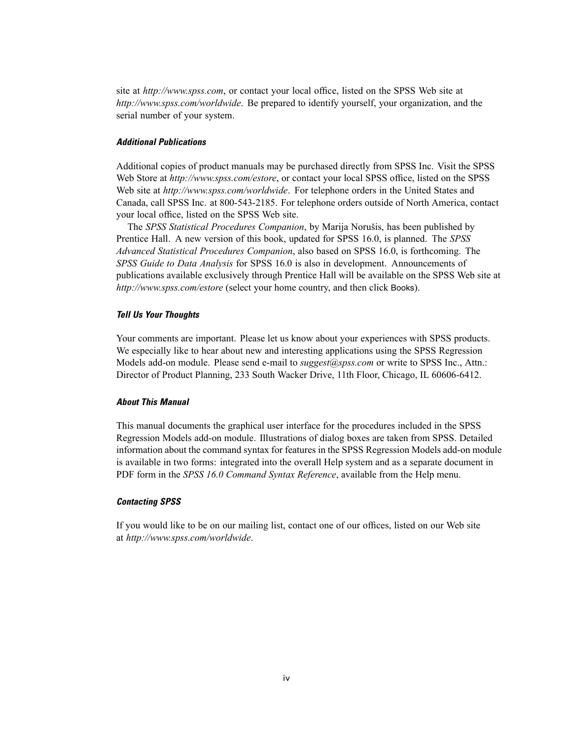site at *http://www.spss.com*, or contact your local office, listed on the SPSS Web site at *http://www.spss.com/worldwide*. Be prepared to identify yourself, your organization, and the serial number of your system.

### *Additional Publications*

Additional copies of product manuals may be purchased directly from SPSS Inc. Visit the SPSS Web Store at *http://www.spss.com/estore*, or contact your local SPSS office, listed on the SPSS Web site at *http://www.spss.com/worldwide*. For telephone orders in the United States and Canada, call SPSS Inc. at 800-543-2185. For telephone orders outside of North America, contact your local office, listed on the SPSS Web site.

The *SPSS Statistical Procedures Companion*, by Marija Norušis, has been published by Prentice Hall. A new version of this book, updated for SPSS 16.0, is planned. The *SPSS Advanced Statistical Procedures Companion*, also based on SPSS 16.0, is forthcoming. The *SPSS Guide to Data Analysis* for SPSS 16.0 is also in development. Announcements of publications available exclusively through Prentice Hall will be available on the SPSS Web site at *http://www.spss.com/estore* (select your home country, and then click Books).

### *Tell Us Your Thoughts*

Your comments are important. Please let us know about your experiences with SPSS products. We especially like to hear about new and interesting applications using the SPSS Regression Models add-on module. Please send e-mail to *suggest@spss.com* or write to SPSS Inc., Attn.: Director of Product Planning, 233 South Wacker Drive, 11th Floor, Chicago, IL 60606-6412.

### *About This Manual*

This manual documents the graphical user interface for the procedures included in the SPSS Regression Models add-on module. Illustrations of dialog boxes are taken from SPSS. Detailed information about the command syntax for features in the SPSS Regression Models add-on module is available in two forms: integrated into the overall Help system and as a separate document in PDF form in the *SPSS 16.0 Command Syntax Reference*, available from the Help menu.

### *Contacting SPSS*

If you would like to be on our mailing list, contact one of our offices, listed on our Web site at *http://www.spss.com/worldwide*.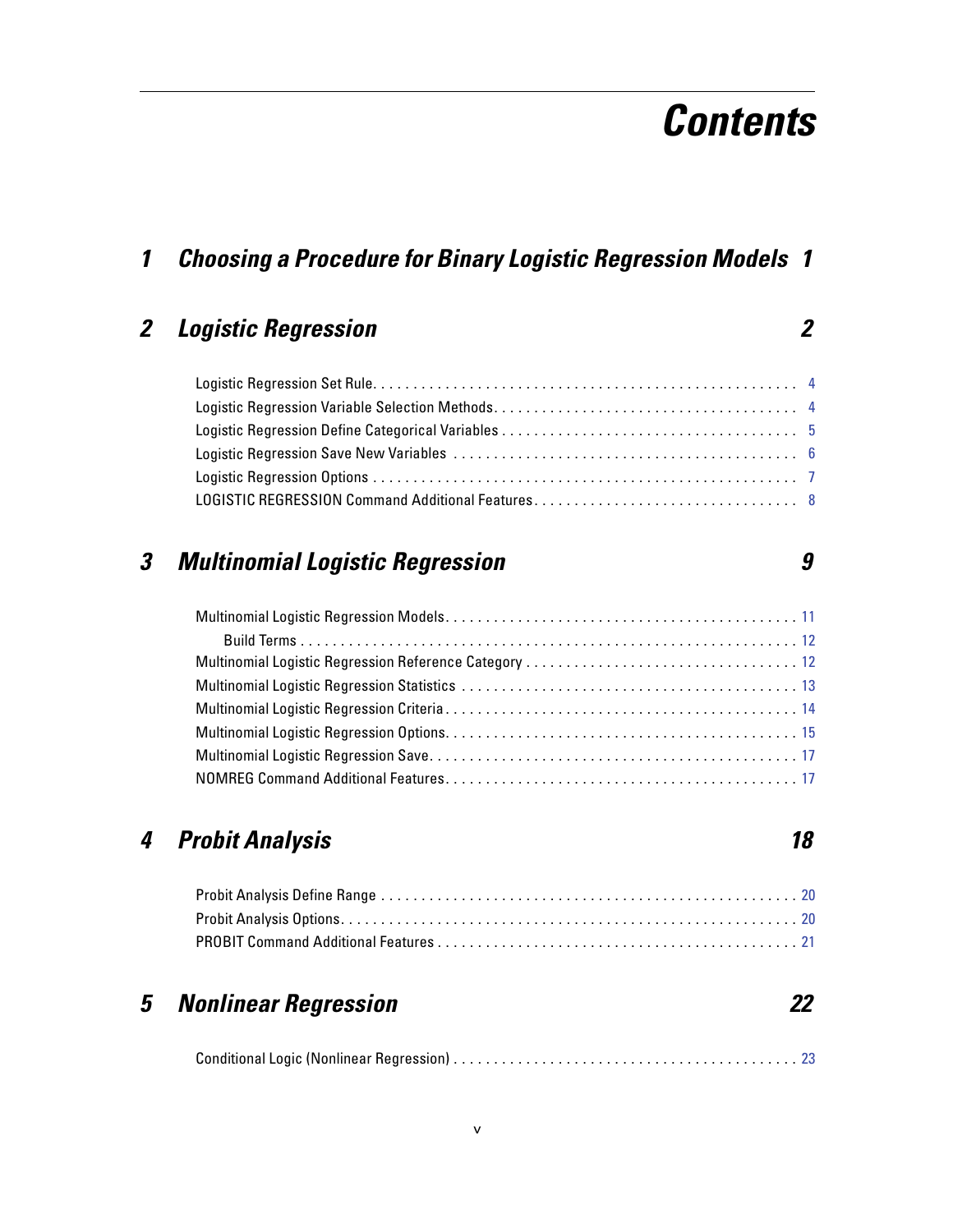# Contents

## 1 Choosing a Procedure for Binary Logistic Regression Models 1

## 2 Logistic Regression 2

- Logistic Regression Set Rule . . . . . 4
- Logistic Regression Variable Selection Methods . . . . . 4
- Logistic Regression Define Categorical Variables . . . . . 5
- Logistic Regression Save New Variables . . . . . 6
- Logistic Regression Options . . . . . 7
- LOGISTIC REGRESSION Command Additional Features . . . . . 8

## 3 Multinomial Logistic Regression 9

- Multinomial Logistic Regression Models . . . . . 11
  - Build Terms . . . . . 12
- Multinomial Logistic Regression Reference Category . . . . . 12
- Multinomial Logistic Regression Statistics . . . . . 13
- Multinomial Logistic Regression Criteria . . . . . 14
- Multinomial Logistic Regression Options . . . . . 15
- Multinomial Logistic Regression Save . . . . . 17
- NOMREG Command Additional Features . . . . . 17

## 4 Probit Analysis 18

- Probit Analysis Define Range . . . . . 20
- Probit Analysis Options . . . . . 20
- PROBIT Command Additional Features . . . . . 21

## 5 Nonlinear Regression 22

- Conditional Logic (Nonlinear Regression) . . . . . 23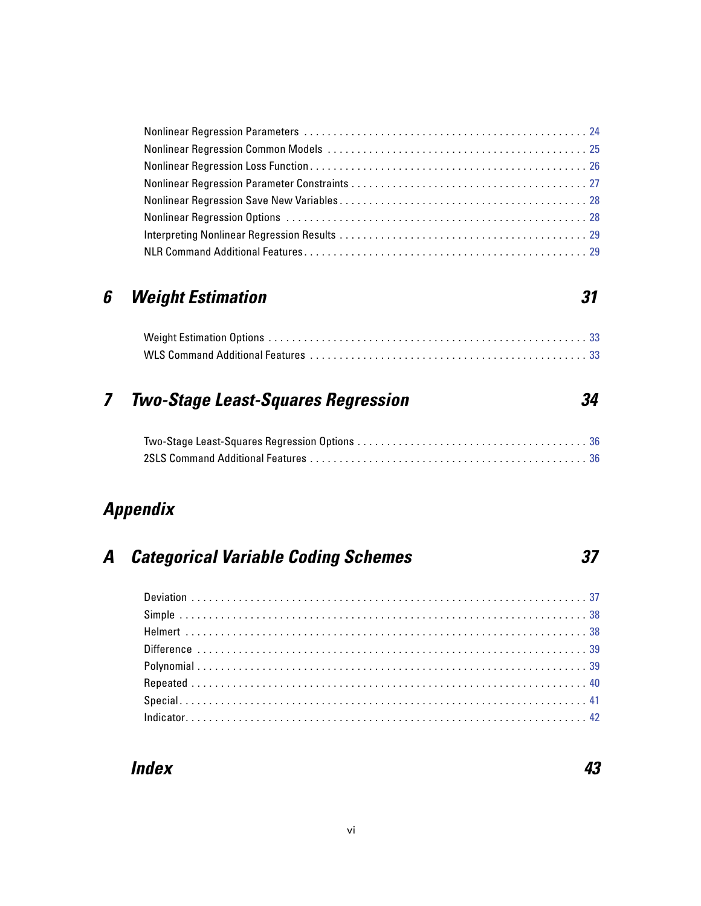Nonlinear Regression Parameters . . . . . . . . . . . . . . . . . . . . . . . . . . . . . . . . . . . . . . . . . . . . . . . 24
Nonlinear Regression Common Models . . . . . . . . . . . . . . . . . . . . . . . . . . . . . . . . . . . . . . . . . . . 25
Nonlinear Regression Loss Function . . . . . . . . . . . . . . . . . . . . . . . . . . . . . . . . . . . . . . . . . . . . . 26
Nonlinear Regression Parameter Constraints . . . . . . . . . . . . . . . . . . . . . . . . . . . . . . . . . . . . . . 27
Nonlinear Regression Save New Variables . . . . . . . . . . . . . . . . . . . . . . . . . . . . . . . . . . . . . . . . 28
Nonlinear Regression Options . . . . . . . . . . . . . . . . . . . . . . . . . . . . . . . . . . . . . . . . . . . . . . . . . 28
Interpreting Nonlinear Regression Results . . . . . . . . . . . . . . . . . . . . . . . . . . . . . . . . . . . . . . . . 29
NLR Command Additional Features . . . . . . . . . . . . . . . . . . . . . . . . . . . . . . . . . . . . . . . . . . . . . 29

## *6 Weight Estimation* *31*

Weight Estimation Options . . . . . . . . . . . . . . . . . . . . . . . . . . . . . . . . . . . . . . . . . . . . . . . . . . . . 33
WLS Command Additional Features . . . . . . . . . . . . . . . . . . . . . . . . . . . . . . . . . . . . . . . . . . . . . 33

## *7 Two-Stage Least-Squares Regression* *34*

Two-Stage Least-Squares Regression Options . . . . . . . . . . . . . . . . . . . . . . . . . . . . . . . . . . . . . 36
2SLS Command Additional Features . . . . . . . . . . . . . . . . . . . . . . . . . . . . . . . . . . . . . . . . . . . . . 36

## *Appendix*

## *A Categorical Variable Coding Schemes* *37*

Deviation . . . . . . . . . . . . . . . . . . . . . . . . . . . . . . . . . . . . . . . . . . . . . . . . . . . . . . . . . . . . . . . . . 37
Simple . . . . . . . . . . . . . . . . . . . . . . . . . . . . . . . . . . . . . . . . . . . . . . . . . . . . . . . . . . . . . . . . . . . 38
Helmert . . . . . . . . . . . . . . . . . . . . . . . . . . . . . . . . . . . . . . . . . . . . . . . . . . . . . . . . . . . . . . . . . . 38
Difference . . . . . . . . . . . . . . . . . . . . . . . . . . . . . . . . . . . . . . . . . . . . . . . . . . . . . . . . . . . . . . . . 39
Polynomial . . . . . . . . . . . . . . . . . . . . . . . . . . . . . . . . . . . . . . . . . . . . . . . . . . . . . . . . . . . . . . . . 39
Repeated . . . . . . . . . . . . . . . . . . . . . . . . . . . . . . . . . . . . . . . . . . . . . . . . . . . . . . . . . . . . . . . . . 40
Special . . . . . . . . . . . . . . . . . . . . . . . . . . . . . . . . . . . . . . . . . . . . . . . . . . . . . . . . . . . . . . . . . . . 41
Indicator . . . . . . . . . . . . . . . . . . . . . . . . . . . . . . . . . . . . . . . . . . . . . . . . . . . . . . . . . . . . . . . . . . 42

## *Index* *43*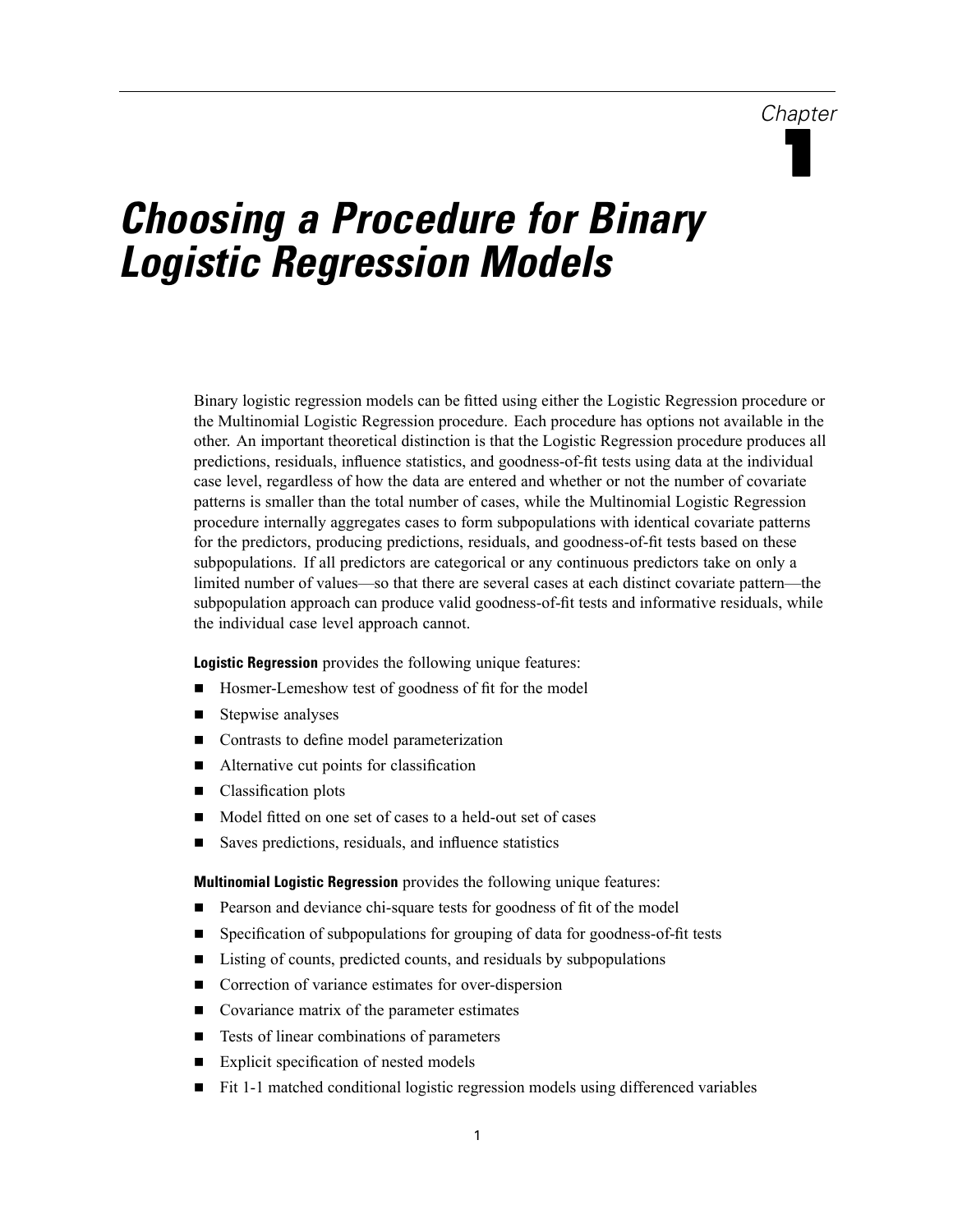# Chapter 1

# Choosing a Procedure for Binary Logistic Regression Models

Binary logistic regression models can be fitted using either the Logistic Regression procedure or the Multinomial Logistic Regression procedure. Each procedure has options not available in the other. An important theoretical distinction is that the Logistic Regression procedure produces all predictions, residuals, influence statistics, and goodness-of-fit tests using data at the individual case level, regardless of how the data are entered and whether or not the number of covariate patterns is smaller than the total number of cases, while the Multinomial Logistic Regression procedure internally aggregates cases to form subpopulations with identical covariate patterns for the predictors, producing predictions, residuals, and goodness-of-fit tests based on these subpopulations. If all predictors are categorical or any continuous predictors take on only a limited number of values—so that there are several cases at each distinct covariate pattern—the subpopulation approach can produce valid goodness-of-fit tests and informative residuals, while the individual case level approach cannot.

**Logistic Regression** provides the following unique features:

- Hosmer-Lemeshow test of goodness of fit for the model
- Stepwise analyses
- Contrasts to define model parameterization
- Alternative cut points for classification
- Classification plots
- Model fitted on one set of cases to a held-out set of cases
- Saves predictions, residuals, and influence statistics

**Multinomial Logistic Regression** provides the following unique features:

- Pearson and deviance chi-square tests for goodness of fit of the model
- Specification of subpopulations for grouping of data for goodness-of-fit tests
- Listing of counts, predicted counts, and residuals by subpopulations
- Correction of variance estimates for over-dispersion
- Covariance matrix of the parameter estimates
- Tests of linear combinations of parameters
- Explicit specification of nested models
- Fit 1-1 matched conditional logistic regression models using differenced variables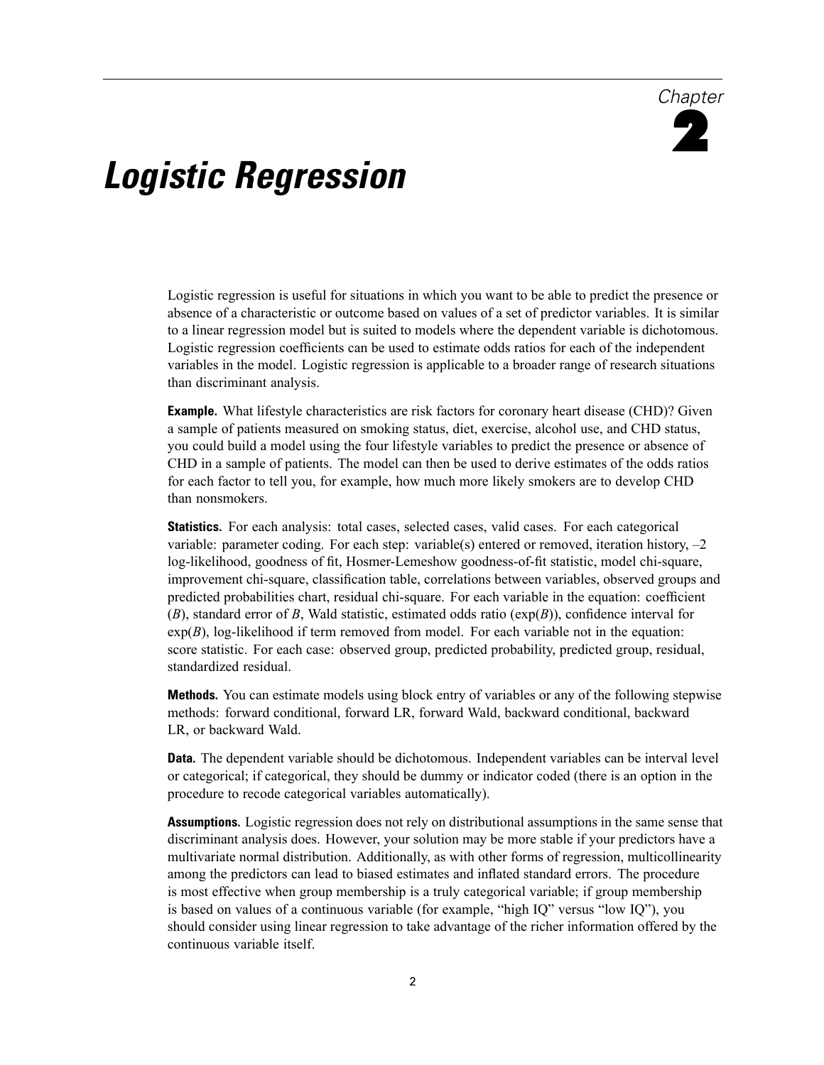# Chapter 2

# Logistic Regression

Logistic regression is useful for situations in which you want to be able to predict the presence or absence of a characteristic or outcome based on values of a set of predictor variables. It is similar to a linear regression model but is suited to models where the dependent variable is dichotomous. Logistic regression coefficients can be used to estimate odds ratios for each of the independent variables in the model. Logistic regression is applicable to a broader range of research situations than discriminant analysis.

**Example.** What lifestyle characteristics are risk factors for coronary heart disease (CHD)? Given a sample of patients measured on smoking status, diet, exercise, alcohol use, and CHD status, you could build a model using the four lifestyle variables to predict the presence or absence of CHD in a sample of patients. The model can then be used to derive estimates of the odds ratios for each factor to tell you, for example, how much more likely smokers are to develop CHD than nonsmokers.

**Statistics.** For each analysis: total cases, selected cases, valid cases. For each categorical variable: parameter coding. For each step: variable(s) entered or removed, iteration history, –2 log-likelihood, goodness of fit, Hosmer-Lemeshow goodness-of-fit statistic, model chi-square, improvement chi-square, classification table, correlations between variables, observed groups and predicted probabilities chart, residual chi-square. For each variable in the equation: coefficient (*B*), standard error of *B*, Wald statistic, estimated odds ratio (exp(*B*)), confidence interval for exp(*B*), log-likelihood if term removed from model. For each variable not in the equation: score statistic. For each case: observed group, predicted probability, predicted group, residual, standardized residual.

**Methods.** You can estimate models using block entry of variables or any of the following stepwise methods: forward conditional, forward LR, forward Wald, backward conditional, backward LR, or backward Wald.

**Data.** The dependent variable should be dichotomous. Independent variables can be interval level or categorical; if categorical, they should be dummy or indicator coded (there is an option in the procedure to recode categorical variables automatically).

**Assumptions.** Logistic regression does not rely on distributional assumptions in the same sense that discriminant analysis does. However, your solution may be more stable if your predictors have a multivariate normal distribution. Additionally, as with other forms of regression, multicollinearity among the predictors can lead to biased estimates and inflated standard errors. The procedure is most effective when group membership is a truly categorical variable; if group membership is based on values of a continuous variable (for example, "high IQ" versus "low IQ"), you should consider using linear regression to take advantage of the richer information offered by the continuous variable itself.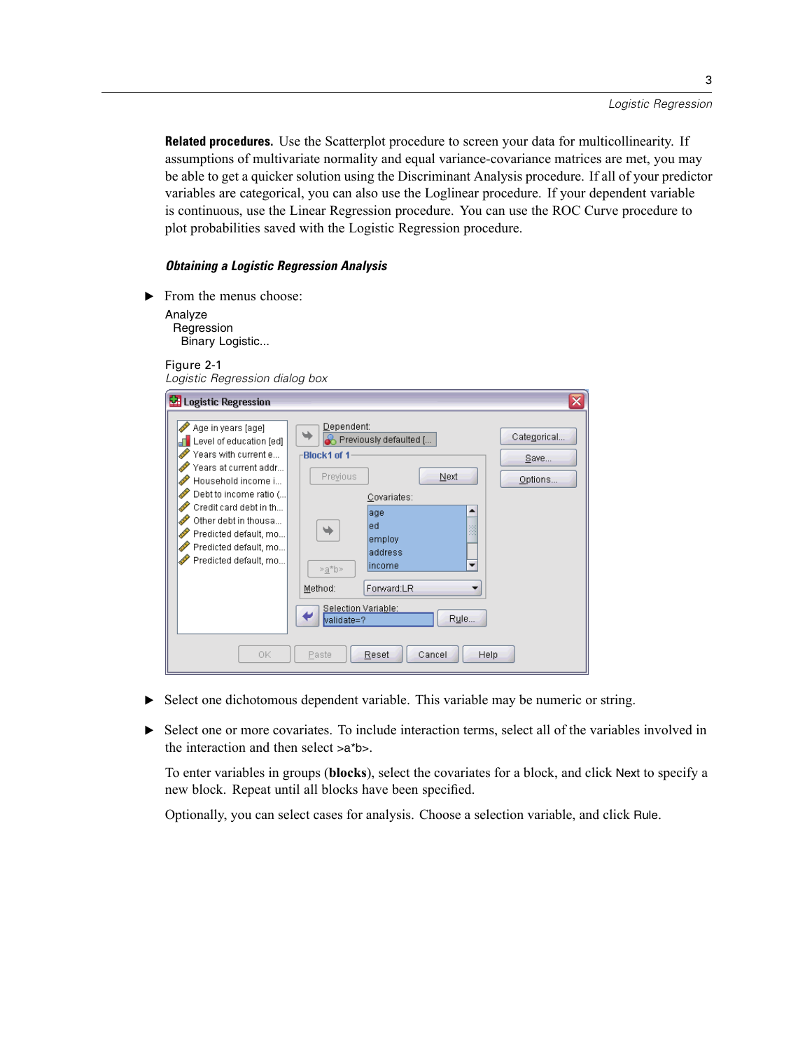**Related procedures.** Use the Scatterplot procedure to screen your data for multicollinearity. If assumptions of multivariate normality and equal variance-covariance matrices are met, you may be able to get a quicker solution using the Discriminant Analysis procedure. If all of your predictor variables are categorical, you can also use the Loglinear procedure. If your dependent variable is continuous, use the Linear Regression procedure. You can use the ROC Curve procedure to plot probabilities saved with the Logistic Regression procedure.

### *Obtaining a Logistic Regression Analysis*

▶ From the menus choose:

Analyze
  Regression
    Binary Logistic...

Figure 2-1
*Logistic Regression dialog box*

▶ Select one dichotomous dependent variable. This variable may be numeric or string.

▶ Select one or more covariates. To include interaction terms, select all of the variables involved in the interaction and then select >a*b>.

To enter variables in groups (**blocks**), select the covariates for a block, and click Next to specify a new block. Repeat until all blocks have been specified.

Optionally, you can select cases for analysis. Choose a selection variable, and click Rule.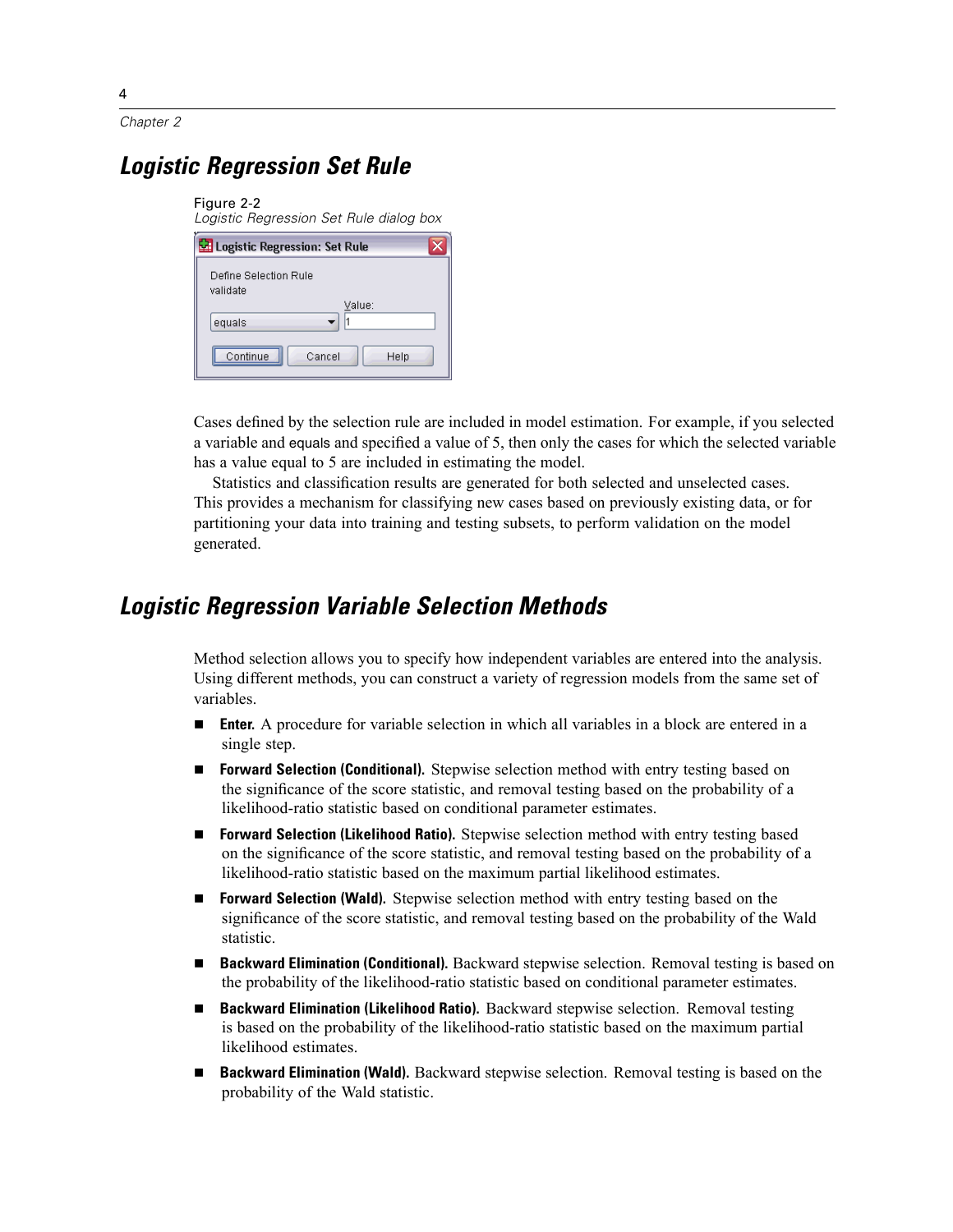## Logistic Regression Set Rule

Figure 2-2
*Logistic Regression Set Rule dialog box*

Logistic Regression: Set Rule

Define Selection Rule
validate

Value:
equals
1

Continue
Cancel
Help

Cases defined by the selection rule are included in model estimation. For example, if you selected a variable and equals and specified a value of 5, then only the cases for which the selected variable has a value equal to 5 are included in estimating the model.

Statistics and classification results are generated for both selected and unselected cases. This provides a mechanism for classifying new cases based on previously existing data, or for partitioning your data into training and testing subsets, to perform validation on the model generated.

## Logistic Regression Variable Selection Methods

Method selection allows you to specify how independent variables are entered into the analysis. Using different methods, you can construct a variety of regression models from the same set of variables.

- **Enter.** A procedure for variable selection in which all variables in a block are entered in a single step.
- **Forward Selection (Conditional).** Stepwise selection method with entry testing based on the significance of the score statistic, and removal testing based on the probability of a likelihood-ratio statistic based on conditional parameter estimates.
- **Forward Selection (Likelihood Ratio).** Stepwise selection method with entry testing based on the significance of the score statistic, and removal testing based on the probability of a likelihood-ratio statistic based on the maximum partial likelihood estimates.
- **Forward Selection (Wald).** Stepwise selection method with entry testing based on the significance of the score statistic, and removal testing based on the probability of the Wald statistic.
- **Backward Elimination (Conditional).** Backward stepwise selection. Removal testing is based on the probability of the likelihood-ratio statistic based on conditional parameter estimates.
- **Backward Elimination (Likelihood Ratio).** Backward stepwise selection. Removal testing is based on the probability of the likelihood-ratio statistic based on the maximum partial likelihood estimates.
- **Backward Elimination (Wald).** Backward stepwise selection. Removal testing is based on the probability of the Wald statistic.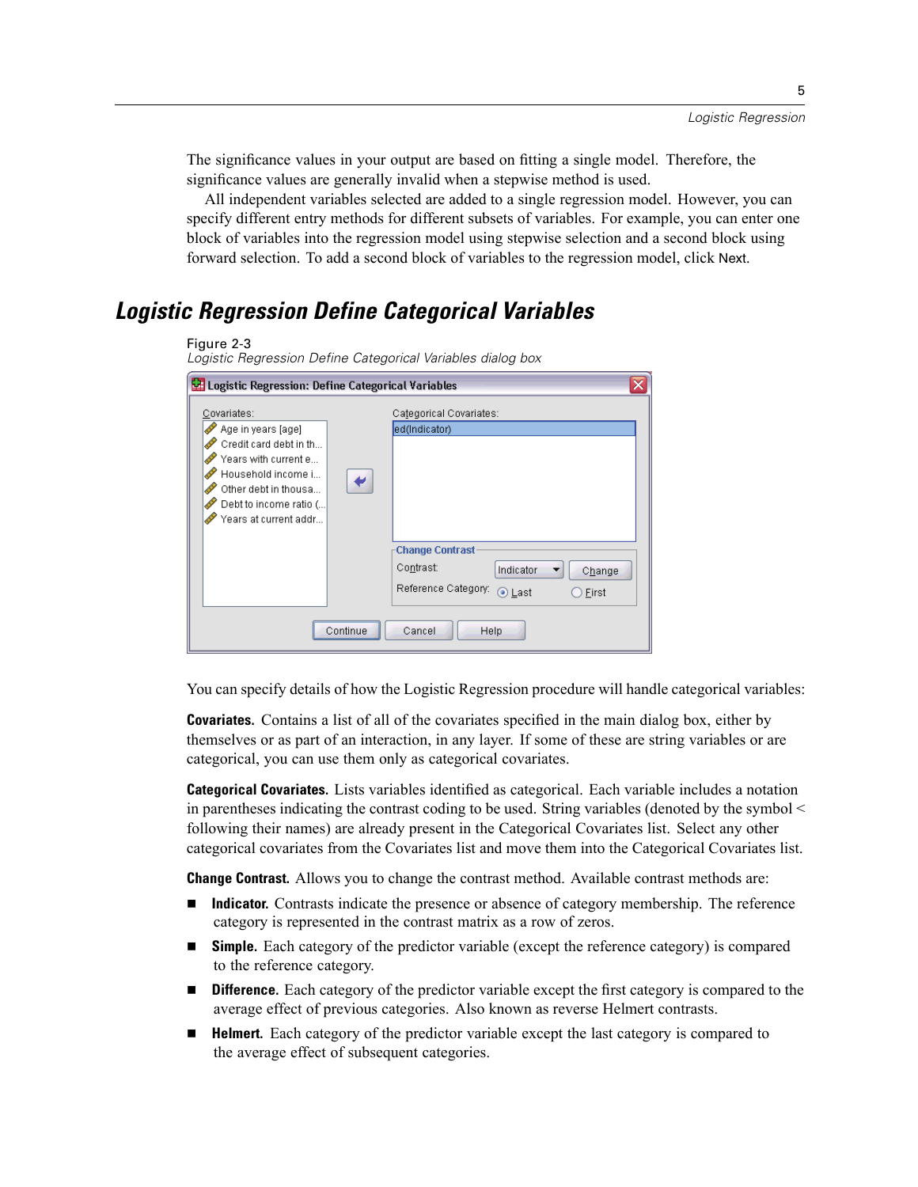The significance values in your output are based on fitting a single model. Therefore, the significance values are generally invalid when a stepwise method is used.

All independent variables selected are added to a single regression model. However, you can specify different entry methods for different subsets of variables. For example, you can enter one block of variables into the regression model using stepwise selection and a second block using forward selection. To add a second block of variables to the regression model, click Next.

## Logistic Regression Define Categorical Variables

Figure 2-3
*Logistic Regression Define Categorical Variables dialog box*

You can specify details of how the Logistic Regression procedure will handle categorical variables:

**Covariates.** Contains a list of all of the covariates specified in the main dialog box, either by themselves or as part of an interaction, in any layer. If some of these are string variables or are categorical, you can use them only as categorical covariates.

**Categorical Covariates.** Lists variables identified as categorical. Each variable includes a notation in parentheses indicating the contrast coding to be used. String variables (denoted by the symbol < following their names) are already present in the Categorical Covariates list. Select any other categorical covariates from the Covariates list and move them into the Categorical Covariates list.

**Change Contrast.** Allows you to change the contrast method. Available contrast methods are:

- **Indicator.** Contrasts indicate the presence or absence of category membership. The reference category is represented in the contrast matrix as a row of zeros.
- **Simple.** Each category of the predictor variable (except the reference category) is compared to the reference category.
- **Difference.** Each category of the predictor variable except the first category is compared to the average effect of previous categories. Also known as reverse Helmert contrasts.
- **Helmert.** Each category of the predictor variable except the last category is compared to the average effect of subsequent categories.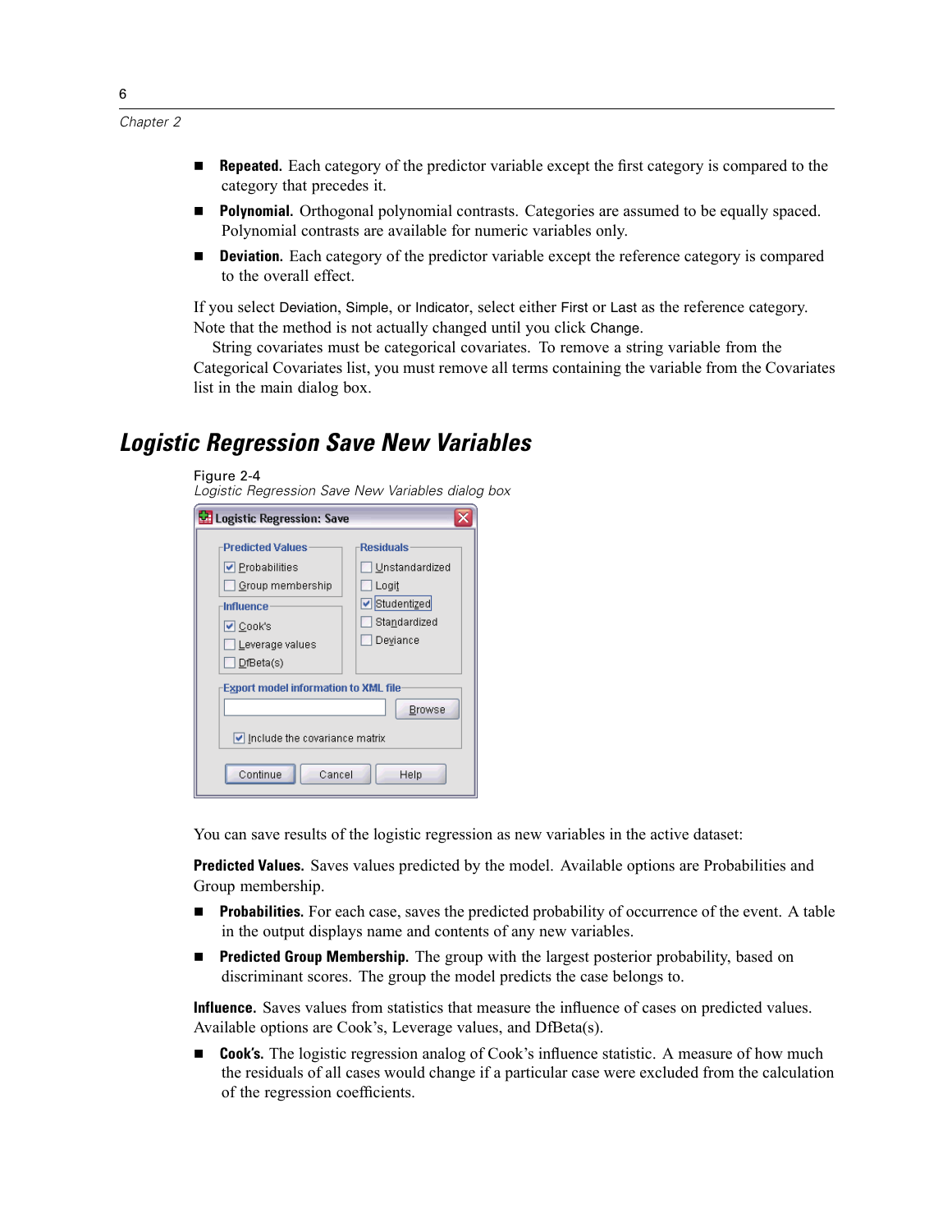- **Repeated.** Each category of the predictor variable except the first category is compared to the category that precedes it.
- **Polynomial.** Orthogonal polynomial contrasts. Categories are assumed to be equally spaced. Polynomial contrasts are available for numeric variables only.
- **Deviation.** Each category of the predictor variable except the reference category is compared to the overall effect.

If you select Deviation, Simple, or Indicator, select either First or Last as the reference category. Note that the method is not actually changed until you click Change.

String covariates must be categorical covariates. To remove a string variable from the Categorical Covariates list, you must remove all terms containing the variable from the Covariates list in the main dialog box.

## Logistic Regression Save New Variables

Figure 2-4
*Logistic Regression Save New Variables dialog box*

You can save results of the logistic regression as new variables in the active dataset:

**Predicted Values.** Saves values predicted by the model. Available options are Probabilities and Group membership.

- **Probabilities.** For each case, saves the predicted probability of occurrence of the event. A table in the output displays name and contents of any new variables.
- **Predicted Group Membership.** The group with the largest posterior probability, based on discriminant scores. The group the model predicts the case belongs to.

**Influence.** Saves values from statistics that measure the influence of cases on predicted values. Available options are Cook's, Leverage values, and DfBeta(s).

- **Cook's.** The logistic regression analog of Cook's influence statistic. A measure of how much the residuals of all cases would change if a particular case were excluded from the calculation of the regression coefficients.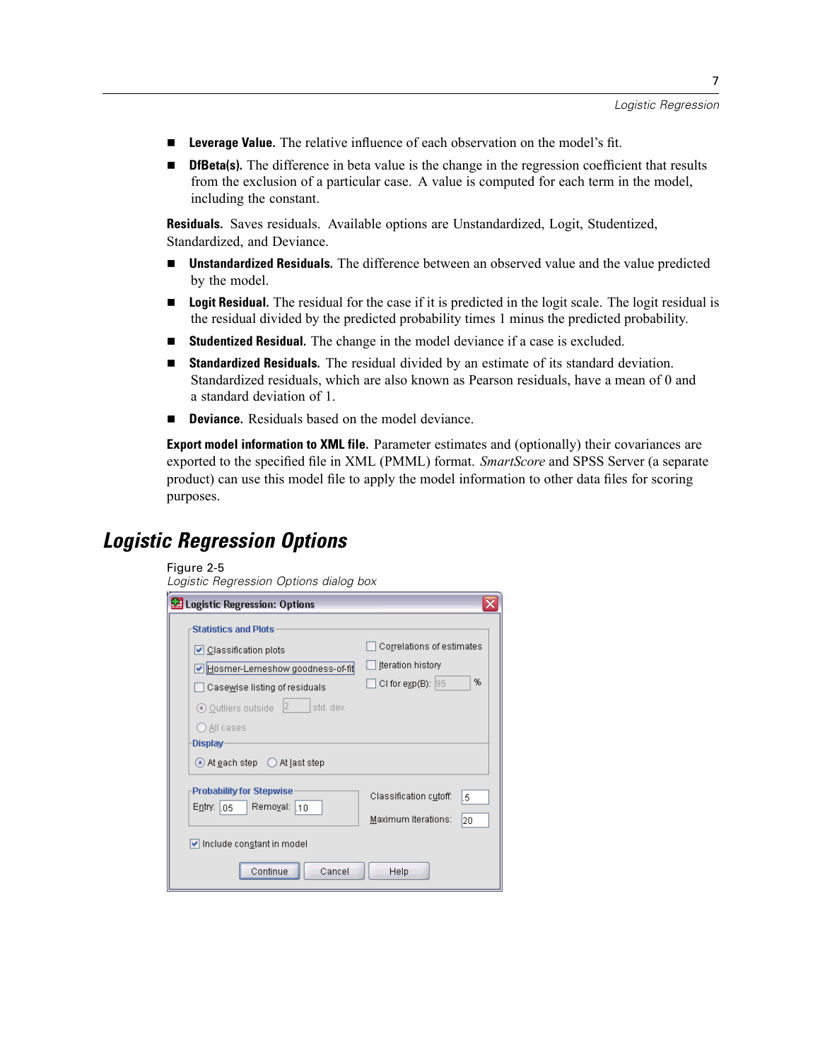- **Leverage Value.** The relative influence of each observation on the model's fit.
- **DfBeta(s).** The difference in beta value is the change in the regression coefficient that results from the exclusion of a particular case. A value is computed for each term in the model, including the constant.

**Residuals.** Saves residuals. Available options are Unstandardized, Logit, Studentized, Standardized, and Deviance.

- **Unstandardized Residuals.** The difference between an observed value and the value predicted by the model.
- **Logit Residual.** The residual for the case if it is predicted in the logit scale. The logit residual is the residual divided by the predicted probability times 1 minus the predicted probability.
- **Studentized Residual.** The change in the model deviance if a case is excluded.
- **Standardized Residuals.** The residual divided by an estimate of its standard deviation. Standardized residuals, which are also known as Pearson residuals, have a mean of 0 and a standard deviation of 1.
- **Deviance.** Residuals based on the model deviance.

**Export model information to XML file.** Parameter estimates and (optionally) their covariances are exported to the specified file in XML (PMML) format. *SmartScore* and SPSS Server (a separate product) can use this model file to apply the model information to other data files for scoring purposes.

## Logistic Regression Options

Figure 2-5
*Logistic Regression Options dialog box*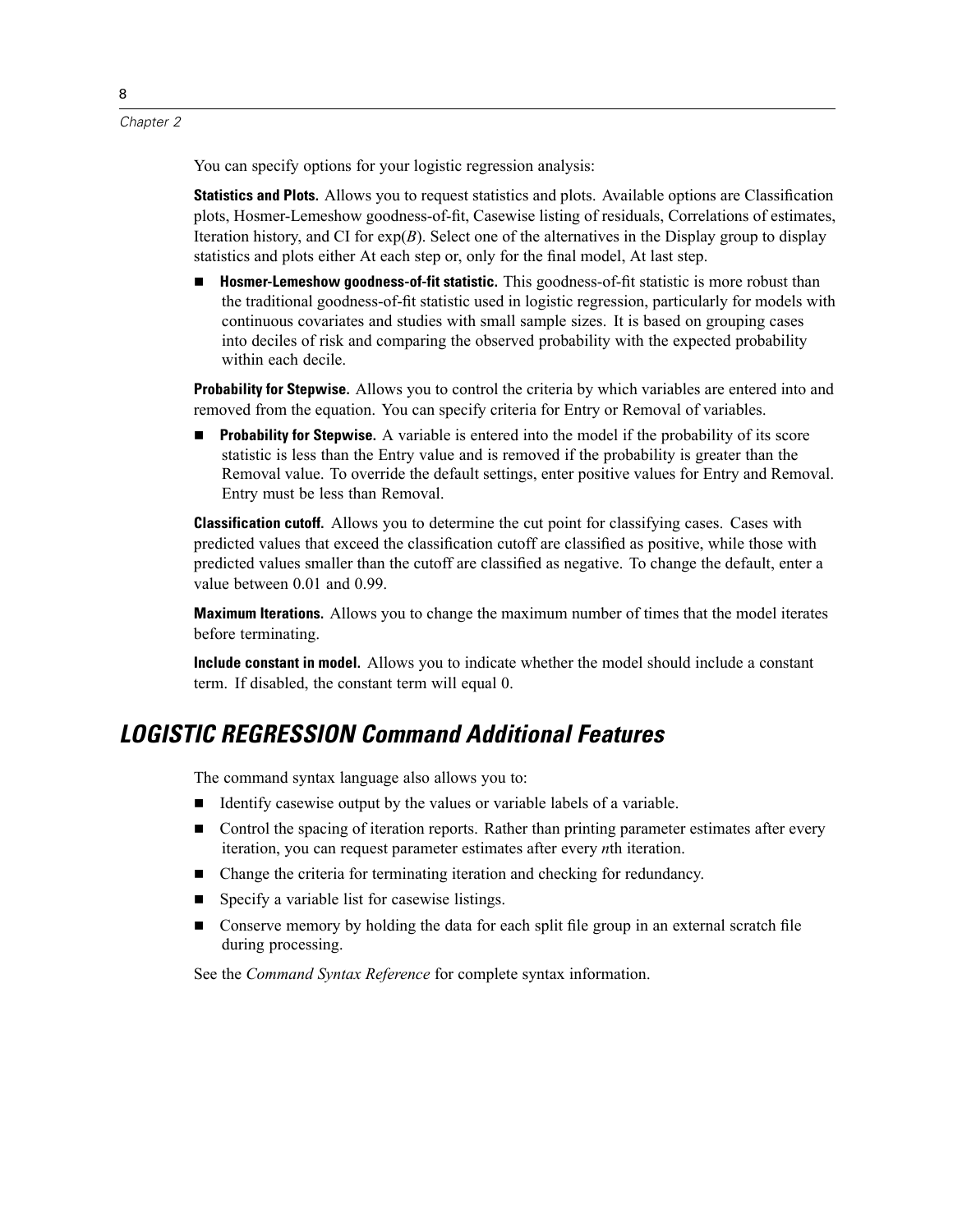You can specify options for your logistic regression analysis:

**Statistics and Plots.** Allows you to request statistics and plots. Available options are Classification plots, Hosmer-Lemeshow goodness-of-fit, Casewise listing of residuals, Correlations of estimates, Iteration history, and CI for exp($B$). Select one of the alternatives in the Display group to display statistics and plots either At each step or, only for the final model, At last step.

- **Hosmer-Lemeshow goodness-of-fit statistic.** This goodness-of-fit statistic is more robust than the traditional goodness-of-fit statistic used in logistic regression, particularly for models with continuous covariates and studies with small sample sizes. It is based on grouping cases into deciles of risk and comparing the observed probability with the expected probability within each decile.

**Probability for Stepwise.** Allows you to control the criteria by which variables are entered into and removed from the equation. You can specify criteria for Entry or Removal of variables.

- **Probability for Stepwise.** A variable is entered into the model if the probability of its score statistic is less than the Entry value and is removed if the probability is greater than the Removal value. To override the default settings, enter positive values for Entry and Removal. Entry must be less than Removal.

**Classification cutoff.** Allows you to determine the cut point for classifying cases. Cases with predicted values that exceed the classification cutoff are classified as positive, while those with predicted values smaller than the cutoff are classified as negative. To change the default, enter a value between 0.01 and 0.99.

**Maximum Iterations.** Allows you to change the maximum number of times that the model iterates before terminating.

**Include constant in model.** Allows you to indicate whether the model should include a constant term. If disabled, the constant term will equal 0.

## LOGISTIC REGRESSION Command Additional Features

The command syntax language also allows you to:

- Identify casewise output by the values or variable labels of a variable.
- Control the spacing of iteration reports. Rather than printing parameter estimates after every iteration, you can request parameter estimates after every *n*th iteration.
- Change the criteria for terminating iteration and checking for redundancy.
- Specify a variable list for casewise listings.
- Conserve memory by holding the data for each split file group in an external scratch file during processing.

See the *Command Syntax Reference* for complete syntax information.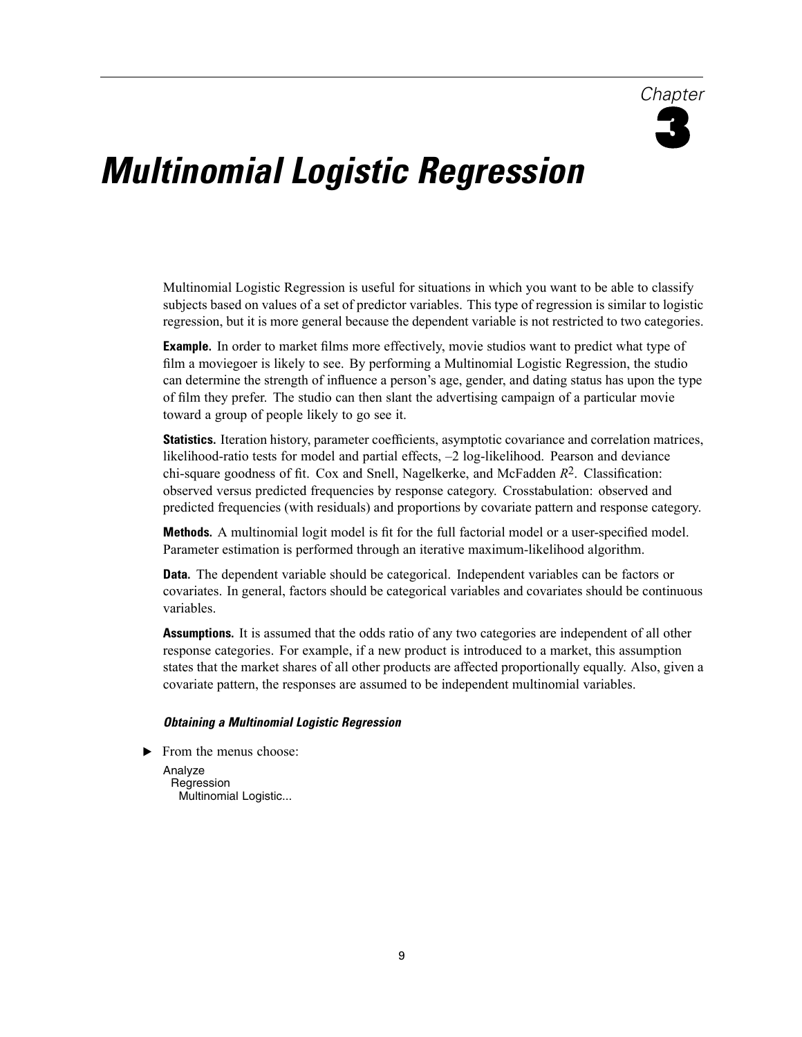Chapter 3

# Multinomial Logistic Regression

Multinomial Logistic Regression is useful for situations in which you want to be able to classify subjects based on values of a set of predictor variables. This type of regression is similar to logistic regression, but it is more general because the dependent variable is not restricted to two categories.

**Example.** In order to market films more effectively, movie studios want to predict what type of film a moviegoer is likely to see. By performing a Multinomial Logistic Regression, the studio can determine the strength of influence a person's age, gender, and dating status has upon the type of film they prefer. The studio can then slant the advertising campaign of a particular movie toward a group of people likely to go see it.

**Statistics.** Iteration history, parameter coefficients, asymptotic covariance and correlation matrices, likelihood-ratio tests for model and partial effects, –2 log-likelihood. Pearson and deviance chi-square goodness of fit. Cox and Snell, Nagelkerke, and McFadden $R^2$. Classification: observed versus predicted frequencies by response category. Crosstabulation: observed and predicted frequencies (with residuals) and proportions by covariate pattern and response category.

**Methods.** A multinomial logit model is fit for the full factorial model or a user-specified model. Parameter estimation is performed through an iterative maximum-likelihood algorithm.

**Data.** The dependent variable should be categorical. Independent variables can be factors or covariates. In general, factors should be categorical variables and covariates should be continuous variables.

**Assumptions.** It is assumed that the odds ratio of any two categories are independent of all other response categories. For example, if a new product is introduced to a market, this assumption states that the market shares of all other products are affected proportionally equally. Also, given a covariate pattern, the responses are assumed to be independent multinomial variables.

#### *Obtaining a Multinomial Logistic Regression*

► From the menus choose:

Analyze
  Regression
    Multinomial Logistic...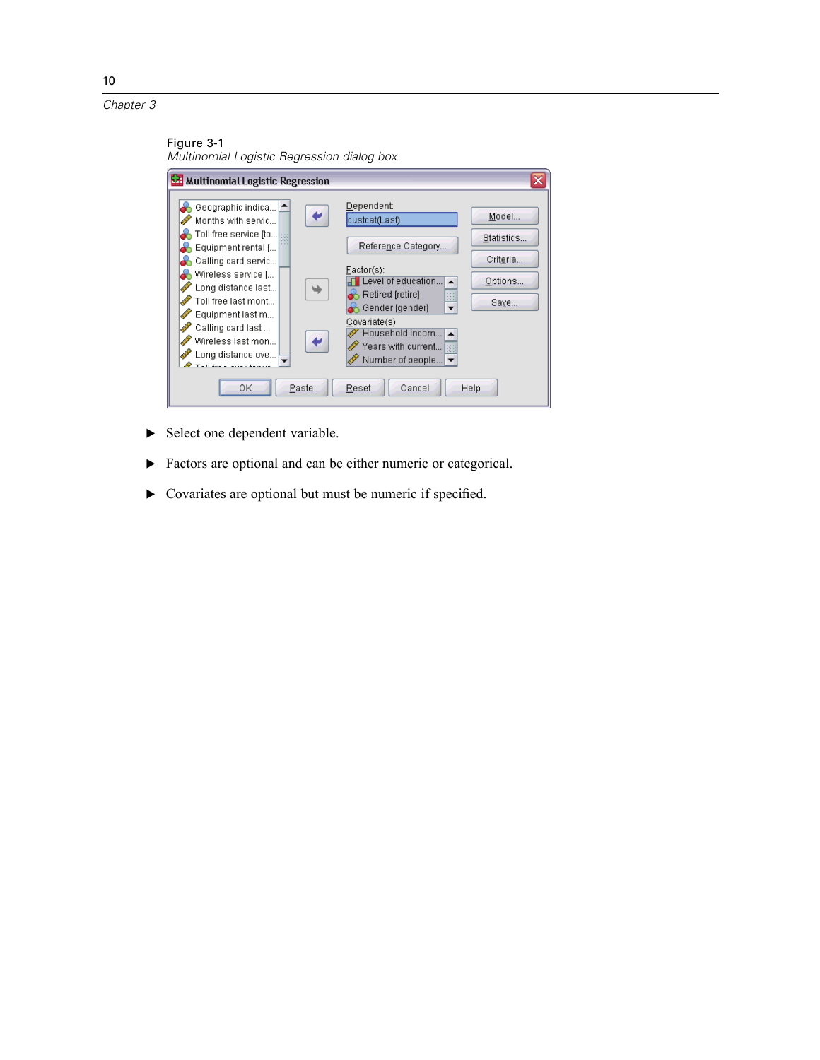Figure 3-1
*Multinomial Logistic Regression dialog box*

- Select one dependent variable.
- Factors are optional and can be either numeric or categorical.
- Covariates are optional but must be numeric if specified.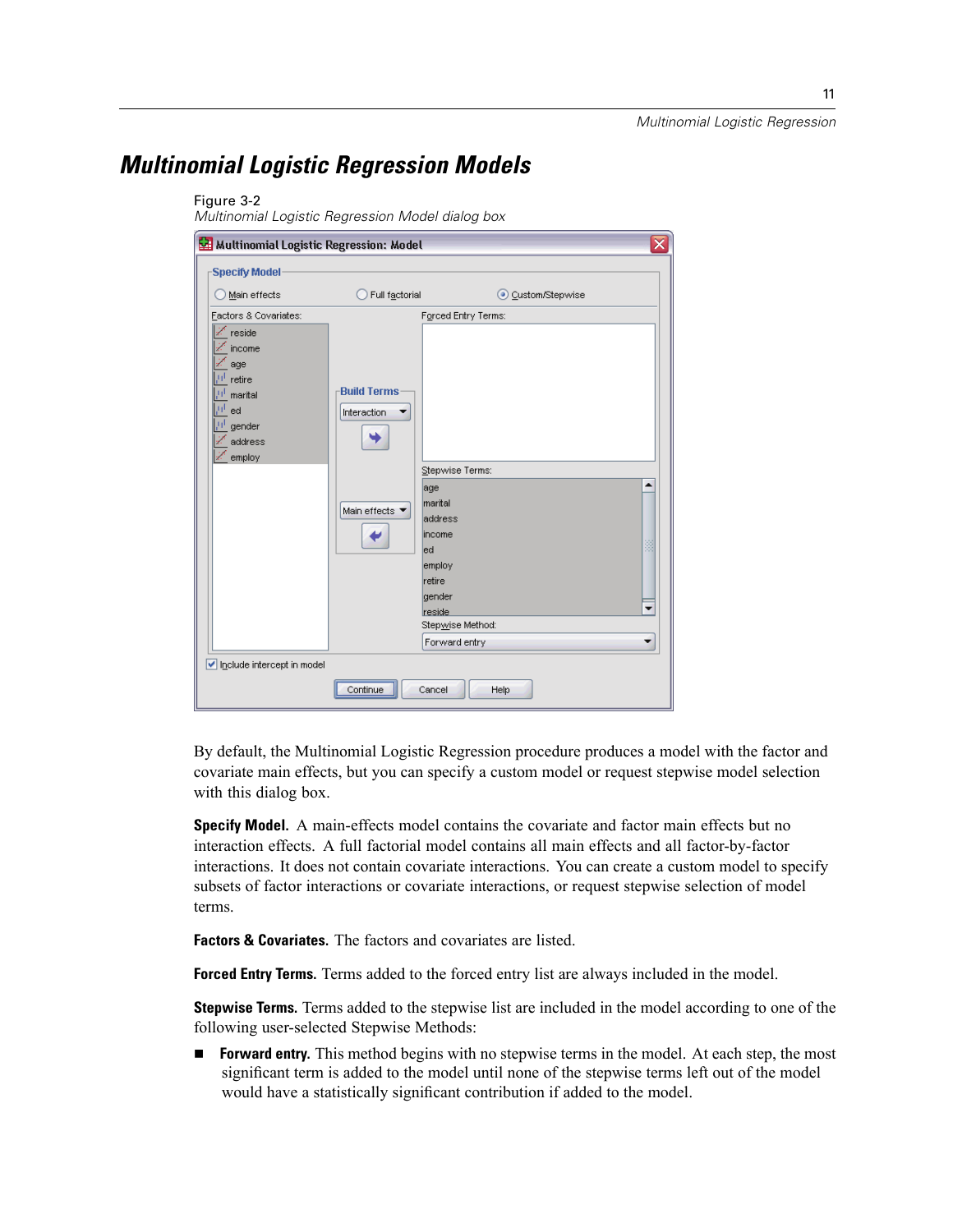## Multinomial Logistic Regression Models

Figure 3-2
*Multinomial Logistic Regression Model dialog box*

By default, the Multinomial Logistic Regression procedure produces a model with the factor and covariate main effects, but you can specify a custom model or request stepwise model selection with this dialog box.

**Specify Model.** A main-effects model contains the covariate and factor main effects but no interaction effects. A full factorial model contains all main effects and all factor-by-factor interactions. It does not contain covariate interactions. You can create a custom model to specify subsets of factor interactions or covariate interactions, or request stepwise selection of model terms.

**Factors & Covariates.** The factors and covariates are listed.

**Forced Entry Terms.** Terms added to the forced entry list are always included in the model.

**Stepwise Terms.** Terms added to the stepwise list are included in the model according to one of the following user-selected Stepwise Methods:

- **Forward entry.** This method begins with no stepwise terms in the model. At each step, the most significant term is added to the model until none of the stepwise terms left out of the model would have a statistically significant contribution if added to the model.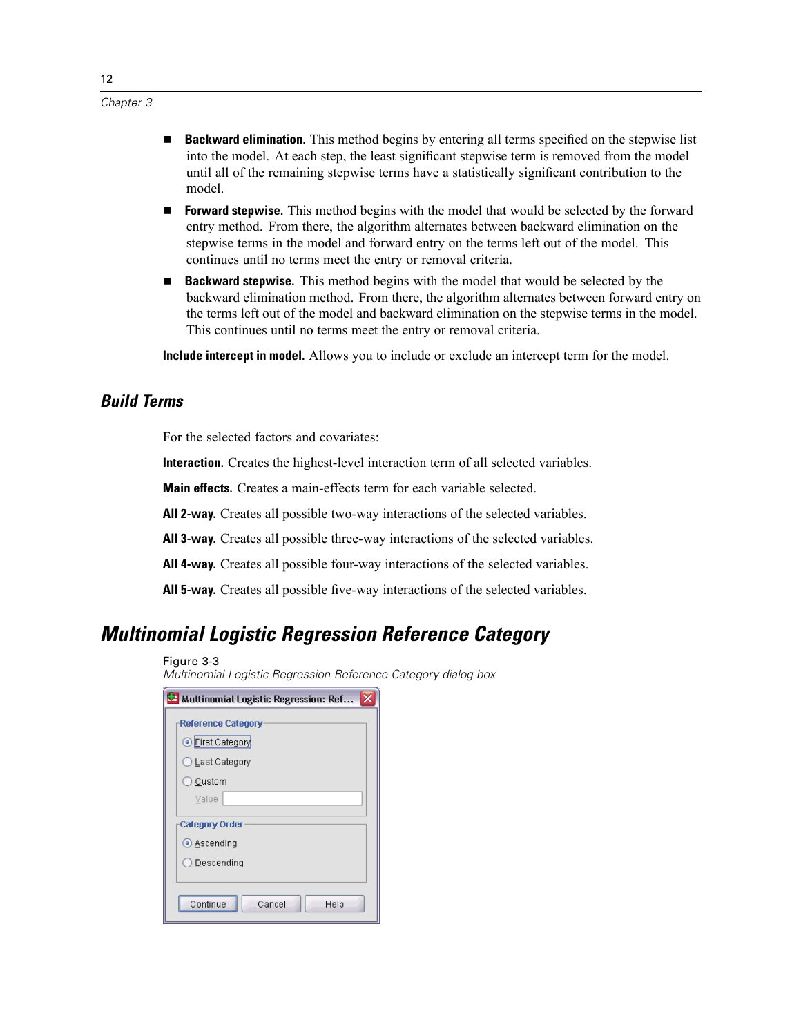- **Backward elimination.** This method begins by entering all terms specified on the stepwise list into the model. At each step, the least significant stepwise term is removed from the model until all of the remaining stepwise terms have a statistically significant contribution to the model.
- **Forward stepwise.** This method begins with the model that would be selected by the forward entry method. From there, the algorithm alternates between backward elimination on the stepwise terms in the model and forward entry on the terms left out of the model. This continues until no terms meet the entry or removal criteria.
- **Backward stepwise.** This method begins with the model that would be selected by the backward elimination method. From there, the algorithm alternates between forward entry on the terms left out of the model and backward elimination on the stepwise terms in the model. This continues until no terms meet the entry or removal criteria.

**Include intercept in model.** Allows you to include or exclude an intercept term for the model.

### Build Terms

For the selected factors and covariates:

**Interaction.** Creates the highest-level interaction term of all selected variables.

**Main effects.** Creates a main-effects term for each variable selected.

**All 2-way.** Creates all possible two-way interactions of the selected variables.

**All 3-way.** Creates all possible three-way interactions of the selected variables.

**All 4-way.** Creates all possible four-way interactions of the selected variables.

**All 5-way.** Creates all possible five-way interactions of the selected variables.

## Multinomial Logistic Regression Reference Category

Figure 3-3
*Multinomial Logistic Regression Reference Category dialog box*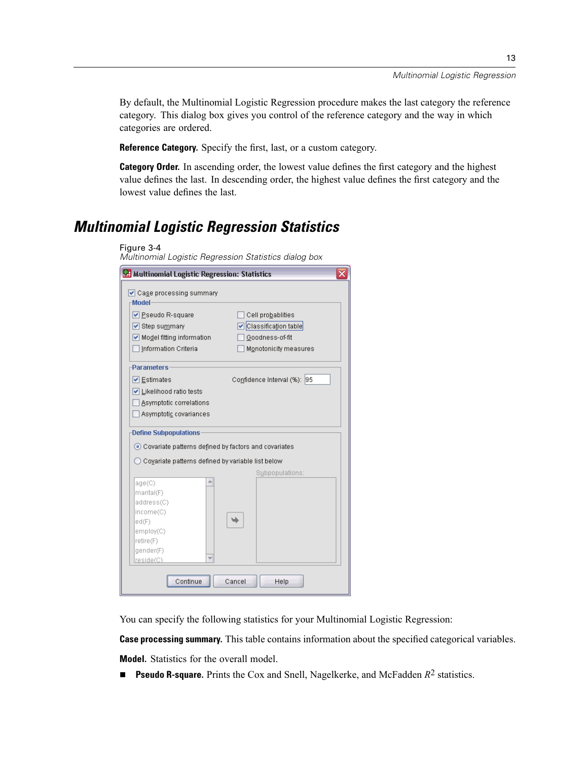By default, the Multinomial Logistic Regression procedure makes the last category the reference category. This dialog box gives you control of the reference category and the way in which categories are ordered.

**Reference Category.** Specify the first, last, or a custom category.

**Category Order.** In ascending order, the lowest value defines the first category and the highest value defines the last. In descending order, the highest value defines the first category and the lowest value defines the last.

## *Multinomial Logistic Regression Statistics*

Figure 3-4
*Multinomial Logistic Regression Statistics dialog box*

You can specify the following statistics for your Multinomial Logistic Regression:

**Case processing summary.** This table contains information about the specified categorical variables.

**Model.** Statistics for the overall model.

- **Pseudo R-square.** Prints the Cox and Snell, Nagelkerke, and McFadden $R^2$ statistics.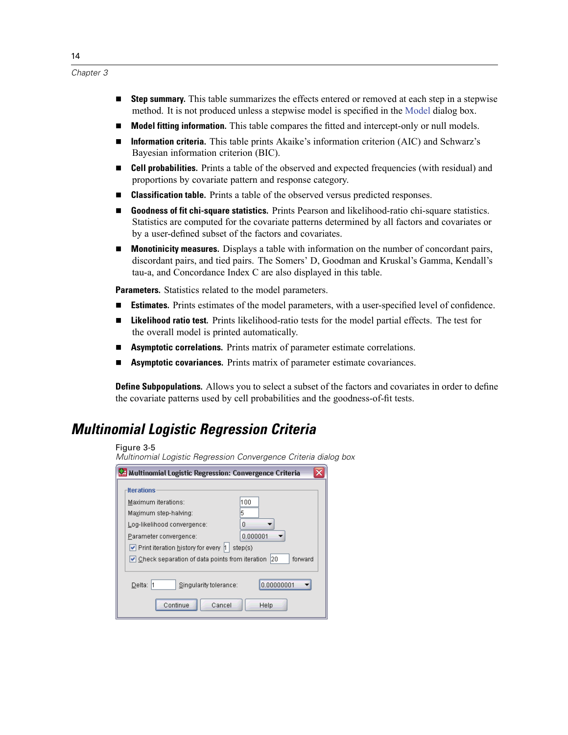- **Step summary.** This table summarizes the effects entered or removed at each step in a stepwise method. It is not produced unless a stepwise model is specified in the Model dialog box.
- **Model fitting information.** This table compares the fitted and intercept-only or null models.
- **Information criteria.** This table prints Akaike's information criterion (AIC) and Schwarz's Bayesian information criterion (BIC).
- **Cell probabilities.** Prints a table of the observed and expected frequencies (with residual) and proportions by covariate pattern and response category.
- **Classification table.** Prints a table of the observed versus predicted responses.
- **Goodness of fit chi-square statistics.** Prints Pearson and likelihood-ratio chi-square statistics. Statistics are computed for the covariate patterns determined by all factors and covariates or by a user-defined subset of the factors and covariates.
- **Monotinicity measures.** Displays a table with information on the number of concordant pairs, discordant pairs, and tied pairs. The Somers' D, Goodman and Kruskal's Gamma, Kendall's tau-a, and Concordance Index C are also displayed in this table.

**Parameters.** Statistics related to the model parameters.

- **Estimates.** Prints estimates of the model parameters, with a user-specified level of confidence.
- **Likelihood ratio test.** Prints likelihood-ratio tests for the model partial effects. The test for the overall model is printed automatically.
- **Asymptotic correlations.** Prints matrix of parameter estimate correlations.
- **Asymptotic covariances.** Prints matrix of parameter estimate covariances.

**Define Subpopulations.** Allows you to select a subset of the factors and covariates in order to define the covariate patterns used by cell probabilities and the goodness-of-fit tests.

## Multinomial Logistic Regression Criteria

Figure 3-5
*Multinomial Logistic Regression Convergence Criteria dialog box*

Multinomial Logistic Regression: Convergence Criteria

Iterations

Maximum iterations: 100

Maximum step-halving: 5

Log-likelihood convergence: 0

Parameter convergence: 0.000001

Print iteration history for every 1 step(s)

Check separation of data points from iteration 20 forward

Delta: 1 Singularity tolerance: 0.00000001

Continue Cancel Help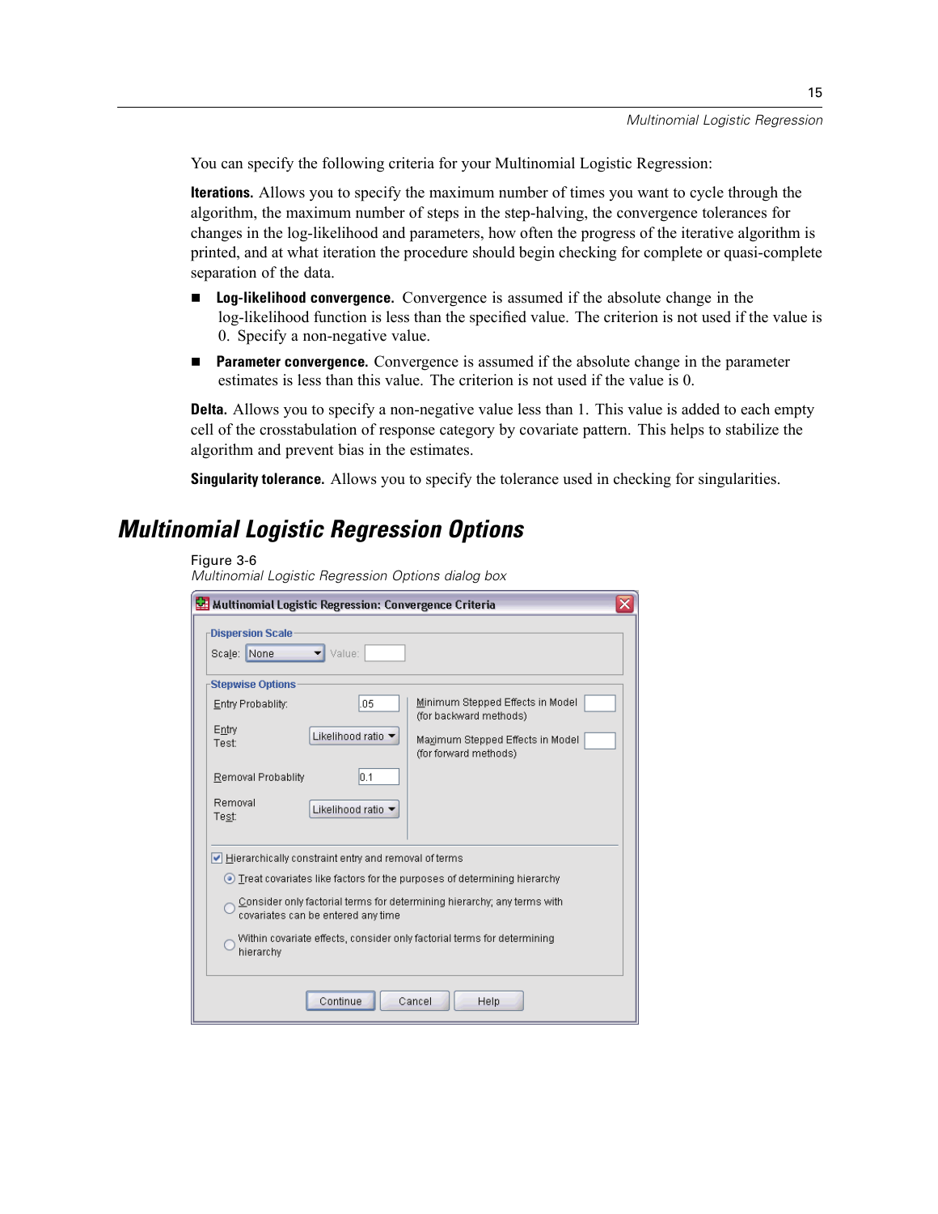You can specify the following criteria for your Multinomial Logistic Regression:

**Iterations.** Allows you to specify the maximum number of times you want to cycle through the algorithm, the maximum number of steps in the step-halving, the convergence tolerances for changes in the log-likelihood and parameters, how often the progress of the iterative algorithm is printed, and at what iteration the procedure should begin checking for complete or quasi-complete separation of the data.

- **Log-likelihood convergence.** Convergence is assumed if the absolute change in the log-likelihood function is less than the specified value. The criterion is not used if the value is 0. Specify a non-negative value.
- **Parameter convergence.** Convergence is assumed if the absolute change in the parameter estimates is less than this value. The criterion is not used if the value is 0.

**Delta.** Allows you to specify a non-negative value less than 1. This value is added to each empty cell of the crosstabulation of response category by covariate pattern. This helps to stabilize the algorithm and prevent bias in the estimates.

**Singularity tolerance.** Allows you to specify the tolerance used in checking for singularities.

## *Multinomial Logistic Regression Options*

Figure 3-6
*Multinomial Logistic Regression Options dialog box*

Multinomial Logistic Regression: Convergence Criteria

Dispersion Scale

Scale: None Value:

Stepwise Options

Entry Probablity: .05

Entry Test: Likelihood ratio

Removal Probablity: 0.1

Removal Test: Likelihood ratio

Minimum Stepped Effects in Model (for backward methods)

Maximum Stepped Effects in Model (for forward methods)

Hierarchically constraint entry and removal of terms

Treat covariates like factors for the purposes of determining hierarchy

Consider only factorial terms for determining hierarchy; any terms with covariates can be entered any time

Within covariate effects, consider only factorial terms for determining hierarchy

Continue Cancel Help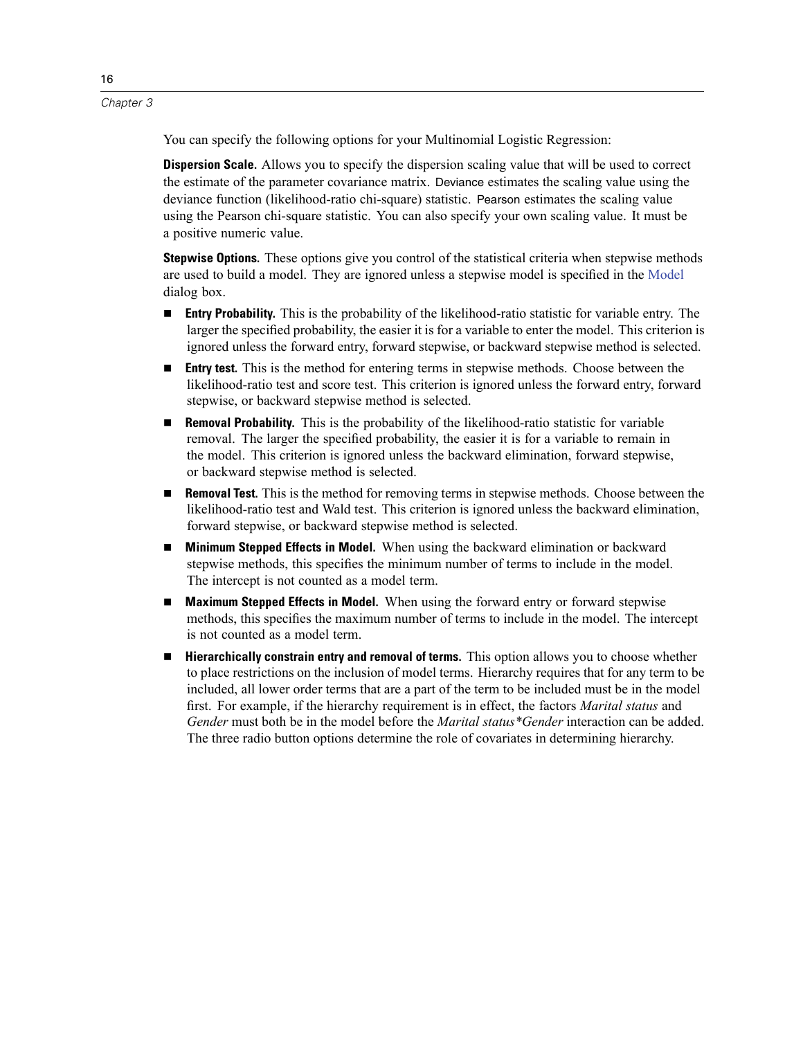You can specify the following options for your Multinomial Logistic Regression:

**Dispersion Scale.** Allows you to specify the dispersion scaling value that will be used to correct the estimate of the parameter covariance matrix. Deviance estimates the scaling value using the deviance function (likelihood-ratio chi-square) statistic. Pearson estimates the scaling value using the Pearson chi-square statistic. You can also specify your own scaling value. It must be a positive numeric value.

**Stepwise Options.** These options give you control of the statistical criteria when stepwise methods are used to build a model. They are ignored unless a stepwise model is specified in the Model dialog box.

- **Entry Probability.** This is the probability of the likelihood-ratio statistic for variable entry. The larger the specified probability, the easier it is for a variable to enter the model. This criterion is ignored unless the forward entry, forward stepwise, or backward stepwise method is selected.
- **Entry test.** This is the method for entering terms in stepwise methods. Choose between the likelihood-ratio test and score test. This criterion is ignored unless the forward entry, forward stepwise, or backward stepwise method is selected.
- **Removal Probability.** This is the probability of the likelihood-ratio statistic for variable removal. The larger the specified probability, the easier it is for a variable to remain in the model. This criterion is ignored unless the backward elimination, forward stepwise, or backward stepwise method is selected.
- **Removal Test.** This is the method for removing terms in stepwise methods. Choose between the likelihood-ratio test and Wald test. This criterion is ignored unless the backward elimination, forward stepwise, or backward stepwise method is selected.
- **Minimum Stepped Effects in Model.** When using the backward elimination or backward stepwise methods, this specifies the minimum number of terms to include in the model. The intercept is not counted as a model term.
- **Maximum Stepped Effects in Model.** When using the forward entry or forward stepwise methods, this specifies the maximum number of terms to include in the model. The intercept is not counted as a model term.
- **Hierarchically constrain entry and removal of terms.** This option allows you to choose whether to place restrictions on the inclusion of model terms. Hierarchy requires that for any term to be included, all lower order terms that are a part of the term to be included must be in the model first. For example, if the hierarchy requirement is in effect, the factors *Marital status* and *Gender* must both be in the model before the *Marital status*Gender* interaction can be added. The three radio button options determine the role of covariates in determining hierarchy.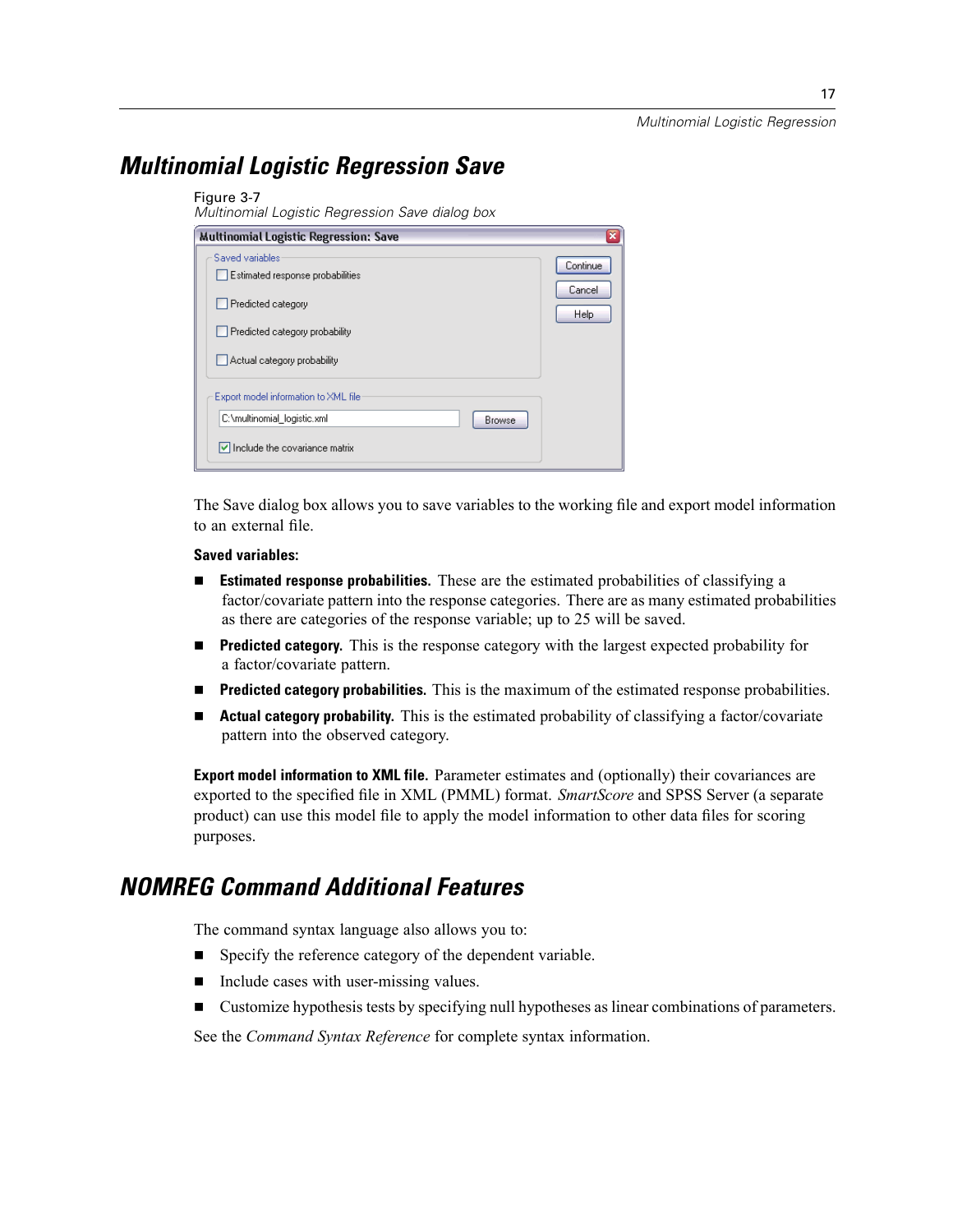## Multinomial Logistic Regression Save

Figure 3-7
*Multinomial Logistic Regression Save dialog box*

The Save dialog box allows you to save variables to the working file and export model information to an external file.

**Saved variables:**

- **Estimated response probabilities.** These are the estimated probabilities of classifying a factor/covariate pattern into the response categories. There are as many estimated probabilities as there are categories of the response variable; up to 25 will be saved.
- **Predicted category.** This is the response category with the largest expected probability for a factor/covariate pattern.
- **Predicted category probabilities.** This is the maximum of the estimated response probabilities.
- **Actual category probability.** This is the estimated probability of classifying a factor/covariate pattern into the observed category.

**Export model information to XML file.** Parameter estimates and (optionally) their covariances are exported to the specified file in XML (PMML) format. *SmartScore* and SPSS Server (a separate product) can use this model file to apply the model information to other data files for scoring purposes.

## NOMREG Command Additional Features

The command syntax language also allows you to:

- Specify the reference category of the dependent variable.
- Include cases with user-missing values.
- Customize hypothesis tests by specifying null hypotheses as linear combinations of parameters.

See the *Command Syntax Reference* for complete syntax information.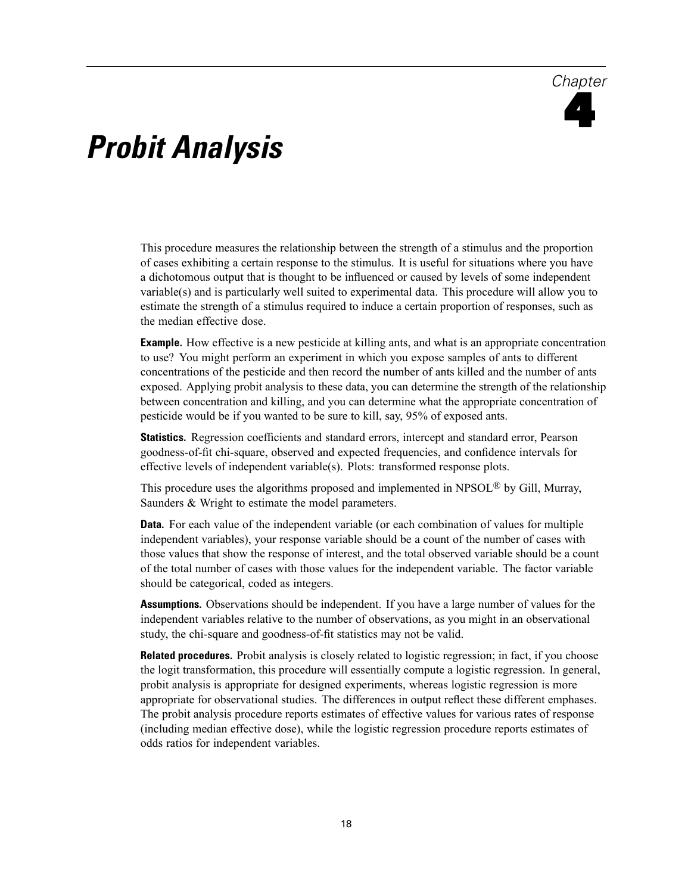Chapter

# 4

# Probit Analysis

This procedure measures the relationship between the strength of a stimulus and the proportion of cases exhibiting a certain response to the stimulus. It is useful for situations where you have a dichotomous output that is thought to be influenced or caused by levels of some independent variable(s) and is particularly well suited to experimental data. This procedure will allow you to estimate the strength of a stimulus required to induce a certain proportion of responses, such as the median effective dose.

**Example.** How effective is a new pesticide at killing ants, and what is an appropriate concentration to use? You might perform an experiment in which you expose samples of ants to different concentrations of the pesticide and then record the number of ants killed and the number of ants exposed. Applying probit analysis to these data, you can determine the strength of the relationship between concentration and killing, and you can determine what the appropriate concentration of pesticide would be if you wanted to be sure to kill, say, 95% of exposed ants.

**Statistics.** Regression coefficients and standard errors, intercept and standard error, Pearson goodness-of-fit chi-square, observed and expected frequencies, and confidence intervals for effective levels of independent variable(s). Plots: transformed response plots.

This procedure uses the algorithms proposed and implemented in NPSOL® by Gill, Murray, Saunders & Wright to estimate the model parameters.

**Data.** For each value of the independent variable (or each combination of values for multiple independent variables), your response variable should be a count of the number of cases with those values that show the response of interest, and the total observed variable should be a count of the total number of cases with those values for the independent variable. The factor variable should be categorical, coded as integers.

**Assumptions.** Observations should be independent. If you have a large number of values for the independent variables relative to the number of observations, as you might in an observational study, the chi-square and goodness-of-fit statistics may not be valid.

**Related procedures.** Probit analysis is closely related to logistic regression; in fact, if you choose the logit transformation, this procedure will essentially compute a logistic regression. In general, probit analysis is appropriate for designed experiments, whereas logistic regression is more appropriate for observational studies. The differences in output reflect these different emphases. The probit analysis procedure reports estimates of effective values for various rates of response (including median effective dose), while the logistic regression procedure reports estimates of odds ratios for independent variables.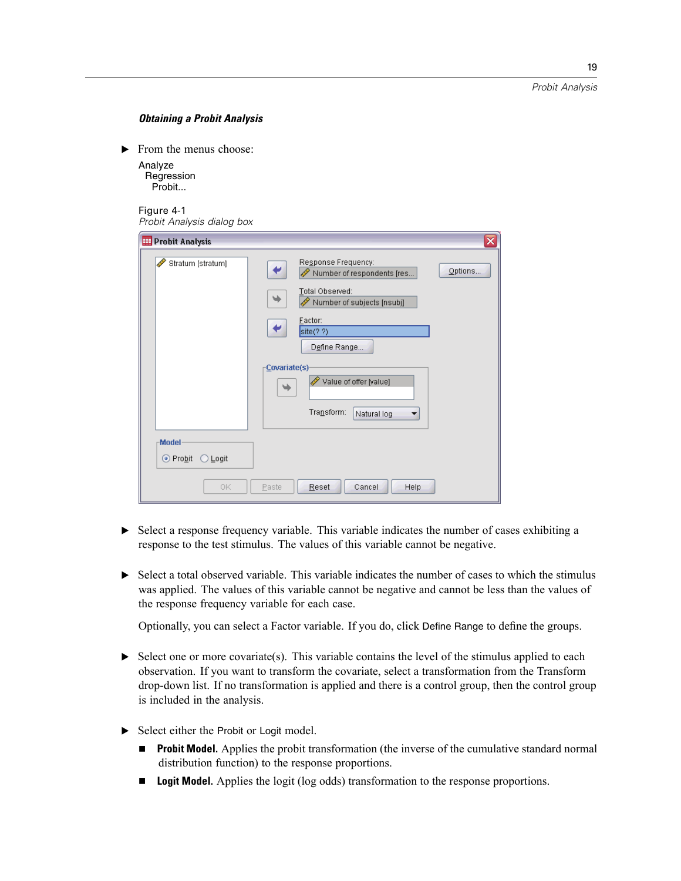### Obtaining a Probit Analysis

- From the menus choose:

  Analyze
  Regression
  Probit...

Figure 4-1
*Probit Analysis dialog box*

- Select a response frequency variable. This variable indicates the number of cases exhibiting a response to the test stimulus. The values of this variable cannot be negative.

- Select a total observed variable. This variable indicates the number of cases to which the stimulus was applied. The values of this variable cannot be negative and cannot be less than the values of the response frequency variable for each case.

  Optionally, you can select a Factor variable. If you do, click Define Range to define the groups.

- Select one or more covariate(s). This variable contains the level of the stimulus applied to each observation. If you want to transform the covariate, select a transformation from the Transform drop-down list. If no transformation is applied and there is a control group, then the control group is included in the analysis.

- Select either the Probit or Logit model.
  - **Probit Model.** Applies the probit transformation (the inverse of the cumulative standard normal distribution function) to the response proportions.
  - **Logit Model.** Applies the logit (log odds) transformation to the response proportions.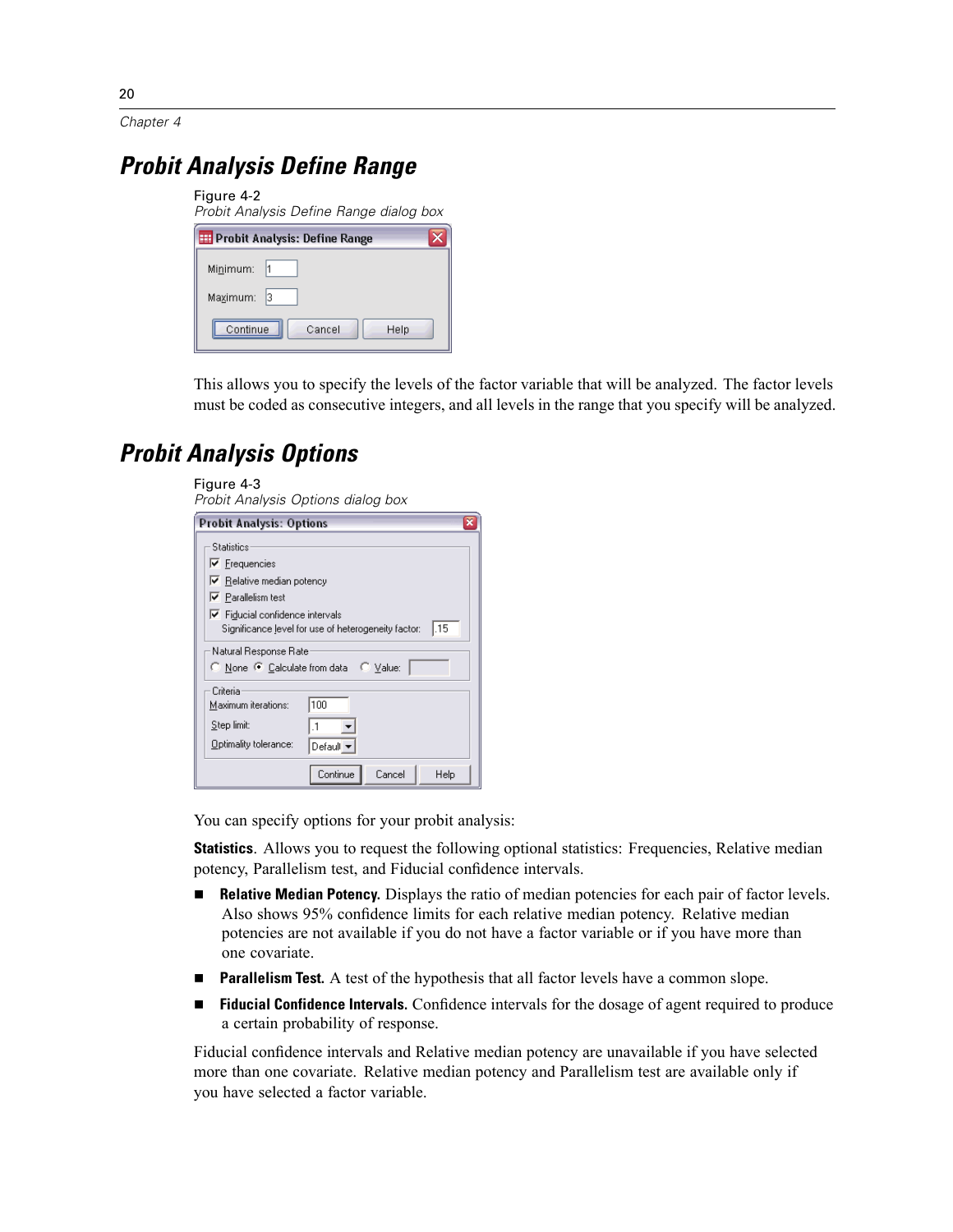## Probit Analysis Define Range

Figure 4-2
*Probit Analysis Define Range dialog box*

This allows you to specify the levels of the factor variable that will be analyzed. The factor levels must be coded as consecutive integers, and all levels in the range that you specify will be analyzed.

## Probit Analysis Options

Figure 4-3
*Probit Analysis Options dialog box*

You can specify options for your probit analysis:

**Statistics**. Allows you to request the following optional statistics: Frequencies, Relative median potency, Parallelism test, and Fiducial confidence intervals.

- **Relative Median Potency.** Displays the ratio of median potencies for each pair of factor levels. Also shows 95% confidence limits for each relative median potency. Relative median potencies are not available if you do not have a factor variable or if you have more than one covariate.
- **Parallelism Test.** A test of the hypothesis that all factor levels have a common slope.
- **Fiducial Confidence Intervals.** Confidence intervals for the dosage of agent required to produce a certain probability of response.

Fiducial confidence intervals and Relative median potency are unavailable if you have selected more than one covariate. Relative median potency and Parallelism test are available only if you have selected a factor variable.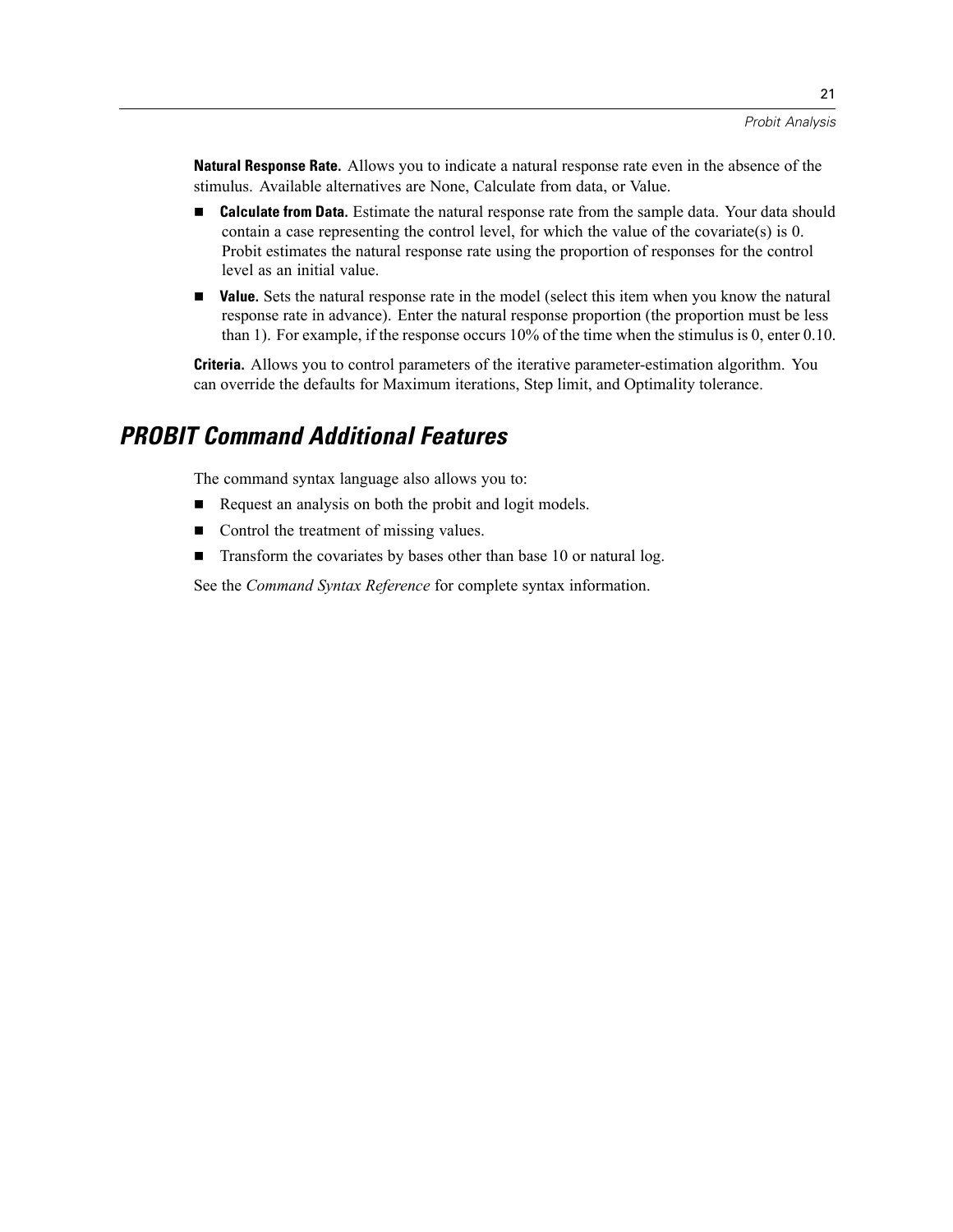**Natural Response Rate.** Allows you to indicate a natural response rate even in the absence of the stimulus. Available alternatives are None, Calculate from data, or Value.

- **Calculate from Data.** Estimate the natural response rate from the sample data. Your data should contain a case representing the control level, for which the value of the covariate(s) is 0. Probit estimates the natural response rate using the proportion of responses for the control level as an initial value.
- **Value.** Sets the natural response rate in the model (select this item when you know the natural response rate in advance). Enter the natural response proportion (the proportion must be less than 1). For example, if the response occurs 10% of the time when the stimulus is 0, enter 0.10.

**Criteria.** Allows you to control parameters of the iterative parameter-estimation algorithm. You can override the defaults for Maximum iterations, Step limit, and Optimality tolerance.

## PROBIT Command Additional Features

The command syntax language also allows you to:

- Request an analysis on both the probit and logit models.
- Control the treatment of missing values.
- Transform the covariates by bases other than base 10 or natural log.

See the *Command Syntax Reference* for complete syntax information.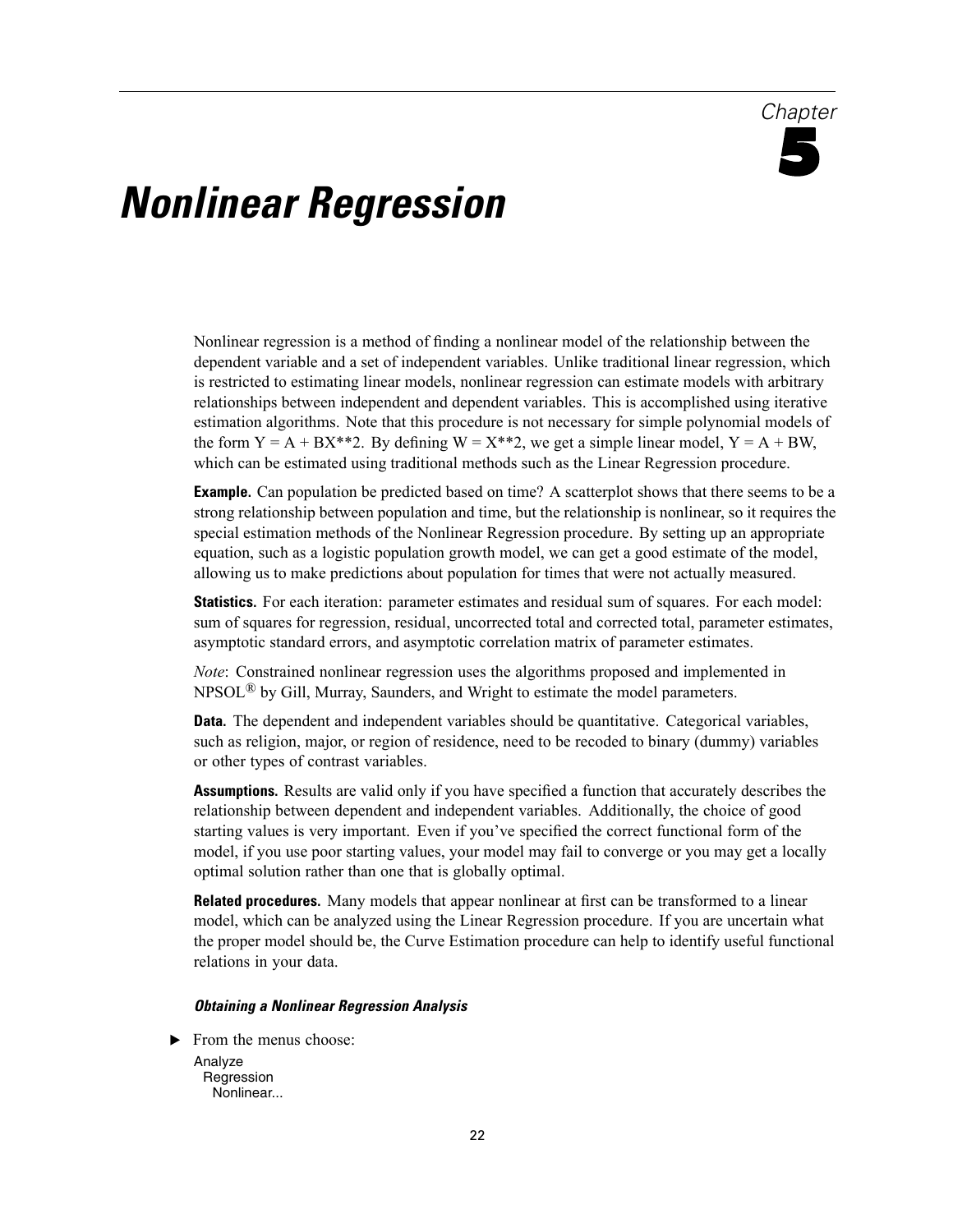Chapter

# 5

# Nonlinear Regression

Nonlinear regression is a method of finding a nonlinear model of the relationship between the dependent variable and a set of independent variables. Unlike traditional linear regression, which is restricted to estimating linear models, nonlinear regression can estimate models with arbitrary relationships between independent and dependent variables. This is accomplished using iterative estimation algorithms. Note that this procedure is not necessary for simple polynomial models of the form Y = A + BX**2. By defining W = X**2, we get a simple linear model, Y = A + BW, which can be estimated using traditional methods such as the Linear Regression procedure.

**Example.** Can population be predicted based on time? A scatterplot shows that there seems to be a strong relationship between population and time, but the relationship is nonlinear, so it requires the special estimation methods of the Nonlinear Regression procedure. By setting up an appropriate equation, such as a logistic population growth model, we can get a good estimate of the model, allowing us to make predictions about population for times that were not actually measured.

**Statistics.** For each iteration: parameter estimates and residual sum of squares. For each model: sum of squares for regression, residual, uncorrected total and corrected total, parameter estimates, asymptotic standard errors, and asymptotic correlation matrix of parameter estimates.

*Note*: Constrained nonlinear regression uses the algorithms proposed and implemented in NPSOL® by Gill, Murray, Saunders, and Wright to estimate the model parameters.

**Data.** The dependent and independent variables should be quantitative. Categorical variables, such as religion, major, or region of residence, need to be recoded to binary (dummy) variables or other types of contrast variables.

**Assumptions.** Results are valid only if you have specified a function that accurately describes the relationship between dependent and independent variables. Additionally, the choice of good starting values is very important. Even if you've specified the correct functional form of the model, if you use poor starting values, your model may fail to converge or you may get a locally optimal solution rather than one that is globally optimal.

**Related procedures.** Many models that appear nonlinear at first can be transformed to a linear model, which can be analyzed using the Linear Regression procedure. If you are uncertain what the proper model should be, the Curve Estimation procedure can help to identify useful functional relations in your data.

#### *Obtaining a Nonlinear Regression Analysis*

► From the menus choose:

Analyze
  Regression
    Nonlinear...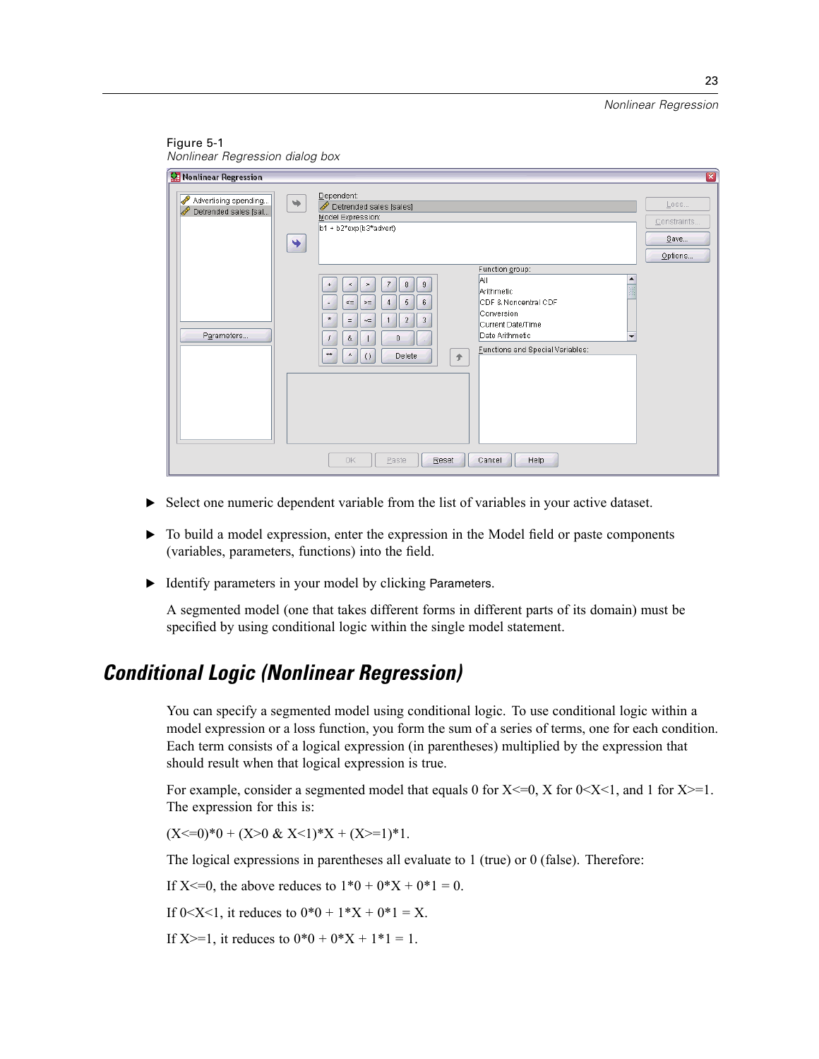Figure 5-1
*Nonlinear Regression dialog box*

- ► Select one numeric dependent variable from the list of variables in your active dataset.
- ► To build a model expression, enter the expression in the Model field or paste components (variables, parameters, functions) into the field.
- ► Identify parameters in your model by clicking Parameters.

A segmented model (one that takes different forms in different parts of its domain) must be specified by using conditional logic within the single model statement.

## Conditional Logic (Nonlinear Regression)

You can specify a segmented model using conditional logic. To use conditional logic within a model expression or a loss function, you form the sum of a series of terms, one for each condition. Each term consists of a logical expression (in parentheses) multiplied by the expression that should result when that logical expression is true.

For example, consider a segmented model that equals 0 for X<=0, X for 0<X<1, and 1 for X>=1. The expression for this is:

(X<=0)*0 + (X>0 & X<1)*X + (X>=1)*1.

The logical expressions in parentheses all evaluate to 1 (true) or 0 (false). Therefore:

If X<=0, the above reduces to 1*0 + 0*X + 0*1 = 0.

If 0<X<1, it reduces to 0*0 + 1*X + 0*1 = X.

If X>=1, it reduces to 0*0 + 0*X + 1*1 = 1.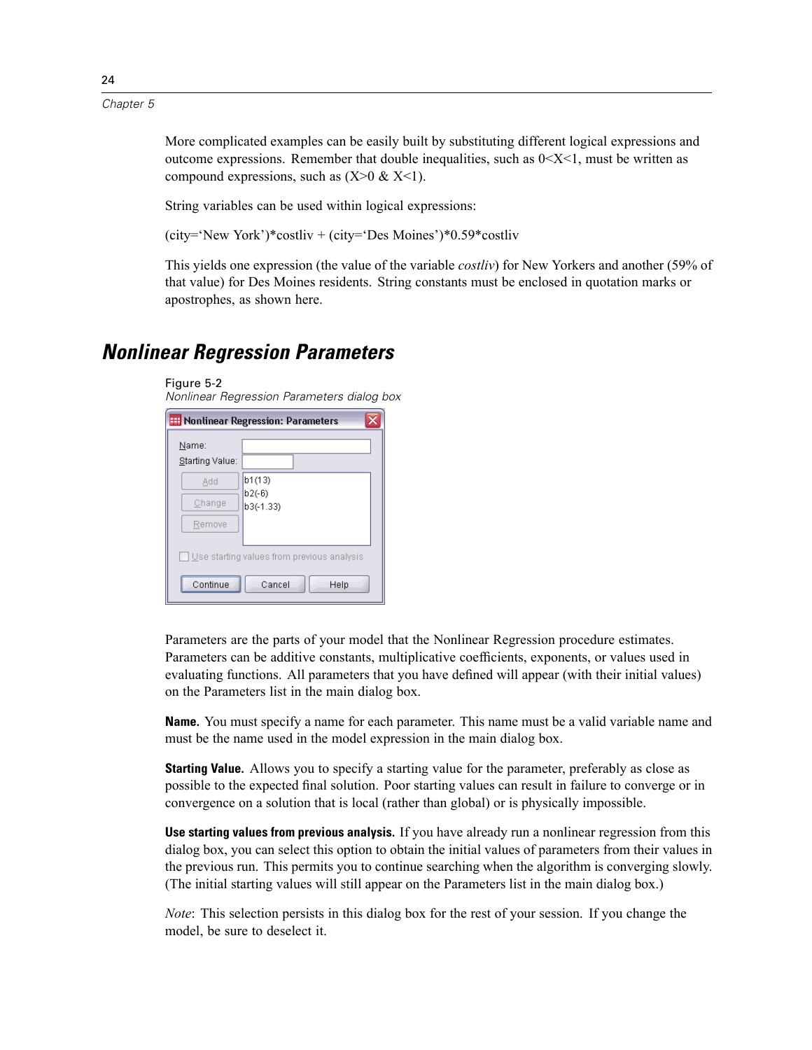More complicated examples can be easily built by substituting different logical expressions and outcome expressions. Remember that double inequalities, such as 0<X<1, must be written as compound expressions, such as (X>0 & X<1).

String variables can be used within logical expressions:

(city='New York')*costliv + (city='Des Moines')*0.59*costliv

This yields one expression (the value of the variable *costliv*) for New Yorkers and another (59% of that value) for Des Moines residents. String constants must be enclosed in quotation marks or apostrophes, as shown here.

## Nonlinear Regression Parameters

Figure 5-2
*Nonlinear Regression Parameters dialog box*

Nonlinear Regression: Parameters

Name:

Starting Value:

Add

Change

Remove

b1(13)
b2(-6)
b3(-1.33)

Use starting values from previous analysis

Continue Cancel Help

Parameters are the parts of your model that the Nonlinear Regression procedure estimates. Parameters can be additive constants, multiplicative coefficients, exponents, or values used in evaluating functions. All parameters that you have defined will appear (with their initial values) on the Parameters list in the main dialog box.

**Name.** You must specify a name for each parameter. This name must be a valid variable name and must be the name used in the model expression in the main dialog box.

**Starting Value.** Allows you to specify a starting value for the parameter, preferably as close as possible to the expected final solution. Poor starting values can result in failure to converge or in convergence on a solution that is local (rather than global) or is physically impossible.

**Use starting values from previous analysis.** If you have already run a nonlinear regression from this dialog box, you can select this option to obtain the initial values of parameters from their values in the previous run. This permits you to continue searching when the algorithm is converging slowly. (The initial starting values will still appear on the Parameters list in the main dialog box.)

*Note*: This selection persists in this dialog box for the rest of your session. If you change the model, be sure to deselect it.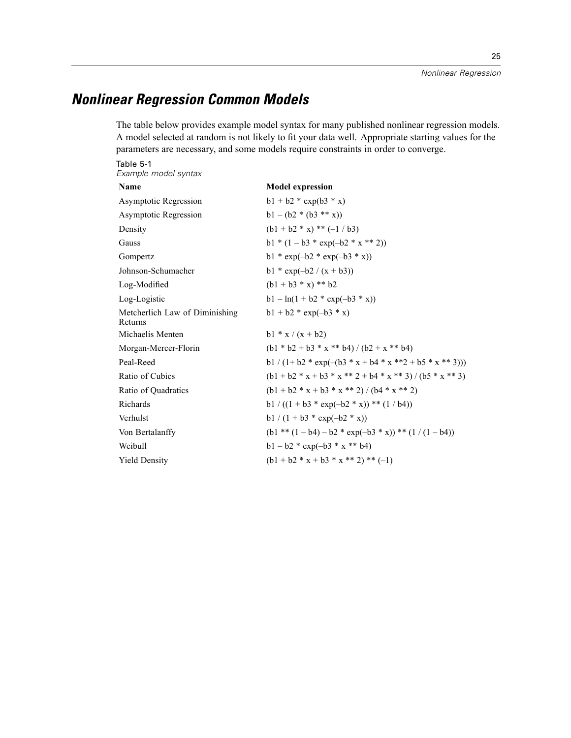## *Nonlinear Regression Common Models*

The table below provides example model syntax for many published nonlinear regression models. A model selected at random is not likely to fit your data well. Appropriate starting values for the parameters are necessary, and some models require constraints in order to converge.

Table 5-1
*Example model syntax*

| Name | Model expression |
|---|---|
| Asymptotic Regression | b1 + b2 * exp(b3 * x) |
| Asymptotic Regression | b1 – (b2 * (b3 ** x)) |
| Density | (b1 + b2 * x) ** (–1 / b3) |
| Gauss | b1 * (1 – b3 * exp(–b2 * x ** 2)) |
| Gompertz | b1 * exp(–b2 * exp(–b3 * x)) |
| Johnson-Schumacher | b1 * exp(–b2 / (x + b3)) |
| Log-Modified | (b1 + b3 * x) ** b2 |
| Log-Logistic | b1 – ln(1 + b2 * exp(–b3 * x)) |
| Metcherlich Law of Diminishing Returns | b1 + b2 * exp(–b3 * x) |
| Michaelis Menten | b1 * x / (x + b2) |
| Morgan-Mercer-Florin | (b1 * b2 + b3 * x ** b4) / (b2 + x ** b4) |
| Peal-Reed | b1 / (1+ b2 * exp(–(b3 * x + b4 * x **2 + b5 * x ** 3))) |
| Ratio of Cubics | (b1 + b2 * x + b3 * x ** 2 + b4 * x ** 3) / (b5 * x ** 3) |
| Ratio of Quadratics | (b1 + b2 * x + b3 * x ** 2) / (b4 * x ** 2) |
| Richards | b1 / ((1 + b3 * exp(–b2 * x)) ** (1 / b4)) |
| Verhulst | b1 / (1 + b3 * exp(–b2 * x)) |
| Von Bertalanffy | (b1 ** (1 – b4) – b2 * exp(–b3 * x)) ** (1 / (1 – b4)) |
| Weibull | b1 – b2 * exp(–b3 * x ** b4) |
| Yield Density | (b1 + b2 * x + b3 * x ** 2) ** (–1) |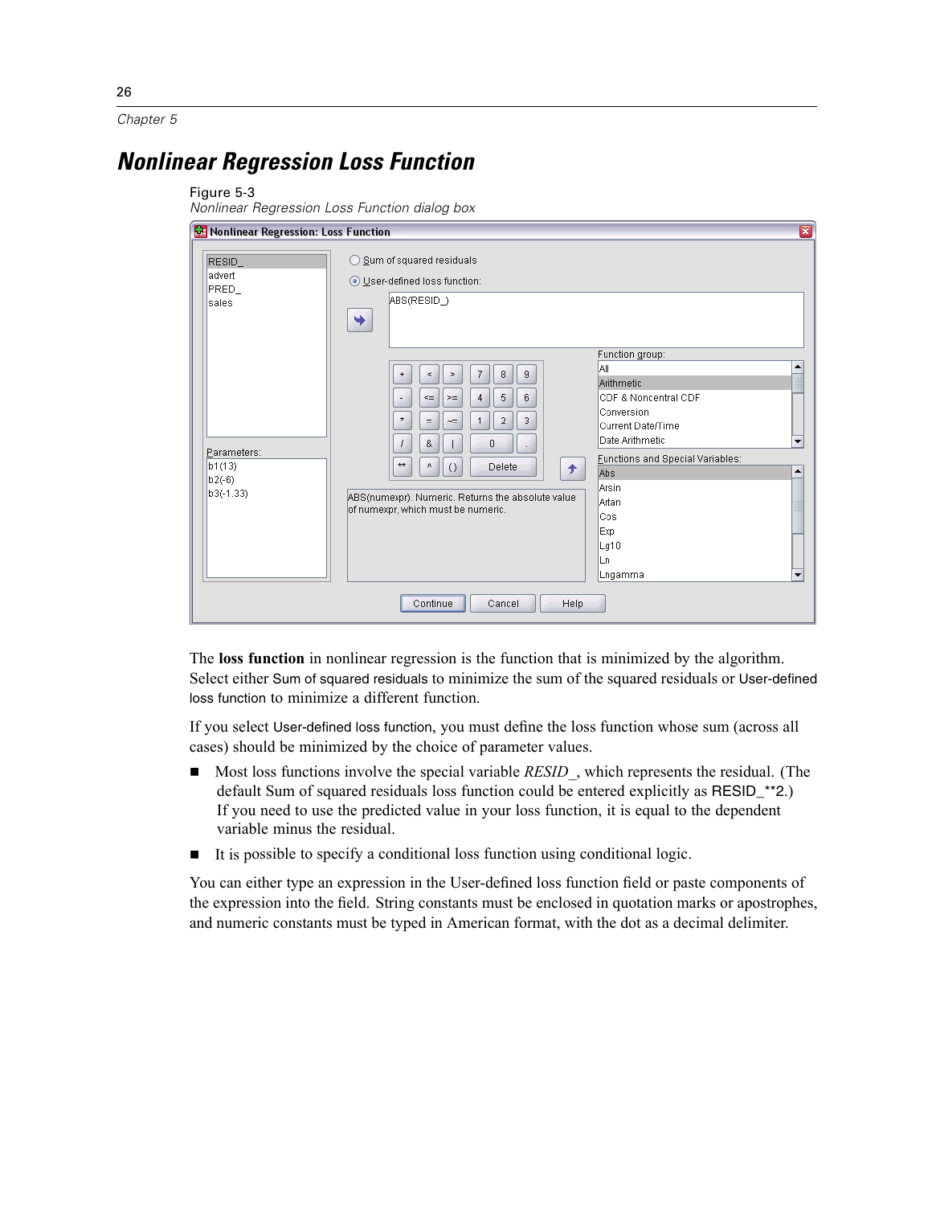# *Nonlinear Regression Loss Function*

Figure 5-3
*Nonlinear Regression Loss Function dialog box*

The **loss function** in nonlinear regression is the function that is minimized by the algorithm. Select either Sum of squared residuals to minimize the sum of the squared residuals or User-defined loss function to minimize a different function.

If you select User-defined loss function, you must define the loss function whose sum (across all cases) should be minimized by the choice of parameter values.

- Most loss functions involve the special variable *RESID_*, which represents the residual. (The default Sum of squared residuals loss function could be entered explicitly as RESID_**2.) If you need to use the predicted value in your loss function, it is equal to the dependent variable minus the residual.
- It is possible to specify a conditional loss function using conditional logic.

You can either type an expression in the User-defined loss function field or paste components of the expression into the field. String constants must be enclosed in quotation marks or apostrophes, and numeric constants must be typed in American format, with the dot as a decimal delimiter.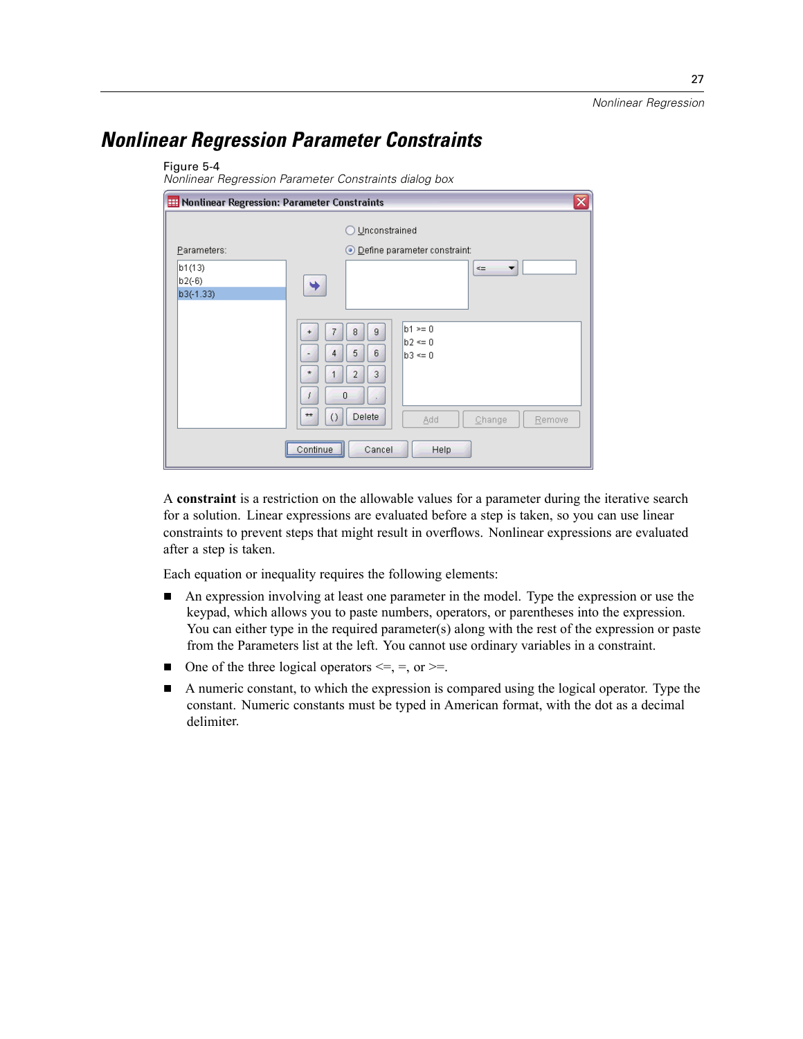## Nonlinear Regression Parameter Constraints

Figure 5-4
*Nonlinear Regression Parameter Constraints dialog box*

A **constraint** is a restriction on the allowable values for a parameter during the iterative search for a solution. Linear expressions are evaluated before a step is taken, so you can use linear constraints to prevent steps that might result in overflows. Nonlinear expressions are evaluated after a step is taken.

Each equation or inequality requires the following elements:

- An expression involving at least one parameter in the model. Type the expression or use the keypad, which allows you to paste numbers, operators, or parentheses into the expression. You can either type in the required parameter(s) along with the rest of the expression or paste from the Parameters list at the left. You cannot use ordinary variables in a constraint.
- One of the three logical operators <=, =, or >=.
- A numeric constant, to which the expression is compared using the logical operator. Type the constant. Numeric constants must be typed in American format, with the dot as a decimal delimiter.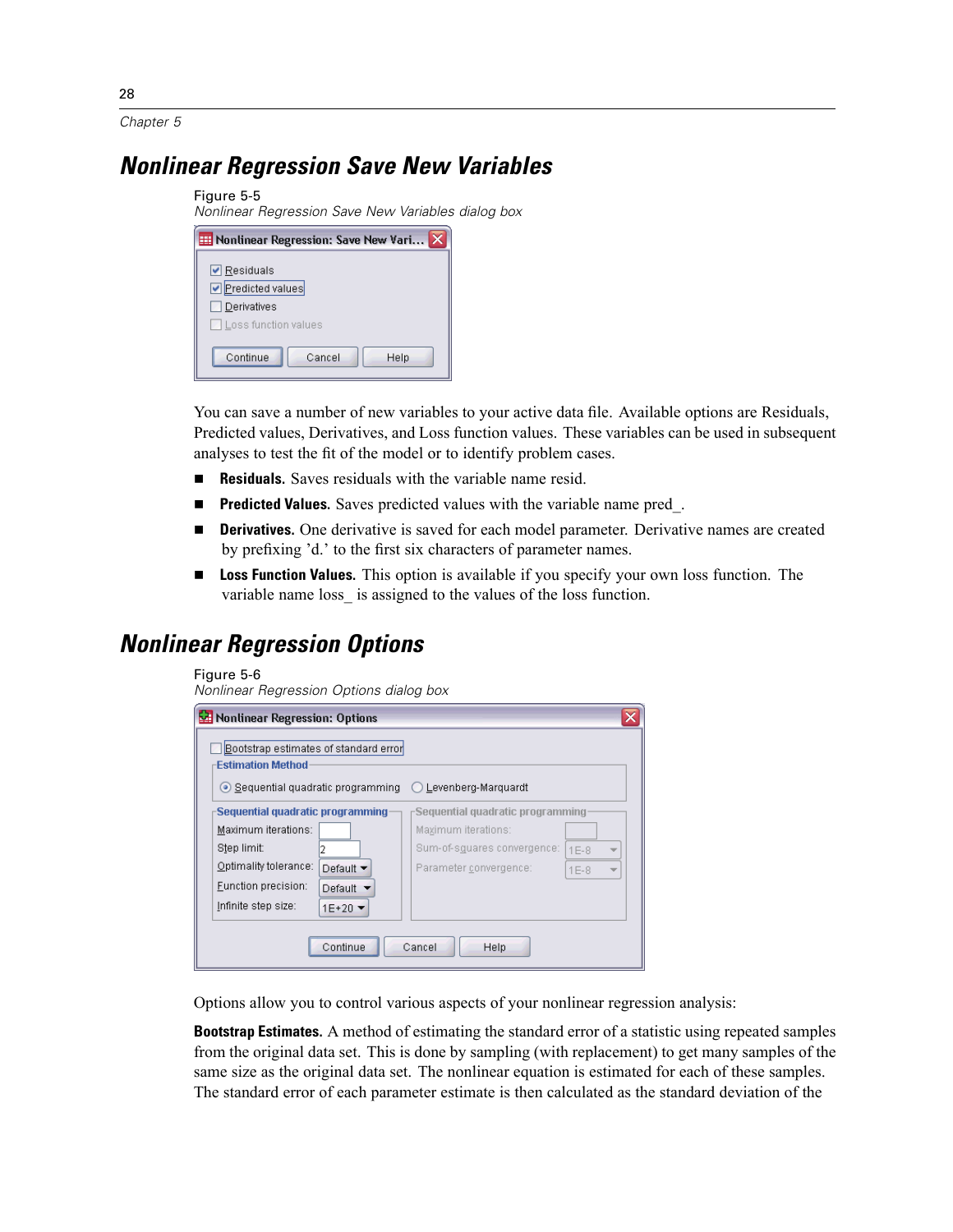## Nonlinear Regression Save New Variables

Figure 5-5
*Nonlinear Regression Save New Variables dialog box*

You can save a number of new variables to your active data file. Available options are Residuals, Predicted values, Derivatives, and Loss function values. These variables can be used in subsequent analyses to test the fit of the model or to identify problem cases.

- **Residuals.** Saves residuals with the variable name resid.
- **Predicted Values.** Saves predicted values with the variable name pred_.
- **Derivatives.** One derivative is saved for each model parameter. Derivative names are created by prefixing 'd.' to the first six characters of parameter names.
- **Loss Function Values.** This option is available if you specify your own loss function. The variable name loss_ is assigned to the values of the loss function.

## Nonlinear Regression Options

Figure 5-6
*Nonlinear Regression Options dialog box*

Options allow you to control various aspects of your nonlinear regression analysis:

**Bootstrap Estimates.** A method of estimating the standard error of a statistic using repeated samples from the original data set. This is done by sampling (with replacement) to get many samples of the same size as the original data set. The nonlinear equation is estimated for each of these samples. The standard error of each parameter estimate is then calculated as the standard deviation of the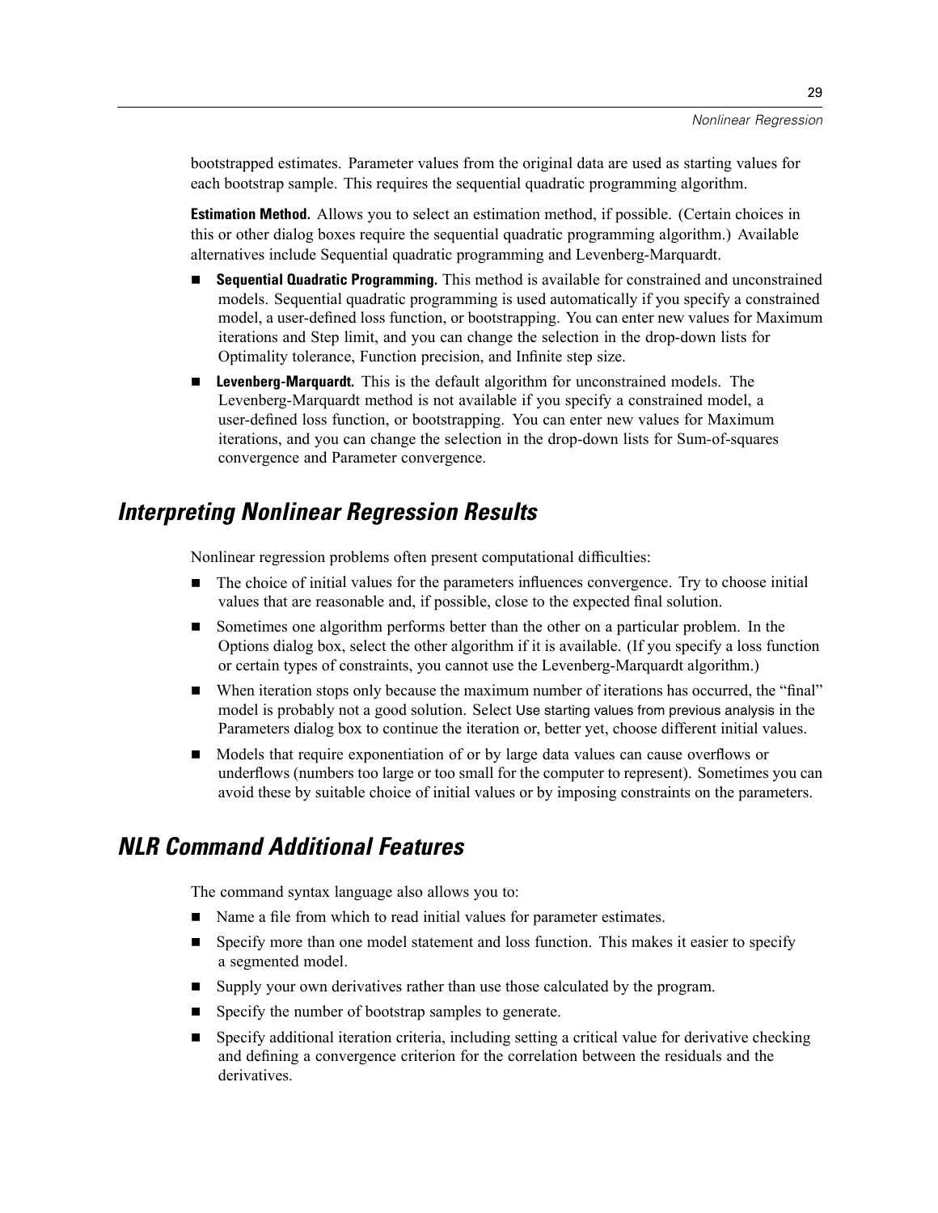bootstrapped estimates. Parameter values from the original data are used as starting values for each bootstrap sample. This requires the sequential quadratic programming algorithm.

**Estimation Method.** Allows you to select an estimation method, if possible. (Certain choices in this or other dialog boxes require the sequential quadratic programming algorithm.) Available alternatives include Sequential quadratic programming and Levenberg-Marquardt.

- **Sequential Quadratic Programming.** This method is available for constrained and unconstrained models. Sequential quadratic programming is used automatically if you specify a constrained model, a user-defined loss function, or bootstrapping. You can enter new values for Maximum iterations and Step limit, and you can change the selection in the drop-down lists for Optimality tolerance, Function precision, and Infinite step size.
- **Levenberg-Marquardt.** This is the default algorithm for unconstrained models. The Levenberg-Marquardt method is not available if you specify a constrained model, a user-defined loss function, or bootstrapping. You can enter new values for Maximum iterations, and you can change the selection in the drop-down lists for Sum-of-squares convergence and Parameter convergence.

## *Interpreting Nonlinear Regression Results*

Nonlinear regression problems often present computational difficulties:

- The choice of initial values for the parameters influences convergence. Try to choose initial values that are reasonable and, if possible, close to the expected final solution.
- Sometimes one algorithm performs better than the other on a particular problem. In the Options dialog box, select the other algorithm if it is available. (If you specify a loss function or certain types of constraints, you cannot use the Levenberg-Marquardt algorithm.)
- When iteration stops only because the maximum number of iterations has occurred, the "final" model is probably not a good solution. Select Use starting values from previous analysis in the Parameters dialog box to continue the iteration or, better yet, choose different initial values.
- Models that require exponentiation of or by large data values can cause overflows or underflows (numbers too large or too small for the computer to represent). Sometimes you can avoid these by suitable choice of initial values or by imposing constraints on the parameters.

## *NLR Command Additional Features*

The command syntax language also allows you to:

- Name a file from which to read initial values for parameter estimates.
- Specify more than one model statement and loss function. This makes it easier to specify a segmented model.
- Supply your own derivatives rather than use those calculated by the program.
- Specify the number of bootstrap samples to generate.
- Specify additional iteration criteria, including setting a critical value for derivative checking and defining a convergence criterion for the correlation between the residuals and the derivatives.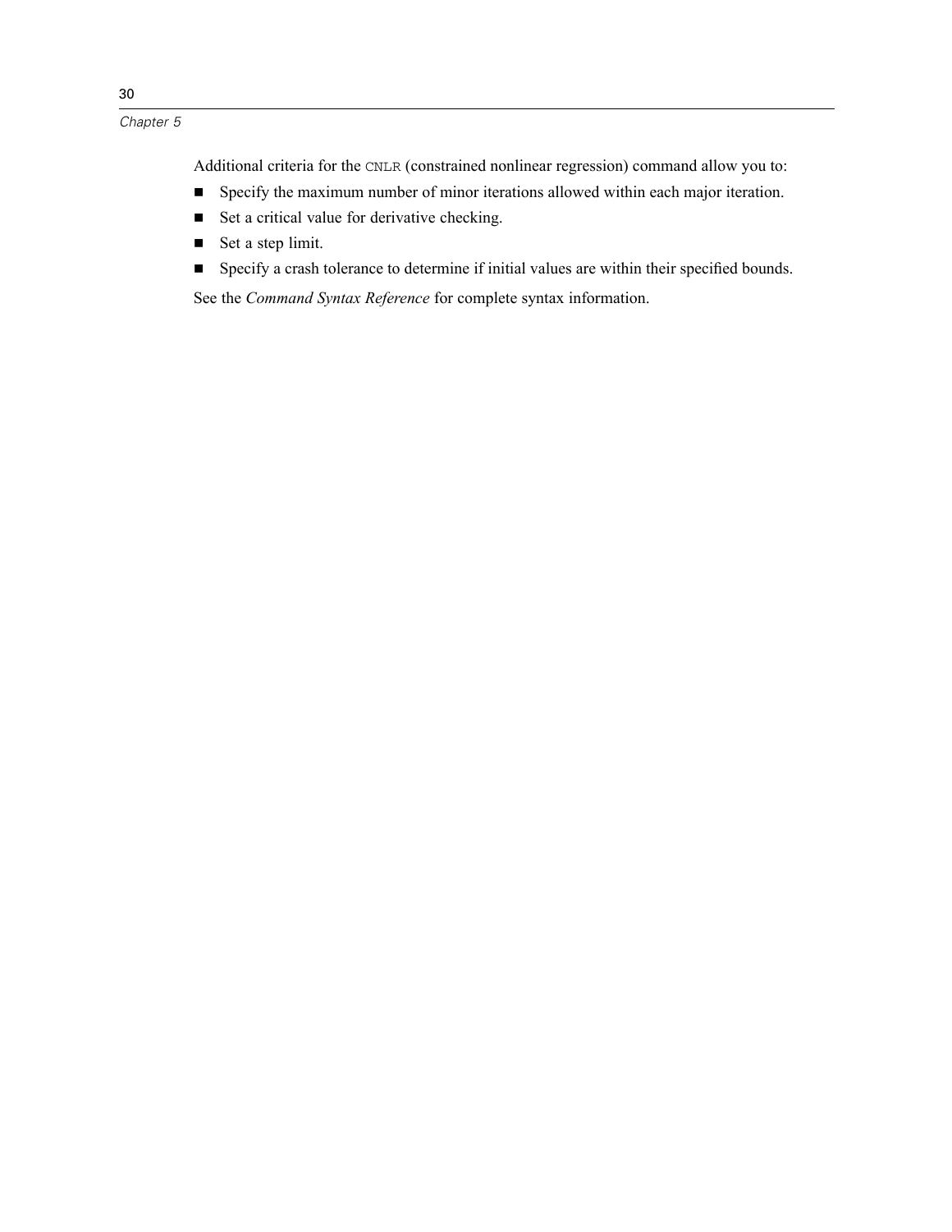Additional criteria for the `CNLR` (constrained nonlinear regression) command allow you to:

- Specify the maximum number of minor iterations allowed within each major iteration.
- Set a critical value for derivative checking.
- Set a step limit.
- Specify a crash tolerance to determine if initial values are within their specified bounds.

See the *Command Syntax Reference* for complete syntax information.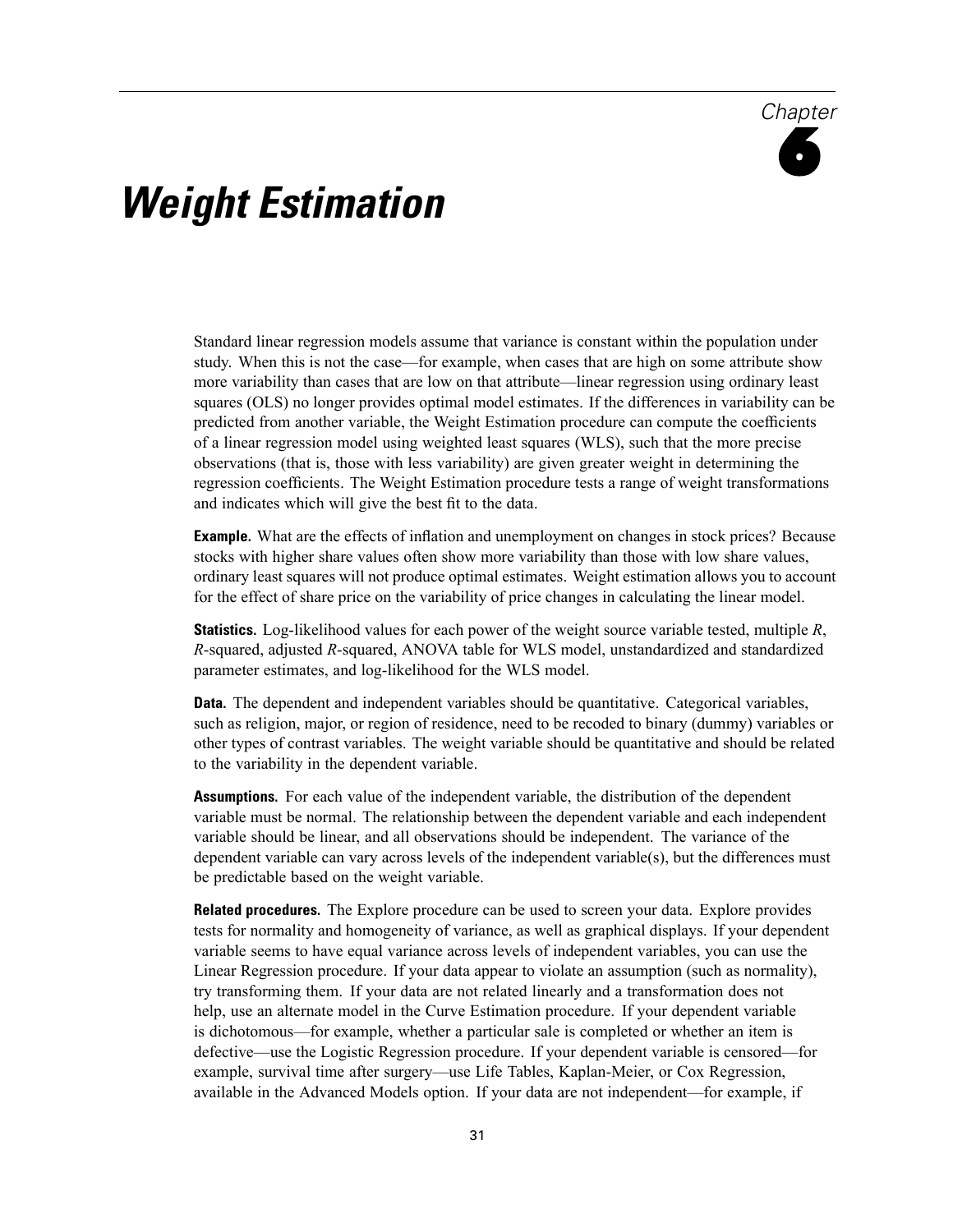Chapter 6

# Weight Estimation

Standard linear regression models assume that variance is constant within the population under study. When this is not the case—for example, when cases that are high on some attribute show more variability than cases that are low on that attribute—linear regression using ordinary least squares (OLS) no longer provides optimal model estimates. If the differences in variability can be predicted from another variable, the Weight Estimation procedure can compute the coefficients of a linear regression model using weighted least squares (WLS), such that the more precise observations (that is, those with less variability) are given greater weight in determining the regression coefficients. The Weight Estimation procedure tests a range of weight transformations and indicates which will give the best fit to the data.

**Example.** What are the effects of inflation and unemployment on changes in stock prices? Because stocks with higher share values often show more variability than those with low share values, ordinary least squares will not produce optimal estimates. Weight estimation allows you to account for the effect of share price on the variability of price changes in calculating the linear model.

**Statistics.** Log-likelihood values for each power of the weight source variable tested, multiple *R*, *R*-squared, adjusted *R*-squared, ANOVA table for WLS model, unstandardized and standardized parameter estimates, and log-likelihood for the WLS model.

**Data.** The dependent and independent variables should be quantitative. Categorical variables, such as religion, major, or region of residence, need to be recoded to binary (dummy) variables or other types of contrast variables. The weight variable should be quantitative and should be related to the variability in the dependent variable.

**Assumptions.** For each value of the independent variable, the distribution of the dependent variable must be normal. The relationship between the dependent variable and each independent variable should be linear, and all observations should be independent. The variance of the dependent variable can vary across levels of the independent variable(s), but the differences must be predictable based on the weight variable.

**Related procedures.** The Explore procedure can be used to screen your data. Explore provides tests for normality and homogeneity of variance, as well as graphical displays. If your dependent variable seems to have equal variance across levels of independent variables, you can use the Linear Regression procedure. If your data appear to violate an assumption (such as normality), try transforming them. If your data are not related linearly and a transformation does not help, use an alternate model in the Curve Estimation procedure. If your dependent variable is dichotomous—for example, whether a particular sale is completed or whether an item is defective—use the Logistic Regression procedure. If your dependent variable is censored—for example, survival time after surgery—use Life Tables, Kaplan-Meier, or Cox Regression, available in the Advanced Models option. If your data are not independent—for example, if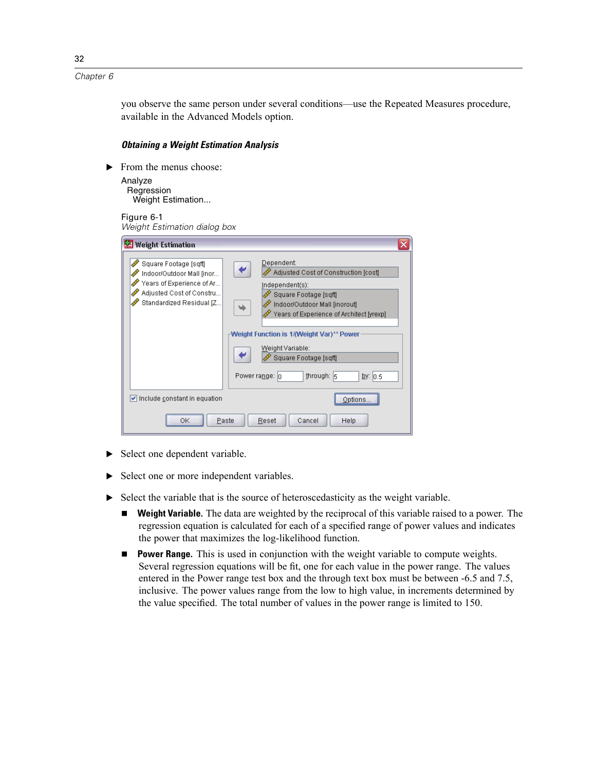you observe the same person under several conditions—use the Repeated Measures procedure, available in the Advanced Models option.

### *Obtaining a Weight Estimation Analysis*

▶ From the menus choose:

Analyze
  Regression
    Weight Estimation...

Figure 6-1
*Weight Estimation dialog box*

▶ Select one dependent variable.

▶ Select one or more independent variables.

▶ Select the variable that is the source of heteroscedasticity as the weight variable.

- **Weight Variable.** The data are weighted by the reciprocal of this variable raised to a power. The regression equation is calculated for each of a specified range of power values and indicates the power that maximizes the log-likelihood function.
- **Power Range.** This is used in conjunction with the weight variable to compute weights. Several regression equations will be fit, one for each value in the power range. The values entered in the Power range test box and the through text box must be between -6.5 and 7.5, inclusive. The power values range from the low to high value, in increments determined by the value specified. The total number of values in the power range is limited to 150.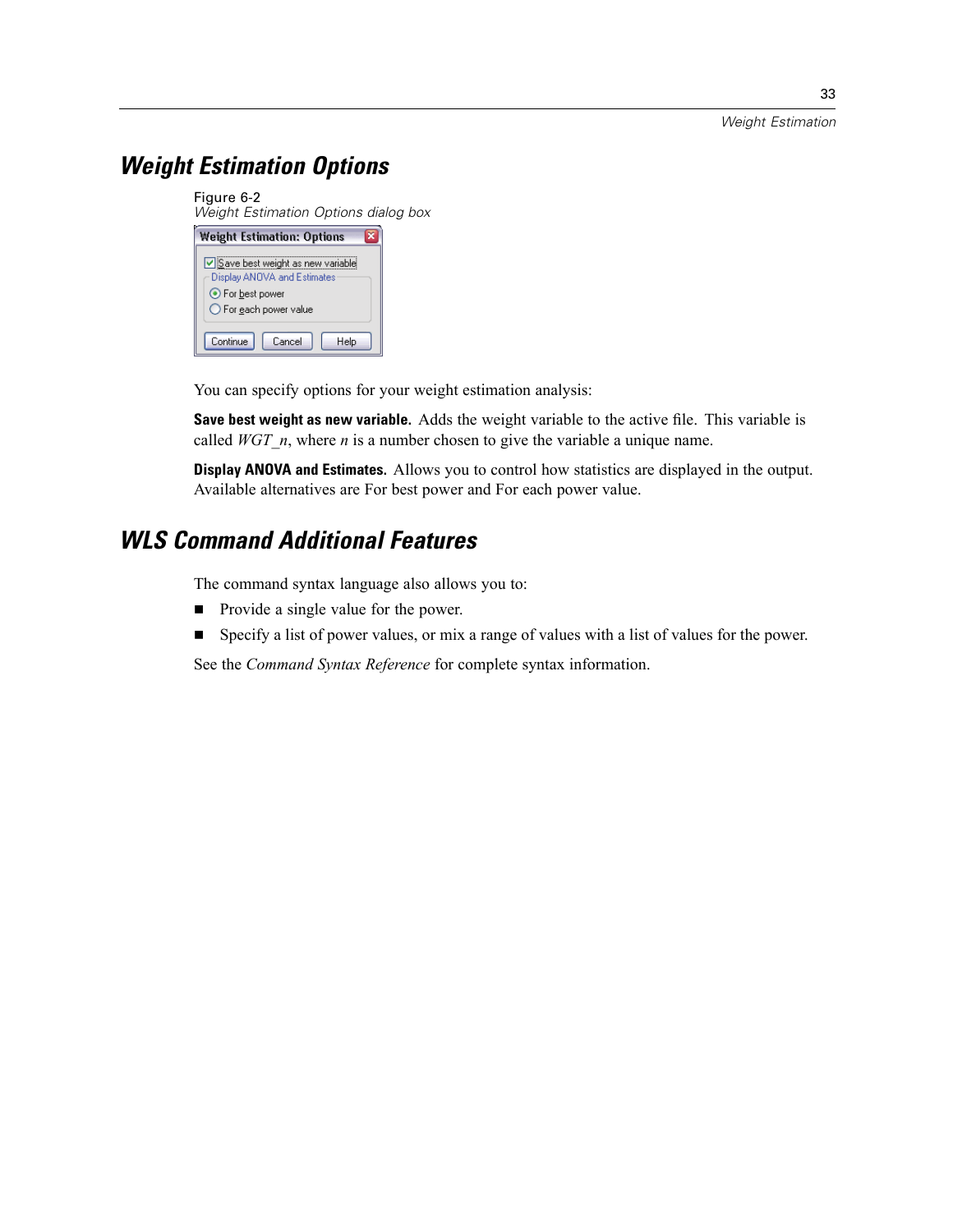## Weight Estimation Options

Figure 6-2
*Weight Estimation Options dialog box*

You can specify options for your weight estimation analysis:

**Save best weight as new variable.** Adds the weight variable to the active file. This variable is called *WGT_n*, where *n* is a number chosen to give the variable a unique name.

**Display ANOVA and Estimates.** Allows you to control how statistics are displayed in the output. Available alternatives are For best power and For each power value.

## WLS Command Additional Features

The command syntax language also allows you to:

- Provide a single value for the power.
- Specify a list of power values, or mix a range of values with a list of values for the power.

See the *Command Syntax Reference* for complete syntax information.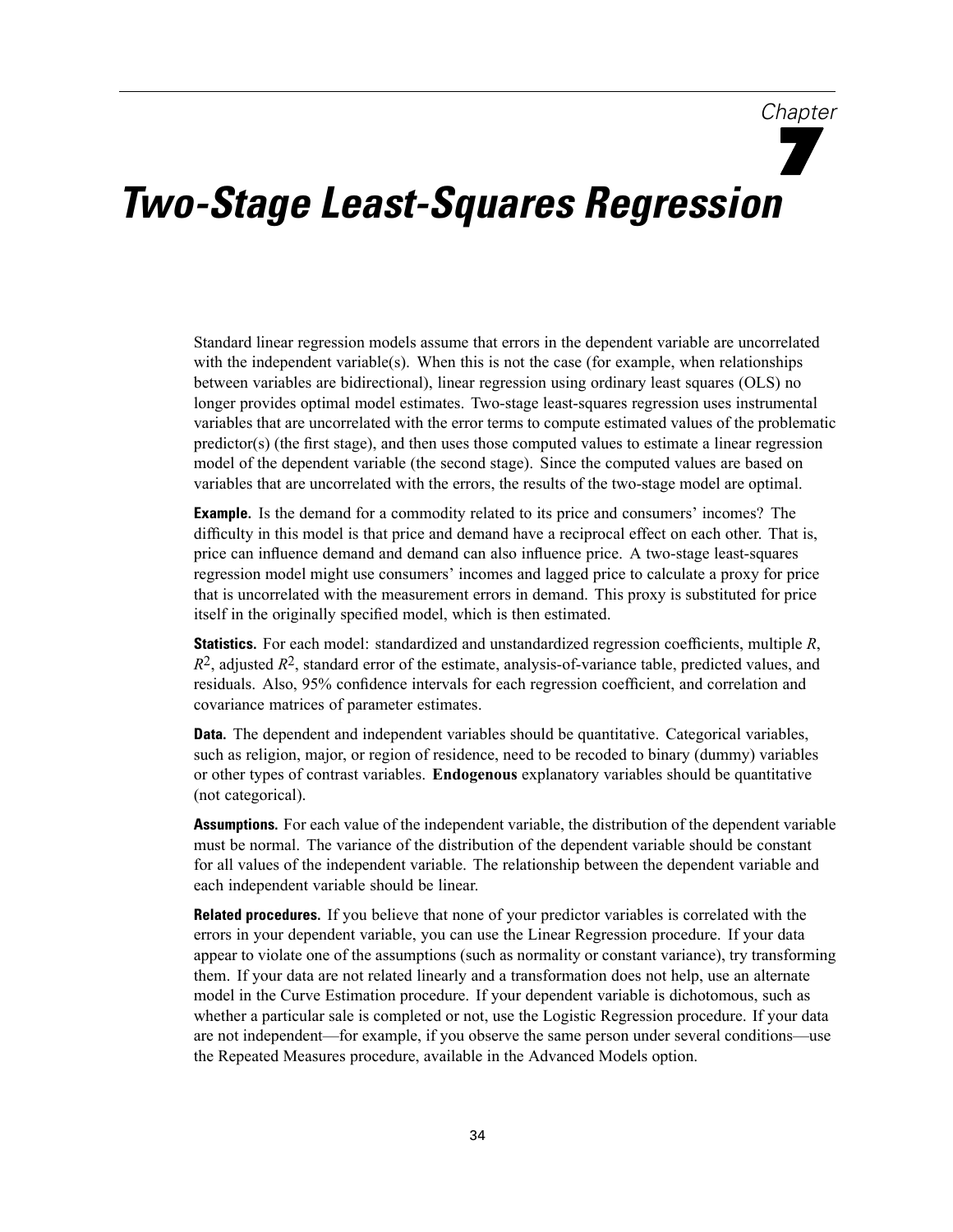# Chapter 7

# Two-Stage Least-Squares Regression

Standard linear regression models assume that errors in the dependent variable are uncorrelated with the independent variable(s). When this is not the case (for example, when relationships between variables are bidirectional), linear regression using ordinary least squares (OLS) no longer provides optimal model estimates. Two-stage least-squares regression uses instrumental variables that are uncorrelated with the error terms to compute estimated values of the problematic predictor(s) (the first stage), and then uses those computed values to estimate a linear regression model of the dependent variable (the second stage). Since the computed values are based on variables that are uncorrelated with the errors, the results of the two-stage model are optimal.

**Example.** Is the demand for a commodity related to its price and consumers' incomes? The difficulty in this model is that price and demand have a reciprocal effect on each other. That is, price can influence demand and demand can also influence price. A two-stage least-squares regression model might use consumers' incomes and lagged price to calculate a proxy for price that is uncorrelated with the measurement errors in demand. This proxy is substituted for price itself in the originally specified model, which is then estimated.

**Statistics.** For each model: standardized and unstandardized regression coefficients, multiple $R$, $R^2$, adjusted $R^2$, standard error of the estimate, analysis-of-variance table, predicted values, and residuals. Also, 95% confidence intervals for each regression coefficient, and correlation and covariance matrices of parameter estimates.

**Data.** The dependent and independent variables should be quantitative. Categorical variables, such as religion, major, or region of residence, need to be recoded to binary (dummy) variables or other types of contrast variables. **Endogenous** explanatory variables should be quantitative (not categorical).

**Assumptions.** For each value of the independent variable, the distribution of the dependent variable must be normal. The variance of the distribution of the dependent variable should be constant for all values of the independent variable. The relationship between the dependent variable and each independent variable should be linear.

**Related procedures.** If you believe that none of your predictor variables is correlated with the errors in your dependent variable, you can use the Linear Regression procedure. If your data appear to violate one of the assumptions (such as normality or constant variance), try transforming them. If your data are not related linearly and a transformation does not help, use an alternate model in the Curve Estimation procedure. If your dependent variable is dichotomous, such as whether a particular sale is completed or not, use the Logistic Regression procedure. If your data are not independent—for example, if you observe the same person under several conditions—use the Repeated Measures procedure, available in the Advanced Models option.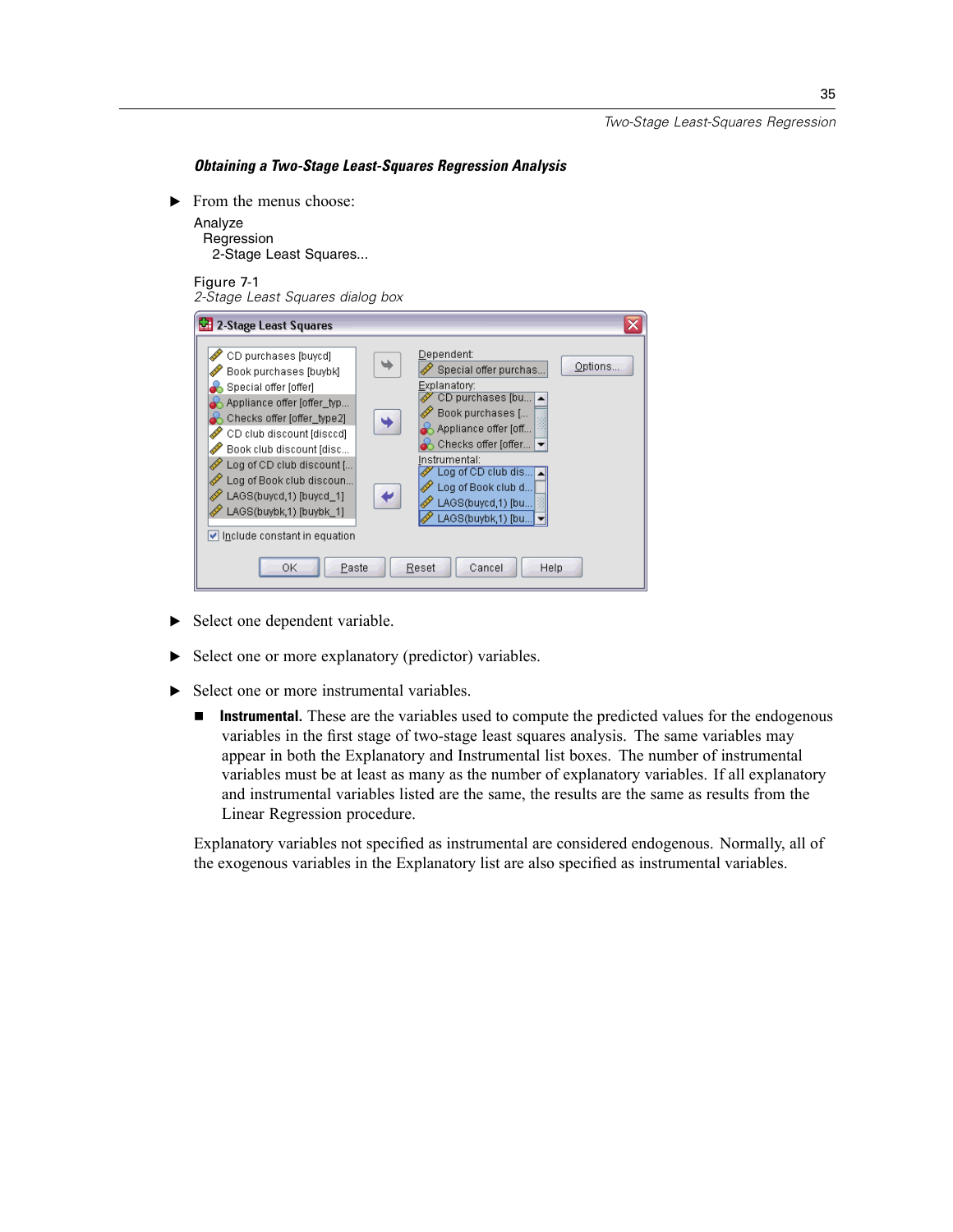### *Obtaining a Two-Stage Least-Squares Regression Analysis*

► From the menus choose:

Analyze
  Regression
    2-Stage Least Squares...

Figure 7-1
*2-Stage Least Squares dialog box*

► Select one dependent variable.

► Select one or more explanatory (predictor) variables.

► Select one or more instrumental variables.

- **Instrumental.** These are the variables used to compute the predicted values for the endogenous variables in the first stage of two-stage least squares analysis. The same variables may appear in both the Explanatory and Instrumental list boxes. The number of instrumental variables must be at least as many as the number of explanatory variables. If all explanatory and instrumental variables listed are the same, the results are the same as results from the Linear Regression procedure.

Explanatory variables not specified as instrumental are considered endogenous. Normally, all of the exogenous variables in the Explanatory list are also specified as instrumental variables.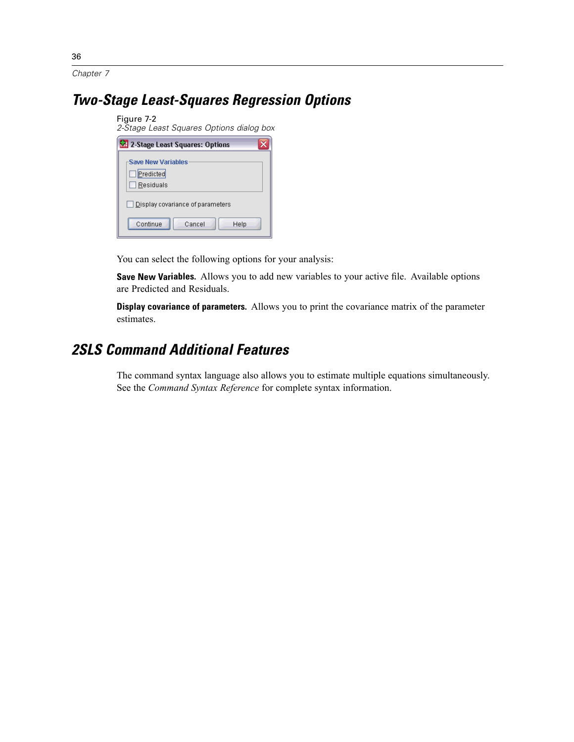## Two-Stage Least-Squares Regression Options

Figure 7-2
*2-Stage Least Squares Options dialog box*

You can select the following options for your analysis:

**Save New Variables.** Allows you to add new variables to your active file. Available options are Predicted and Residuals.

**Display covariance of parameters.** Allows you to print the covariance matrix of the parameter estimates.

## 2SLS Command Additional Features

The command syntax language also allows you to estimate multiple equations simultaneously. See the *Command Syntax Reference* for complete syntax information.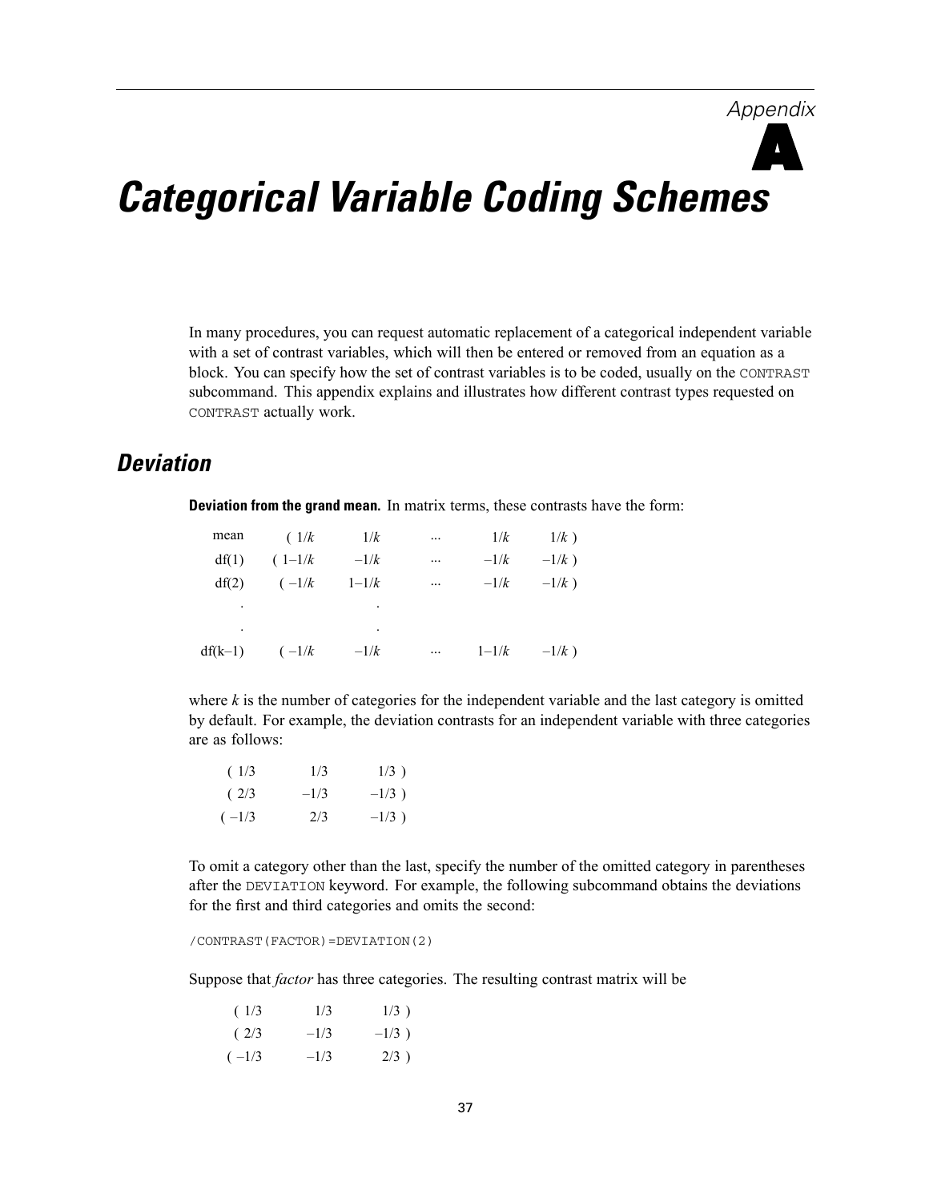# Appendix A

# Categorical Variable Coding Schemes

In many procedures, you can request automatic replacement of a categorical independent variable with a set of contrast variables, which will then be entered or removed from an equation as a block. You can specify how the set of contrast variables is to be coded, usually on the CONTRAST subcommand. This appendix explains and illustrates how different contrast types requested on CONTRAST actually work.

## Deviation

**Deviation from the grand mean.** In matrix terms, these contrasts have the form:

| | | | | | |
|---|---|---|---|---|---|
| mean | ( $1/k$ | $1/k$ | ... | $1/k$ | $1/k$ ) |
| df(1) | ( $1–1/k$ | $–1/k$ | ... | $–1/k$ | $–1/k$ ) |
| df(2) | ( $–1/k$ | $1–1/k$ | ... | $–1/k$ | $–1/k$ ) |
| . | | . | | | |
| . | | . | | | |
| df(k–1) | ( $–1/k$ | $–1/k$ | ... | $1–1/k$ | $–1/k$ ) |

where *k* is the number of categories for the independent variable and the last category is omitted by default. For example, the deviation contrasts for an independent variable with three categories are as follows:

| | | |
|---|---|---|
| ( 1/3 | 1/3 | 1/3 ) |
| ( 2/3 | –1/3 | –1/3 ) |
| ( –1/3 | 2/3 | –1/3 ) |

To omit a category other than the last, specify the number of the omitted category in parentheses after the DEVIATION keyword. For example, the following subcommand obtains the deviations for the first and third categories and omits the second:

```
/CONTRAST(FACTOR)=DEVIATION(2)
```

Suppose that *factor* has three categories. The resulting contrast matrix will be

| | | |
|---|---|---|
| ( 1/3 | 1/3 | 1/3 ) |
| ( 2/3 | –1/3 | –1/3 ) |
| ( –1/3 | –1/3 | 2/3 ) |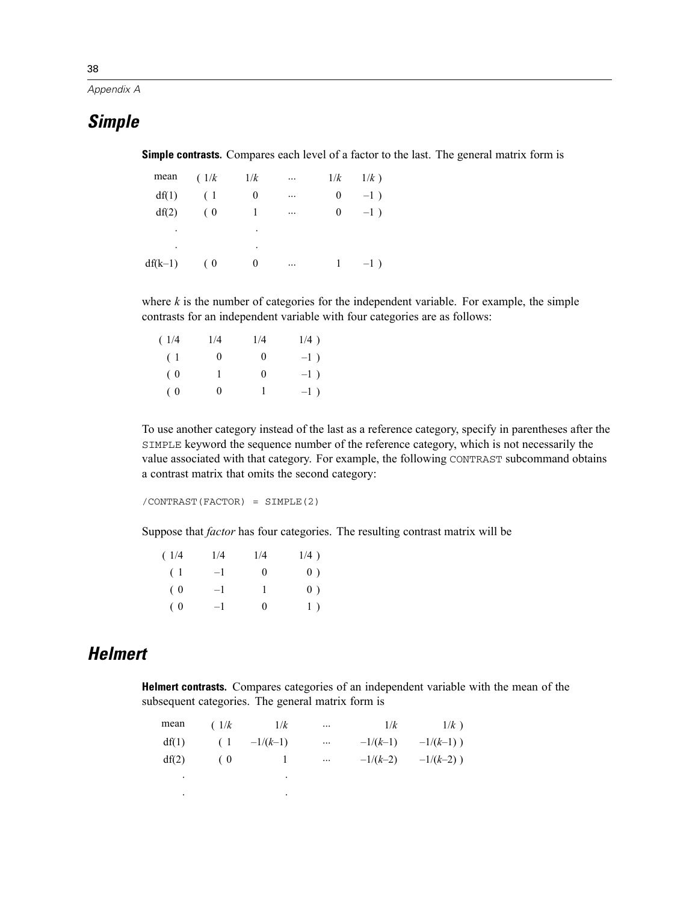## Simple

**Simple contrasts.** Compares each level of a factor to the last. The general matrix form is

$$
\begin{array}{rcccccc}
\text{mean} & ( & 1/k & 1/k & \cdots & 1/k & 1/k \;) \\
\text{df(1)} & ( & 1 & 0 & \cdots & 0 & -1 \;) \\
\text{df(2)} & ( & 0 & 1 & \cdots & 0 & -1 \;) \\
\cdot & & & \cdot & & & \\
\cdot & & & \cdot & & & \\
\text{df}(k-1) & ( & 0 & 0 & \cdots & 1 & -1 \;)
\end{array}
$$

where *k* is the number of categories for the independent variable. For example, the simple contrasts for an independent variable with four categories are as follows:

$$
\begin{array}{cccc}
( \; 1/4 & 1/4 & 1/4 & 1/4 \;) \\
( \; 1 & 0 & 0 & -1 \;) \\
( \; 0 & 1 & 0 & -1 \;) \\
( \; 0 & 0 & 1 & -1 \;)
\end{array}
$$

To use another category instead of the last as a reference category, specify in parentheses after the `SIMPLE` keyword the sequence number of the reference category, which is not necessarily the value associated with that category. For example, the following `CONTRAST` subcommand obtains a contrast matrix that omits the second category:

```
/CONTRAST(FACTOR) = SIMPLE(2)
```

Suppose that *factor* has four categories. The resulting contrast matrix will be

$$
\begin{array}{cccc}
( \; 1/4 & 1/4 & 1/4 & 1/4 \;) \\
( \; 1 & -1 & 0 & 0 \;) \\
( \; 0 & -1 & 1 & 0 \;) \\
( \; 0 & -1 & 0 & 1 \;)
\end{array}
$$

## Helmert

**Helmert contrasts.** Compares categories of an independent variable with the mean of the subsequent categories. The general matrix form is

$$
\begin{array}{rcccccc}
\text{mean} & ( & 1/k & 1/k & \cdots & 1/k & 1/k \;) \\
\text{df(1)} & ( & 1 & -1/(k-1) & \cdots & -1/(k-1) & -1/(k-1) \;) \\
\text{df(2)} & ( & 0 & 1 & \cdots & -1/(k-2) & -1/(k-2) \;) \\
\cdot & & & \cdot & & & \\
\cdot & & & \cdot & & &
\end{array}
$$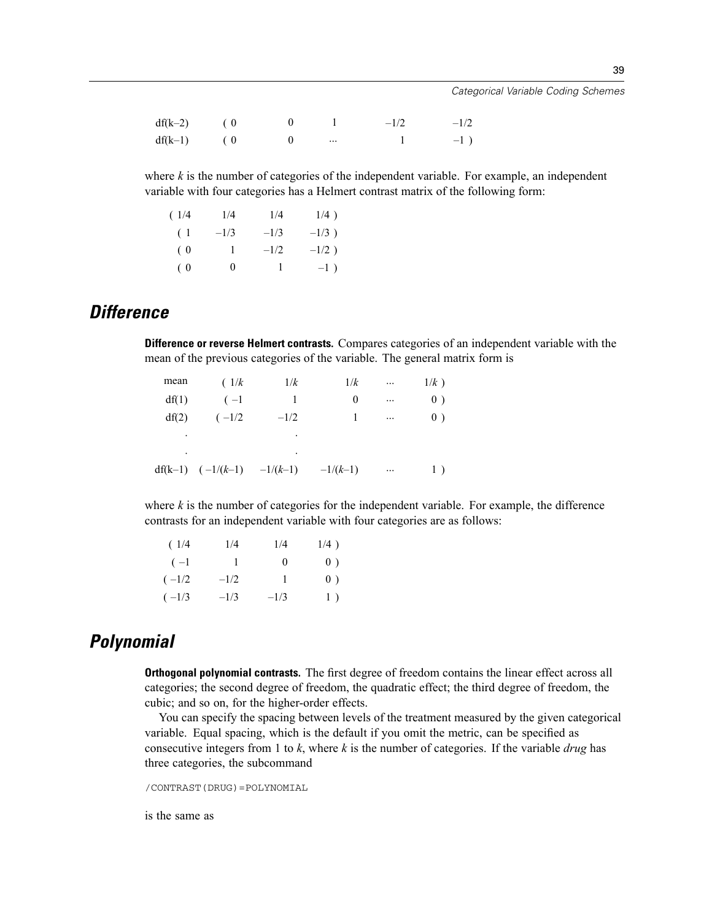| | | | | | |
|---|---|---|---|---|---|
| df(k–2) | ( 0 | 0 | 1 | –1/2 | –1/2 |
| df(k–1) | ( 0 | 0 | ... | 1 | –1 ) |

where *k* is the number of categories of the independent variable. For example, an independent variable with four categories has a Helmert contrast matrix of the following form:

| | | | |
|---|---|---|---|
| ( 1/4 | 1/4 | 1/4 | 1/4 ) |
| ( 1 | –1/3 | –1/3 | –1/3 ) |
| ( 0 | 1 | –1/2 | –1/2 ) |
| ( 0 | 0 | 1 | –1 ) |

## *Difference*

**Difference or reverse Helmert contrasts.** Compares categories of an independent variable with the mean of the previous categories of the variable. The general matrix form is

| | | | | | |
|---|---|---|---|---|---|
| mean | ( 1/*k* | 1/*k* | 1/*k* | ... | 1/*k* ) |
| df(1) | ( –1 | 1 | 0 | ... | 0 ) |
| df(2) | ( –1/2 | –1/2 | 1 | ... | 0 ) |
| . | | . | | | |
| . | | . | | | |
| df(k–1) | ( –1/(*k*–1) | –1/(*k*–1) | –1/(*k*–1) | ... | 1 ) |

where *k* is the number of categories for the independent variable. For example, the difference contrasts for an independent variable with four categories are as follows:

| | | | |
|---|---|---|---|
| ( 1/4 | 1/4 | 1/4 | 1/4 ) |
| ( –1 | 1 | 0 | 0 ) |
| ( –1/2 | –1/2 | 1 | 0 ) |
| ( –1/3 | –1/3 | –1/3 | 1 ) |

## *Polynomial*

**Orthogonal polynomial contrasts.** The first degree of freedom contains the linear effect across all categories; the second degree of freedom, the quadratic effect; the third degree of freedom, the cubic; and so on, for the higher-order effects.

You can specify the spacing between levels of the treatment measured by the given categorical variable. Equal spacing, which is the default if you omit the metric, can be specified as consecutive integers from 1 to *k*, where *k* is the number of categories. If the variable *drug* has three categories, the subcommand

```
/CONTRAST(DRUG)=POLYNOMIAL
```

is the same as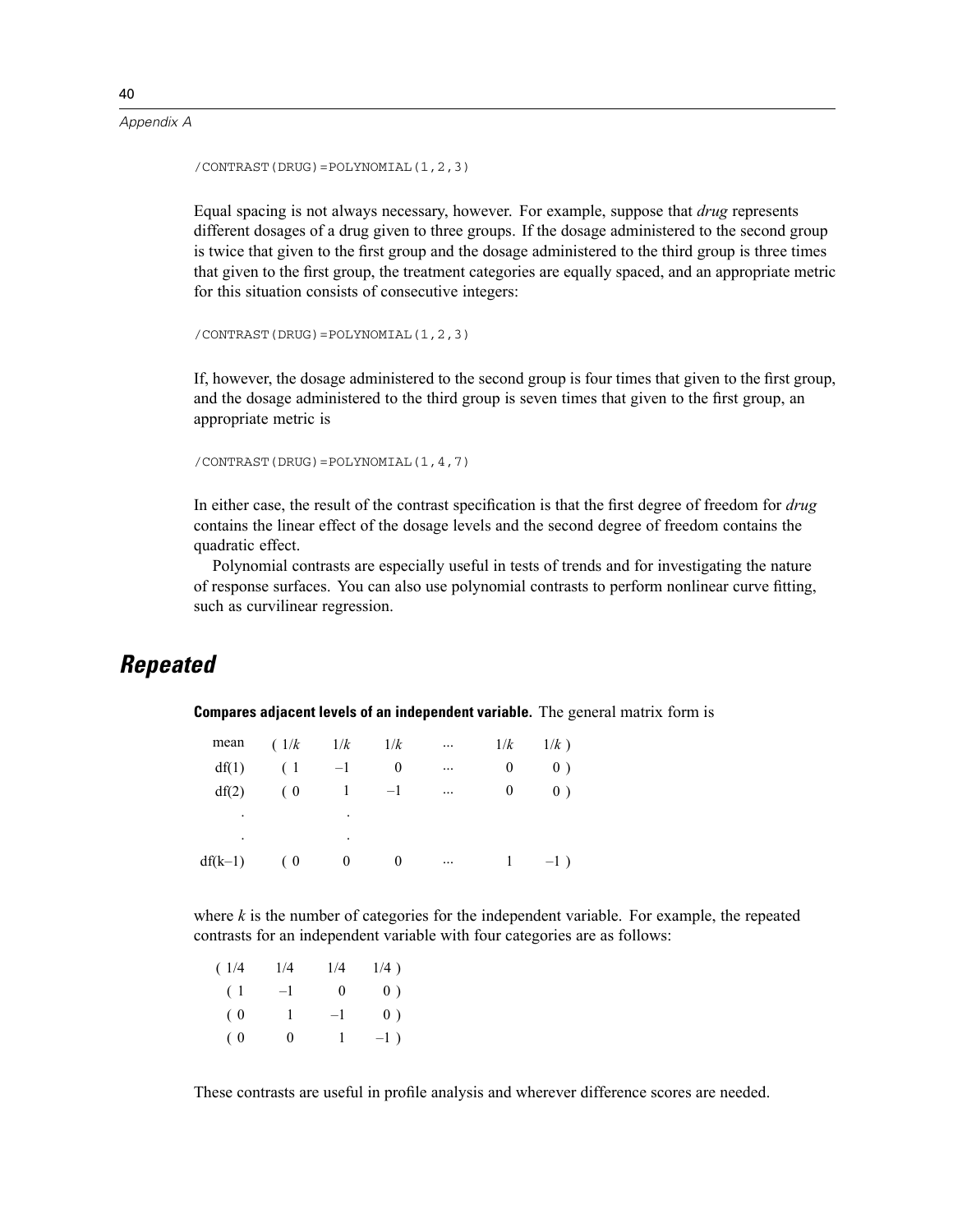```
/CONTRAST(DRUG)=POLYNOMIAL(1,2,3)
```

Equal spacing is not always necessary, however. For example, suppose that *drug* represents different dosages of a drug given to three groups. If the dosage administered to the second group is twice that given to the first group and the dosage administered to the third group is three times that given to the first group, the treatment categories are equally spaced, and an appropriate metric for this situation consists of consecutive integers:

```
/CONTRAST(DRUG)=POLYNOMIAL(1,2,3)
```

If, however, the dosage administered to the second group is four times that given to the first group, and the dosage administered to the third group is seven times that given to the first group, an appropriate metric is

```
/CONTRAST(DRUG)=POLYNOMIAL(1,4,7)
```

In either case, the result of the contrast specification is that the first degree of freedom for *drug* contains the linear effect of the dosage levels and the second degree of freedom contains the quadratic effect.

Polynomial contrasts are especially useful in tests of trends and for investigating the nature of response surfaces. You can also use polynomial contrasts to perform nonlinear curve fitting, such as curvilinear regression.

## Repeated

**Compares adjacent levels of an independent variable.** The general matrix form is

$$
\begin{array}{l}
\text{mean} \\
\text{df(1)} \\
\text{df(2)} \\
\quad . \\
\quad . \\
\text{df(k–1)}
\end{array}
\begin{array}{c}
(\ 1/k \quad 1/k \quad 1/k \quad \cdots \quad 1/k \quad 1/k\ ) \\
(\ 1 \quad -1 \quad 0 \quad \cdots \quad 0 \quad 0\ ) \\
(\ 0 \quad 1 \quad -1 \quad \cdots \quad 0 \quad 0\ ) \\
. \\
. \\
(\ 0 \quad 0 \quad 0 \quad \cdots \quad 1 \quad -1\ )
\end{array}
$$

where *k* is the number of categories for the independent variable. For example, the repeated contrasts for an independent variable with four categories are as follows:

$$
\begin{array}{c}
(\ 1/4 \quad 1/4 \quad 1/4 \quad 1/4\ ) \\
(\ 1 \quad -1 \quad 0 \quad 0\ ) \\
(\ 0 \quad 1 \quad -1 \quad 0\ ) \\
(\ 0 \quad 0 \quad 1 \quad -1\ )
\end{array}
$$

These contrasts are useful in profile analysis and wherever difference scores are needed.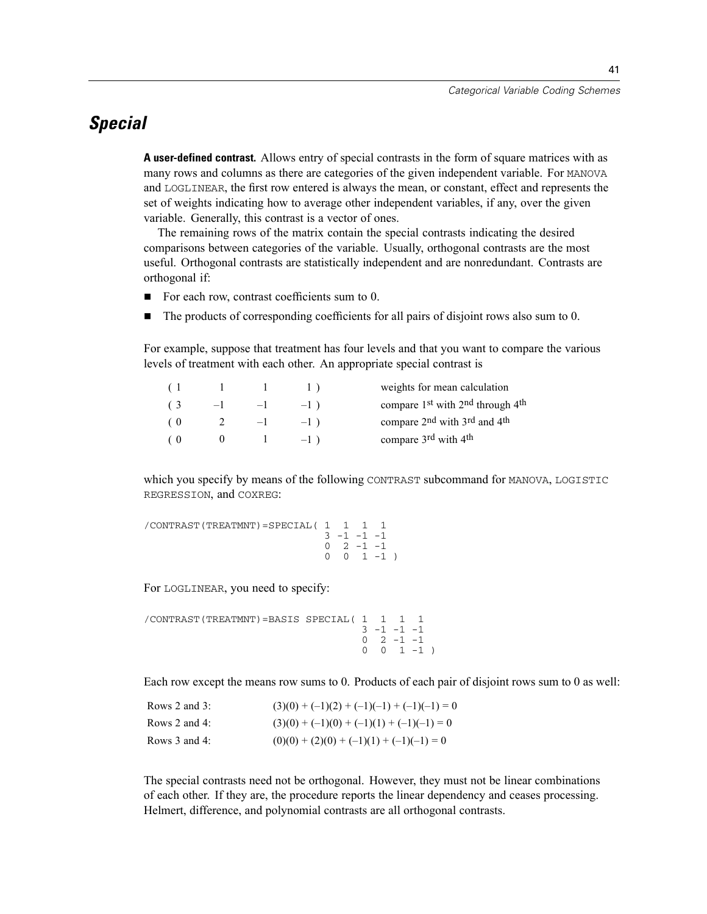## *Special*

**A user-defined contrast.** Allows entry of special contrasts in the form of square matrices with as many rows and columns as there are categories of the given independent variable. For `MANOVA` and `LOGLINEAR`, the first row entered is always the mean, or constant, effect and represents the set of weights indicating how to average other independent variables, if any, over the given variable. Generally, this contrast is a vector of ones.

The remaining rows of the matrix contain the special contrasts indicating the desired comparisons between categories of the variable. Usually, orthogonal contrasts are the most useful. Orthogonal contrasts are statistically independent and are nonredundant. Contrasts are orthogonal if:

- For each row, contrast coefficients sum to 0.
- The products of corresponding coefficients for all pairs of disjoint rows also sum to 0.

For example, suppose that treatment has four levels and that you want to compare the various levels of treatment with each other. An appropriate special contrast is

| | | | | |
|---|---|---|---|---|
| ( 1 | 1 | 1 | 1 ) | weights for mean calculation |
| ( 3 | –1 | –1 | –1 ) | compare 1st with 2nd through 4th |
| ( 0 | 2 | –1 | –1 ) | compare 2nd with 3rd and 4th |
| ( 0 | 0 | 1 | –1 ) | compare 3rd with 4th |

which you specify by means of the following `CONTRAST` subcommand for `MANOVA`, `LOGISTIC REGRESSION`, and `COXREG`:

```
/CONTRAST(TREATMNT)=SPECIAL( 1  1  1  1
                             3 -1 -1 -1
                             0  2 -1 -1
                             0  0  1 -1 )
```

For `LOGLINEAR`, you need to specify:

```
/CONTRAST(TREATMNT)=BASIS SPECIAL( 1  1  1  1
                                   3 -1 -1 -1
                                   0  2 -1 -1
                                   0  0  1 -1 )
```

Each row except the means row sums to 0. Products of each pair of disjoint rows sum to 0 as well:

| | |
|---|---|
| Rows 2 and 3: | $(3)(0) + (–1)(2) + (–1)(–1) + (–1)(–1) = 0$ |
| Rows 2 and 4: | $(3)(0) + (–1)(0) + (–1)(1) + (–1)(–1) = 0$ |
| Rows 3 and 4: | $(0)(0) + (2)(0) + (–1)(1) + (–1)(–1) = 0$ |

The special contrasts need not be orthogonal. However, they must not be linear combinations of each other. If they are, the procedure reports the linear dependency and ceases processing. Helmert, difference, and polynomial contrasts are all orthogonal contrasts.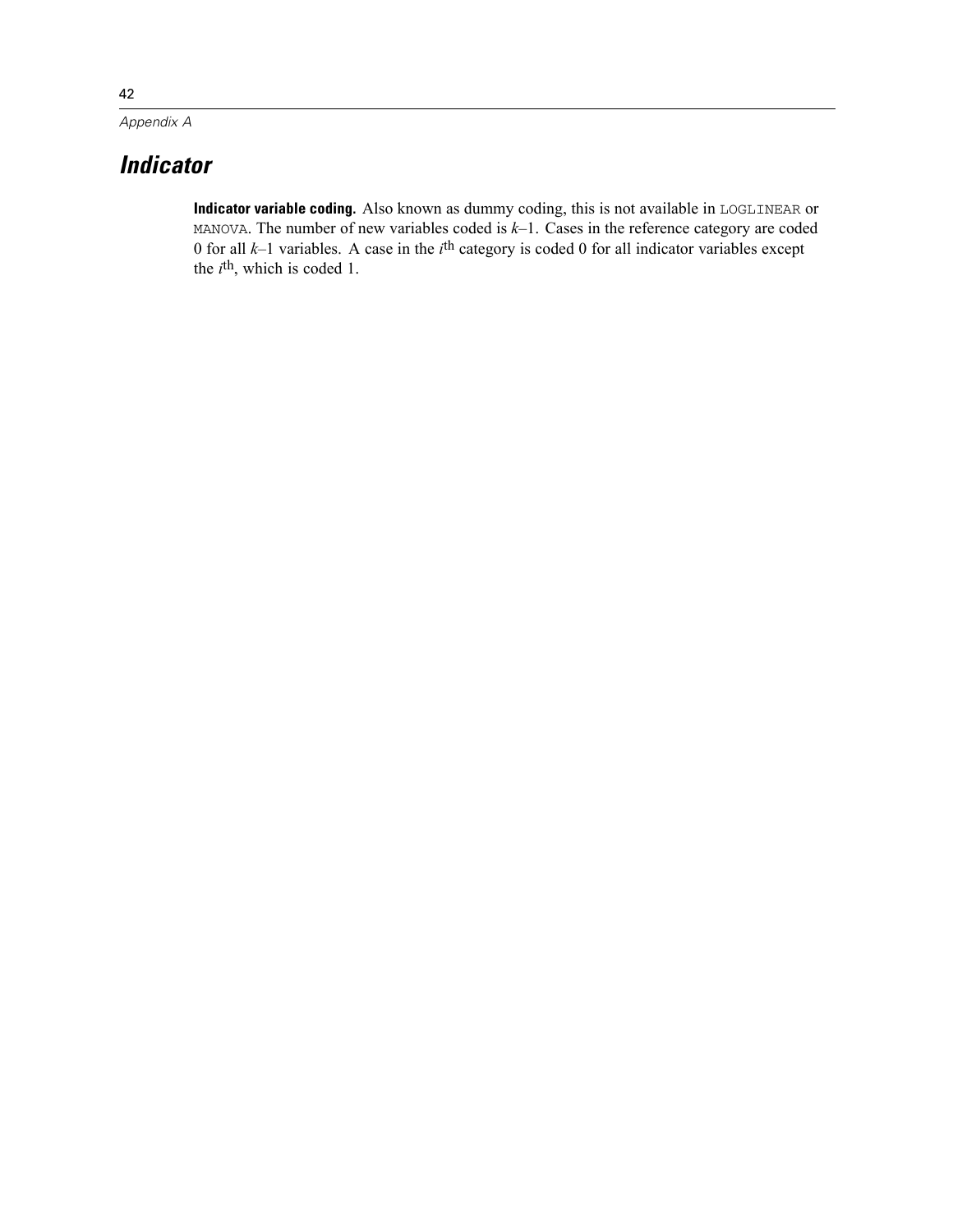## *Indicator*

**Indicator variable coding.** Also known as dummy coding, this is not available in `LOGLINEAR` or `MANOVA`. The number of new variables coded is $k$–1. Cases in the reference category are coded 0 for all $k$–1 variables. A case in the $i^{th}$ category is coded 0 for all indicator variables except the $i^{th}$, which is coded 1.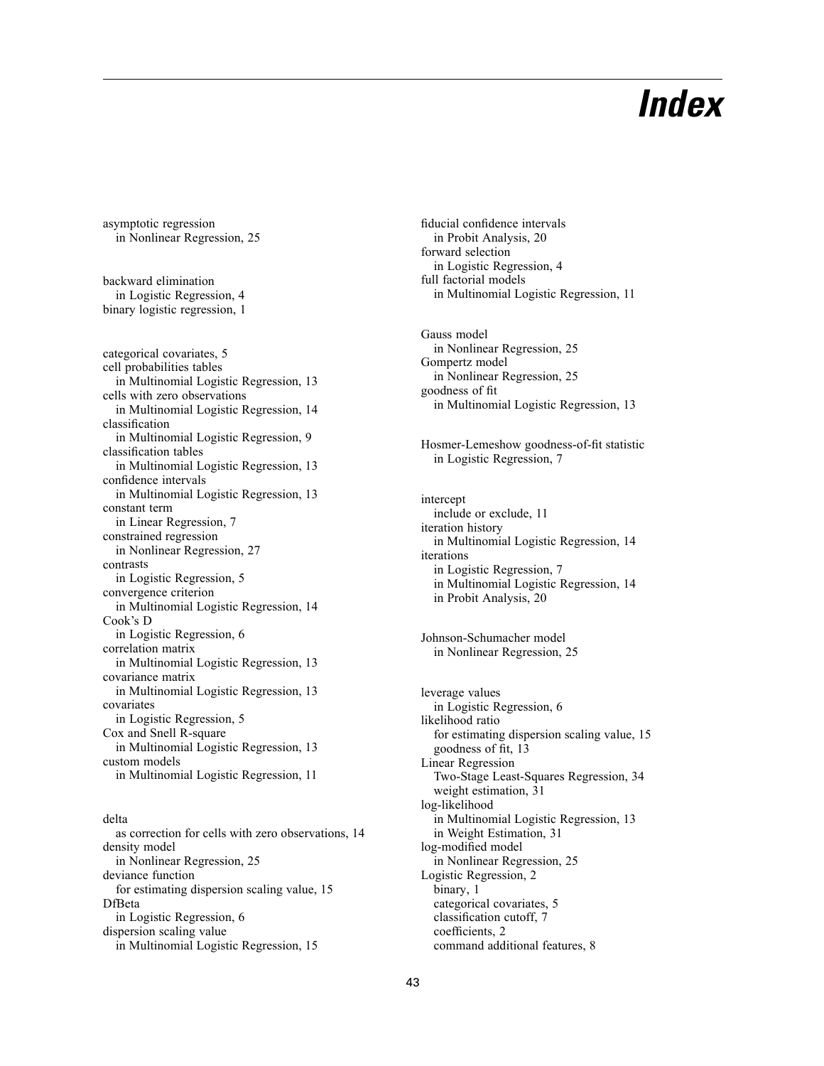# Index

asymptotic regression
  in Nonlinear Regression, 25

backward elimination
  in Logistic Regression, 4
binary logistic regression, 1

categorical covariates, 5
cell probabilities tables
  in Multinomial Logistic Regression, 13
cells with zero observations
  in Multinomial Logistic Regression, 14
classification
  in Multinomial Logistic Regression, 9
classification tables
  in Multinomial Logistic Regression, 13
confidence intervals
  in Multinomial Logistic Regression, 13
constant term
  in Linear Regression, 7
constrained regression
  in Nonlinear Regression, 27
contrasts
  in Logistic Regression, 5
convergence criterion
  in Multinomial Logistic Regression, 14
Cook's D
  in Logistic Regression, 6
correlation matrix
  in Multinomial Logistic Regression, 13
covariance matrix
  in Multinomial Logistic Regression, 13
covariates
  in Logistic Regression, 5
Cox and Snell R-square
  in Multinomial Logistic Regression, 13
custom models
  in Multinomial Logistic Regression, 11

delta
  as correction for cells with zero observations, 14
density model
  in Nonlinear Regression, 25
deviance function
  for estimating dispersion scaling value, 15
DfBeta
  in Logistic Regression, 6
dispersion scaling value
  in Multinomial Logistic Regression, 15

fiducial confidence intervals
  in Probit Analysis, 20
forward selection
  in Logistic Regression, 4
full factorial models
  in Multinomial Logistic Regression, 11

Gauss model
  in Nonlinear Regression, 25
Gompertz model
  in Nonlinear Regression, 25
goodness of fit
  in Multinomial Logistic Regression, 13

Hosmer-Lemeshow goodness-of-fit statistic
  in Logistic Regression, 7

intercept
  include or exclude, 11
iteration history
  in Multinomial Logistic Regression, 14
iterations
  in Logistic Regression, 7
  in Multinomial Logistic Regression, 14
  in Probit Analysis, 20

Johnson-Schumacher model
  in Nonlinear Regression, 25

leverage values
  in Logistic Regression, 6
likelihood ratio
  for estimating dispersion scaling value, 15
  goodness of fit, 13
Linear Regression
  Two-Stage Least-Squares Regression, 34
  weight estimation, 31
log-likelihood
  in Multinomial Logistic Regression, 13
  in Weight Estimation, 31
log-modified model
  in Nonlinear Regression, 25
Logistic Regression, 2
  binary, 1
  categorical covariates, 5
  classification cutoff, 7
  coefficients, 2
  command additional features, 8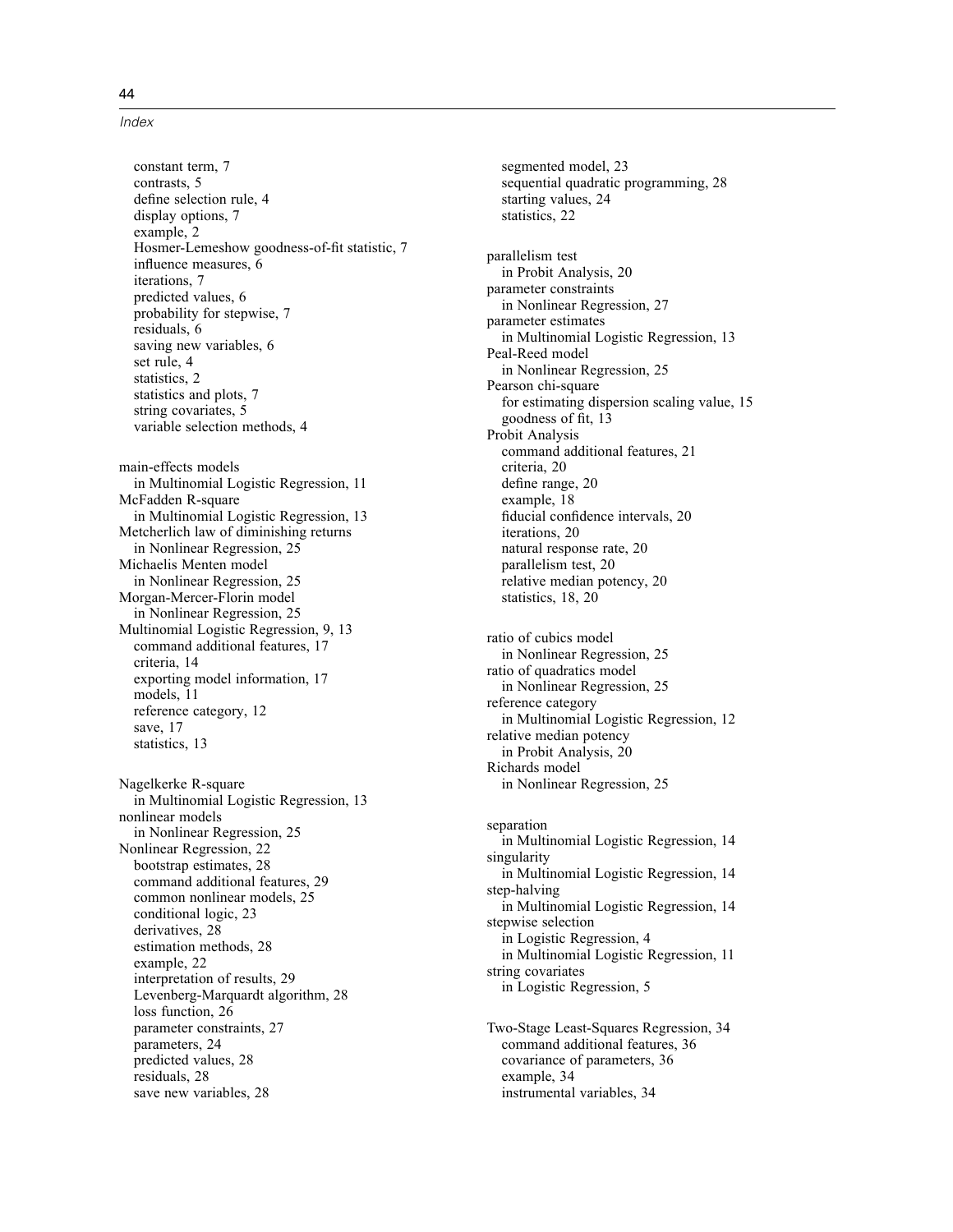constant term, 7
contrasts, 5
define selection rule, 4
display options, 7
example, 2
Hosmer-Lemeshow goodness-of-fit statistic, 7
influence measures, 6
iterations, 7
predicted values, 6
probability for stepwise, 7
residuals, 6
saving new variables, 6
set rule, 4
statistics, 2
statistics and plots, 7
string covariates, 5
variable selection methods, 4

main-effects models
  in Multinomial Logistic Regression, 11
McFadden R-square
  in Multinomial Logistic Regression, 13
Metcherlich law of diminishing returns
  in Nonlinear Regression, 25
Michaelis Menten model
  in Nonlinear Regression, 25
Morgan-Mercer-Florin model
  in Nonlinear Regression, 25
Multinomial Logistic Regression, 9, 13
  command additional features, 17
  criteria, 14
  exporting model information, 17
  models, 11
  reference category, 12
  save, 17
  statistics, 13

Nagelkerke R-square
  in Multinomial Logistic Regression, 13
nonlinear models
  in Nonlinear Regression, 25
Nonlinear Regression, 22
  bootstrap estimates, 28
  command additional features, 29
  common nonlinear models, 25
  conditional logic, 23
  derivatives, 28
  estimation methods, 28
  example, 22
  interpretation of results, 29
  Levenberg-Marquardt algorithm, 28
  loss function, 26
  parameter constraints, 27
  parameters, 24
  predicted values, 28
  residuals, 28
  save new variables, 28
  segmented model, 23
  sequential quadratic programming, 28
  starting values, 24
  statistics, 22

parallelism test
  in Probit Analysis, 20
parameter constraints
  in Nonlinear Regression, 27
parameter estimates
  in Multinomial Logistic Regression, 13
Peal-Reed model
  in Nonlinear Regression, 25
Pearson chi-square
  for estimating dispersion scaling value, 15
  goodness of fit, 13
Probit Analysis
  command additional features, 21
  criteria, 20
  define range, 20
  example, 18
  fiducial confidence intervals, 20
  iterations, 20
  natural response rate, 20
  parallelism test, 20
  relative median potency, 20
  statistics, 18, 20

ratio of cubics model
  in Nonlinear Regression, 25
ratio of quadratics model
  in Nonlinear Regression, 25
reference category
  in Multinomial Logistic Regression, 12
relative median potency
  in Probit Analysis, 20
Richards model
  in Nonlinear Regression, 25

separation
  in Multinomial Logistic Regression, 14
singularity
  in Multinomial Logistic Regression, 14
step-halving
  in Multinomial Logistic Regression, 14
stepwise selection
  in Logistic Regression, 4
  in Multinomial Logistic Regression, 11
string covariates
  in Logistic Regression, 5

Two-Stage Least-Squares Regression, 34
  command additional features, 36
  covariance of parameters, 36
  example, 34
  instrumental variables, 34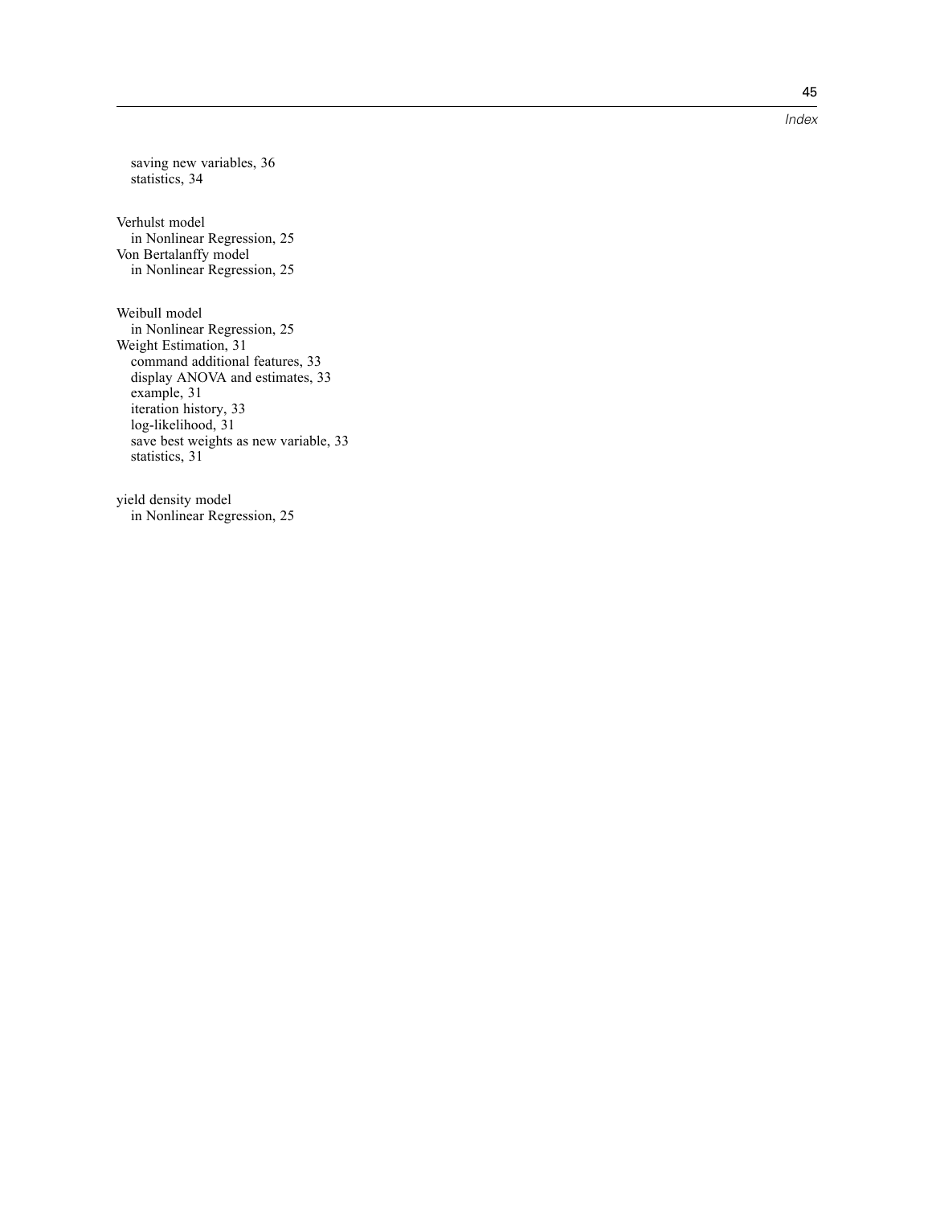saving new variables, 36
  statistics, 34

Verhulst model
  in Nonlinear Regression, 25
Von Bertalanffy model
  in Nonlinear Regression, 25

Weibull model
  in Nonlinear Regression, 25
Weight Estimation, 31
  command additional features, 33
  display ANOVA and estimates, 33
  example, 31
  iteration history, 33
  log-likelihood, 31
  save best weights as new variable, 33
  statistics, 31

yield density model
  in Nonlinear Regression, 25